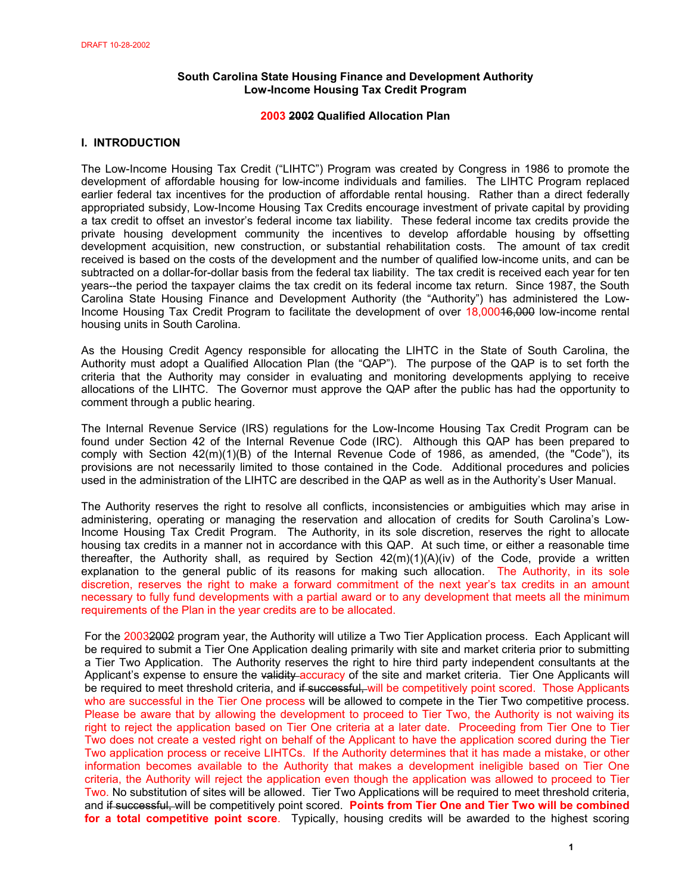DRAFT 10-28-2002

**South Carolina State Housing Finance and Development Authority**
**Low-Income Housing Tax Credit Program**

**2003 ~~2002~~ Qualified Allocation Plan**

## I. INTRODUCTION

The Low-Income Housing Tax Credit ("LIHTC") Program was created by Congress in 1986 to promote the development of affordable housing for low-income individuals and families. The LIHTC Program replaced earlier federal tax incentives for the production of affordable rental housing. Rather than a direct federally appropriated subsidy, Low-Income Housing Tax Credits encourage investment of private capital by providing a tax credit to offset an investor's federal income tax liability. These federal income tax credits provide the private housing development community the incentives to develop affordable housing by offsetting development acquisition, new construction, or substantial rehabilitation costs. The amount of tax credit received is based on the costs of the development and the number of qualified low-income units, and can be subtracted on a dollar-for-dollar basis from the federal tax liability. The tax credit is received each year for ten years--the period the taxpayer claims the tax credit on its federal income tax return. Since 1987, the South Carolina State Housing Finance and Development Authority (the "Authority") has administered the Low-Income Housing Tax Credit Program to facilitate the development of over 18,000~~16,000~~ low-income rental housing units in South Carolina.

As the Housing Credit Agency responsible for allocating the LIHTC in the State of South Carolina, the Authority must adopt a Qualified Allocation Plan (the "QAP"). The purpose of the QAP is to set forth the criteria that the Authority may consider in evaluating and monitoring developments applying to receive allocations of the LIHTC. The Governor must approve the QAP after the public has had the opportunity to comment through a public hearing.

The Internal Revenue Service (IRS) regulations for the Low-Income Housing Tax Credit Program can be found under Section 42 of the Internal Revenue Code (IRC). Although this QAP has been prepared to comply with Section 42(m)(1)(B) of the Internal Revenue Code of 1986, as amended, (the "Code"), its provisions are not necessarily limited to those contained in the Code. Additional procedures and policies used in the administration of the LIHTC are described in the QAP as well as in the Authority's User Manual.

The Authority reserves the right to resolve all conflicts, inconsistencies or ambiguities which may arise in administering, operating or managing the reservation and allocation of credits for South Carolina's Low-Income Housing Tax Credit Program. The Authority, in its sole discretion, reserves the right to allocate housing tax credits in a manner not in accordance with this QAP. At such time, or either a reasonable time thereafter, the Authority shall, as required by Section 42(m)(1)(A)(iv) of the Code, provide a written explanation to the general public of its reasons for making such allocation. The Authority, in its sole discretion, reserves the right to make a forward commitment of the next year's tax credits in an amount necessary to fully fund developments with a partial award or to any development that meets all the minimum requirements of the Plan in the year credits are to be allocated.

For the 2003~~2002~~ program year, the Authority will utilize a Two Tier Application process. Each Applicant will be required to submit a Tier One Application dealing primarily with site and market criteria prior to submitting a Tier Two Application. The Authority reserves the right to hire third party independent consultants at the Applicant's expense to ensure the ~~validity~~ accuracy of the site and market criteria. Tier One Applicants will be required to meet threshold criteria, and ~~if successful,~~ will be competitively point scored. Those Applicants who are successful in the Tier One process will be allowed to compete in the Tier Two competitive process. Please be aware that by allowing the development to proceed to Tier Two, the Authority is not waiving its right to reject the application based on Tier One criteria at a later date. Proceeding from Tier One to Tier Two does not create a vested right on behalf of the Applicant to have the application scored during the Tier Two application process or receive LIHTCs. If the Authority determines that it has made a mistake, or other information becomes available to the Authority that makes a development ineligible based on Tier One criteria, the Authority will reject the application even though the application was allowed to proceed to Tier Two. No substitution of sites will be allowed. Tier Two Applications will be required to meet threshold criteria, and ~~if successful,~~ will be competitively point scored. **Points from Tier One and Tier Two will be combined for a total competitive point score**. Typically, housing credits will be awarded to the highest scoring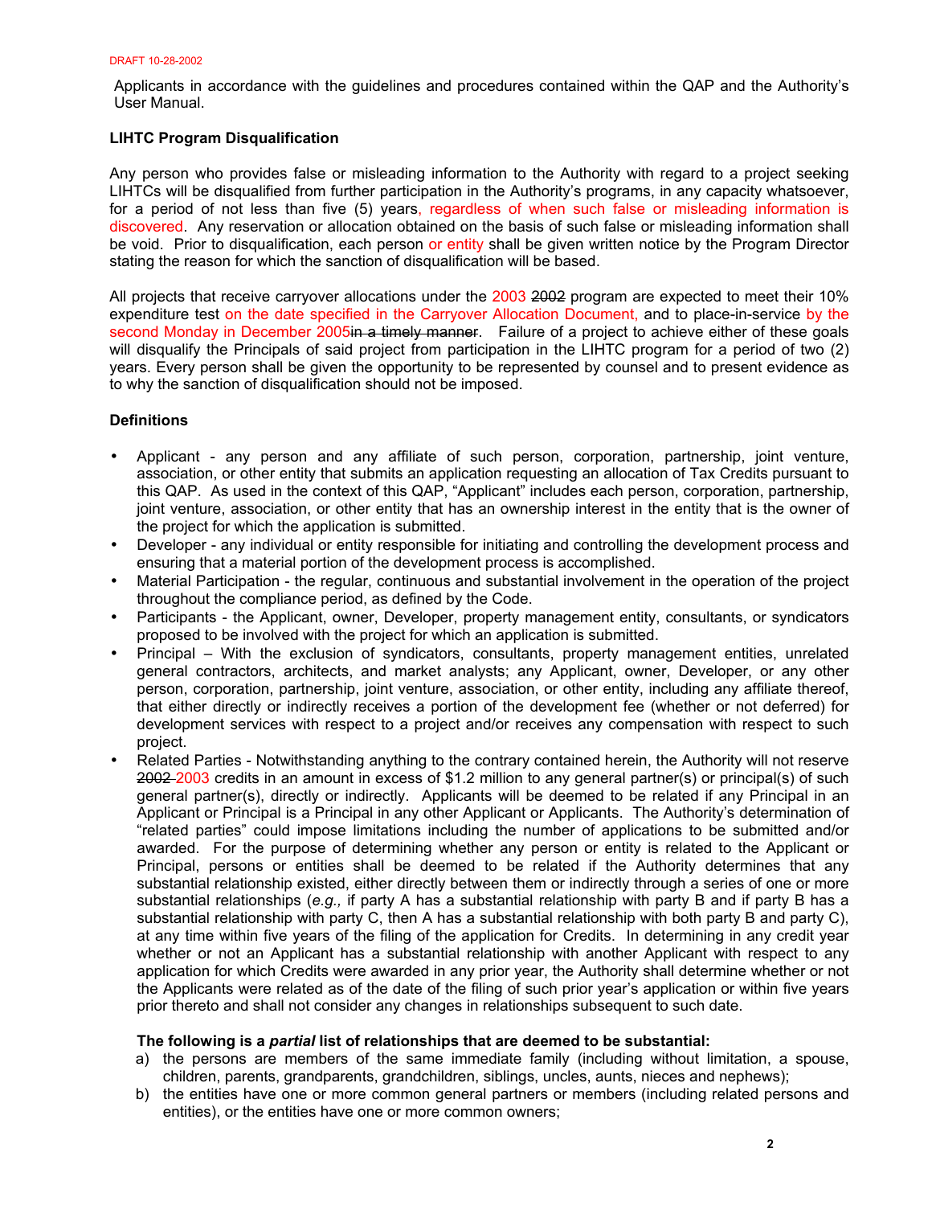Applicants in accordance with the guidelines and procedures contained within the QAP and the Authority's User Manual.

**LIHTC Program Disqualification**

Any person who provides false or misleading information to the Authority with regard to a project seeking LIHTCs will be disqualified from further participation in the Authority's programs, in any capacity whatsoever, for a period of not less than five (5) years, regardless of when such false or misleading information is discovered. Any reservation or allocation obtained on the basis of such false or misleading information shall be void. Prior to disqualification, each person or entity shall be given written notice by the Program Director stating the reason for which the sanction of disqualification will be based.

All projects that receive carryover allocations under the 2003 ~~2002~~ program are expected to meet their 10% expenditure test on the date specified in the Carryover Allocation Document, and to place-in-service by the second Monday in December 2005~~in a timely manner~~. Failure of a project to achieve either of these goals will disqualify the Principals of said project from participation in the LIHTC program for a period of two (2) years. Every person shall be given the opportunity to be represented by counsel and to present evidence as to why the sanction of disqualification should not be imposed.

**Definitions**

- Applicant - any person and any affiliate of such person, corporation, partnership, joint venture, association, or other entity that submits an application requesting an allocation of Tax Credits pursuant to this QAP. As used in the context of this QAP, "Applicant" includes each person, corporation, partnership, joint venture, association, or other entity that has an ownership interest in the entity that is the owner of the project for which the application is submitted.
- Developer - any individual or entity responsible for initiating and controlling the development process and ensuring that a material portion of the development process is accomplished.
- Material Participation - the regular, continuous and substantial involvement in the operation of the project throughout the compliance period, as defined by the Code.
- Participants - the Applicant, owner, Developer, property management entity, consultants, or syndicators proposed to be involved with the project for which an application is submitted.
- Principal – With the exclusion of syndicators, consultants, property management entities, unrelated general contractors, architects, and market analysts; any Applicant, owner, Developer, or any other person, corporation, partnership, joint venture, association, or other entity, including any affiliate thereof, that either directly or indirectly receives a portion of the development fee (whether or not deferred) for development services with respect to a project and/or receives any compensation with respect to such project.
- Related Parties - Notwithstanding anything to the contrary contained herein, the Authority will not reserve ~~2002~~ 2003 credits in an amount in excess of $1.2 million to any general partner(s) or principal(s) of such general partner(s), directly or indirectly. Applicants will be deemed to be related if any Principal in an Applicant or Principal is a Principal in any other Applicant or Applicants. The Authority's determination of "related parties" could impose limitations including the number of applications to be submitted and/or awarded. For the purpose of determining whether any person or entity is related to the Applicant or Principal, persons or entities shall be deemed to be related if the Authority determines that any substantial relationship existed, either directly between them or indirectly through a series of one or more substantial relationships (*e.g.,* if party A has a substantial relationship with party B and if party B has a substantial relationship with party C, then A has a substantial relationship with both party B and party C), at any time within five years of the filing of the application for Credits. In determining in any credit year whether or not an Applicant has a substantial relationship with another Applicant with respect to any application for which Credits were awarded in any prior year, the Authority shall determine whether or not the Applicants were related as of the date of the filing of such prior year's application or within five years prior thereto and shall not consider any changes in relationships subsequent to such date.

  **The following is a *partial* list of relationships that are deemed to be substantial:**

  a) the persons are members of the same immediate family (including without limitation, a spouse, children, parents, grandparents, grandchildren, siblings, uncles, aunts, nieces and nephews);
  b) the entities have one or more common general partners or members (including related persons and entities), or the entities have one or more common owners;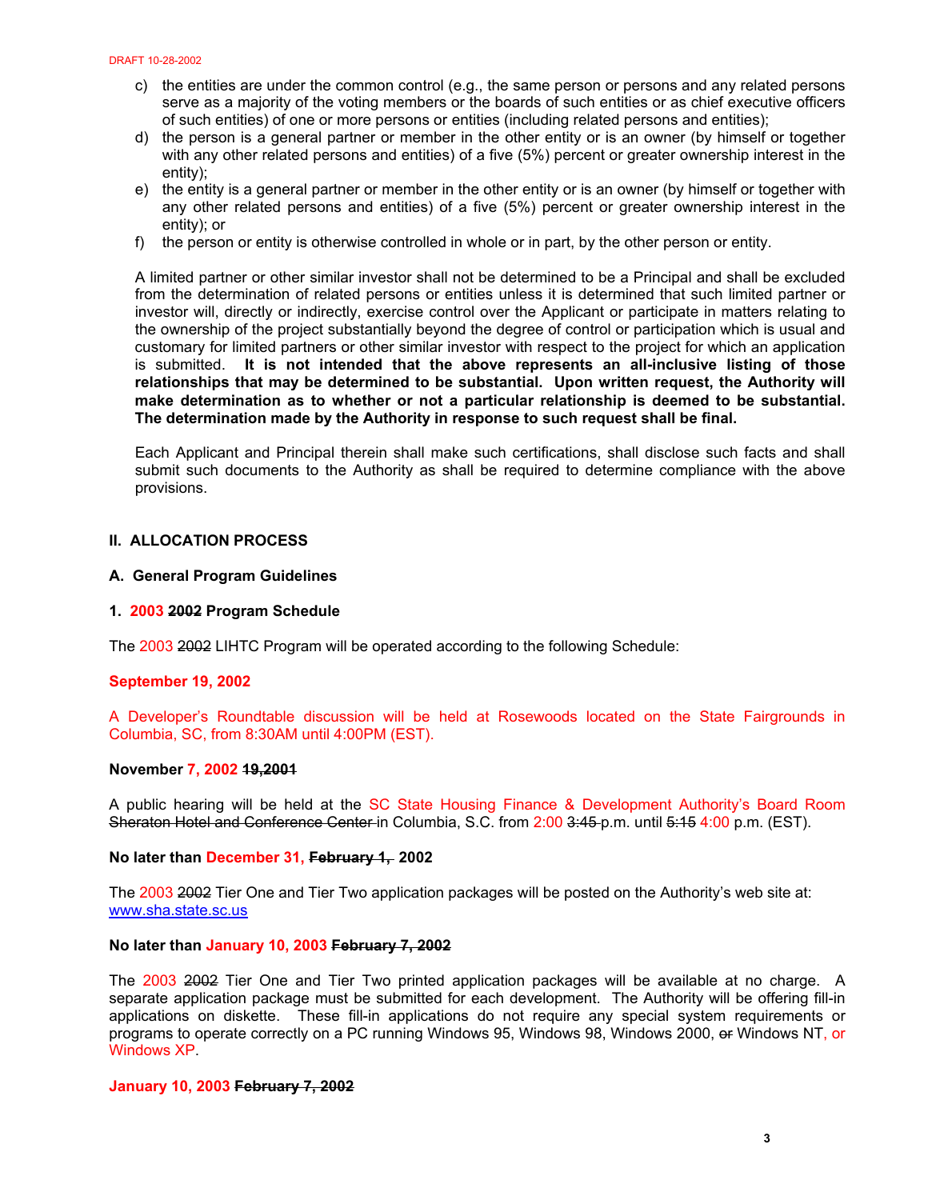c) the entities are under the common control (e.g., the same person or persons and any related persons serve as a majority of the voting members or the boards of such entities or as chief executive officers of such entities) of one or more persons or entities (including related persons and entities);
d) the person is a general partner or member in the other entity or is an owner (by himself or together with any other related persons and entities) of a five (5%) percent or greater ownership interest in the entity);
e) the entity is a general partner or member in the other entity or is an owner (by himself or together with any other related persons and entities) of a five (5%) percent or greater ownership interest in the entity); or
f) the person or entity is otherwise controlled in whole or in part, by the other person or entity.

A limited partner or other similar investor shall not be determined to be a Principal and shall be excluded from the determination of related persons or entities unless it is determined that such limited partner or investor will, directly or indirectly, exercise control over the Applicant or participate in matters relating to the ownership of the project substantially beyond the degree of control or participation which is usual and customary for limited partners or other similar investor with respect to the project for which an application is submitted. **It is not intended that the above represents an all-inclusive listing of those relationships that may be determined to be substantial. Upon written request, the Authority will make determination as to whether or not a particular relationship is deemed to be substantial. The determination made by the Authority in response to such request shall be final.**

Each Applicant and Principal therein shall make such certifications, shall disclose such facts and shall submit such documents to the Authority as shall be required to determine compliance with the above provisions.

## II. ALLOCATION PROCESS

### A. General Program Guidelines

#### 1. 2003 ~~2002~~ Program Schedule

The 2003 ~~2002~~ LIHTC Program will be operated according to the following Schedule:

**September 19, 2002**

A Developer's Roundtable discussion will be held at Rosewoods located on the State Fairgrounds in Columbia, SC, from 8:30AM until 4:00PM (EST).

**November 7, 2002 ~~19,2001~~**

A public hearing will be held at the SC State Housing Finance & Development Authority's Board Room ~~Sheraton Hotel and Conference Center~~ in Columbia, S.C. from 2:00 ~~3:45~~ p.m. until ~~5:15~~ 4:00 p.m. (EST).

**No later than December 31, ~~February 1,~~ 2002**

The 2003 ~~2002~~ Tier One and Tier Two application packages will be posted on the Authority's web site at: www.sha.state.sc.us

**No later than January 10, 2003 ~~February 7, 2002~~**

The 2003 ~~2002~~ Tier One and Tier Two printed application packages will be available at no charge. A separate application package must be submitted for each development. The Authority will be offering fill-in applications on diskette. These fill-in applications do not require any special system requirements or programs to operate correctly on a PC running Windows 95, Windows 98, Windows 2000, ~~or~~ Windows NT, or Windows XP.

**January 10, 2003 ~~February 7, 2002~~**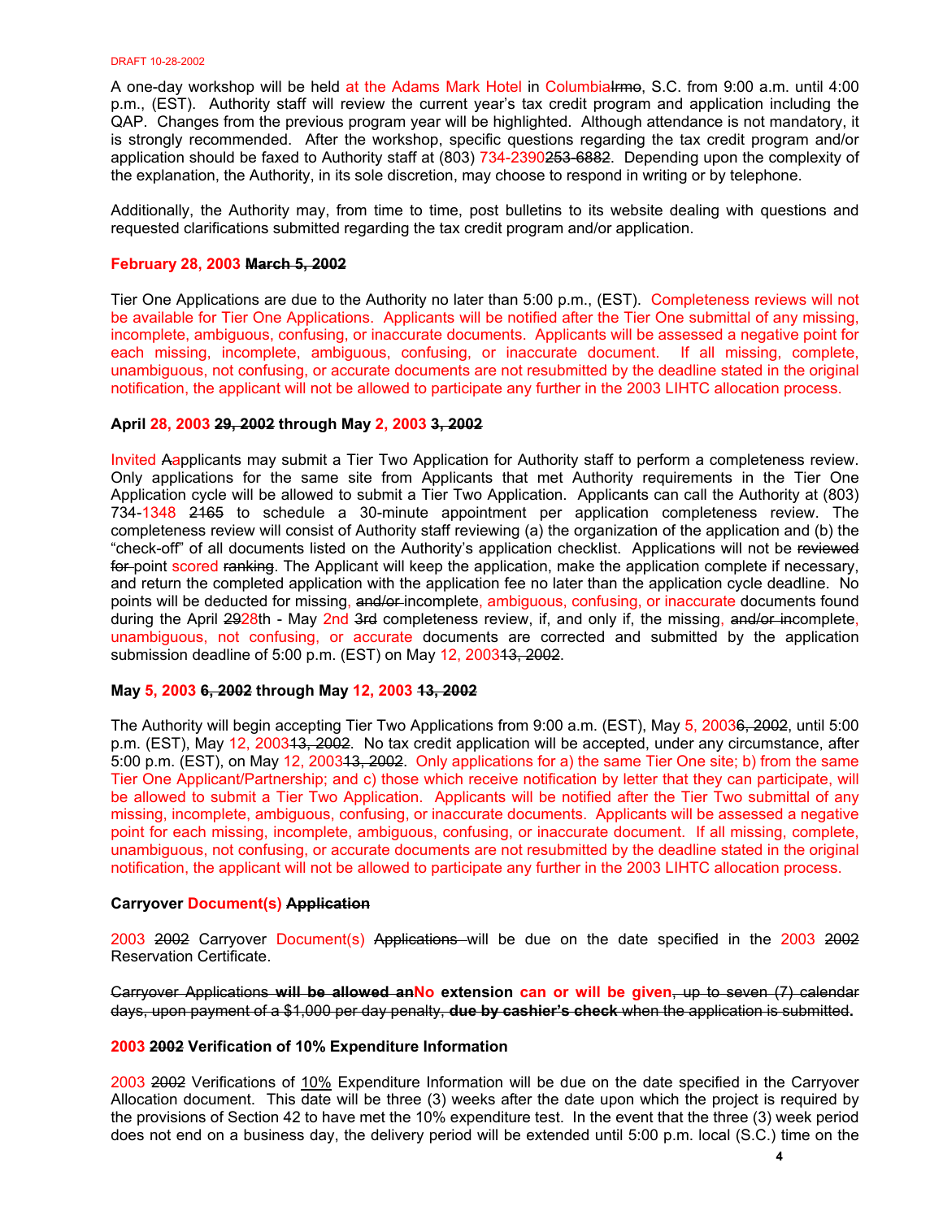A one-day workshop will be held at the Adams Mark Hotel in Columbia~~Irmo~~, S.C. from 9:00 a.m. until 4:00 p.m., (EST). Authority staff will review the current year's tax credit program and application including the QAP. Changes from the previous program year will be highlighted. Although attendance is not mandatory, it is strongly recommended. After the workshop, specific questions regarding the tax credit program and/or application should be faxed to Authority staff at (803) 734-2390~~253-6882~~. Depending upon the complexity of the explanation, the Authority, in its sole discretion, may choose to respond in writing or by telephone.

Additionally, the Authority may, from time to time, post bulletins to its website dealing with questions and requested clarifications submitted regarding the tax credit program and/or application.

**February 28, 2003 ~~March 5, 2002~~**

Tier One Applications are due to the Authority no later than 5:00 p.m., (EST). Completeness reviews will not be available for Tier One Applications. Applicants will be notified after the Tier One submittal of any missing, incomplete, ambiguous, confusing, or inaccurate documents. Applicants will be assessed a negative point for each missing, incomplete, ambiguous, confusing, or inaccurate document. If all missing, complete, unambiguous, not confusing, or accurate documents are not resubmitted by the deadline stated in the original notification, the applicant will not be allowed to participate any further in the 2003 LIHTC allocation process.

**April 28, 2003 ~~29, 2002~~ through May 2, 2003 ~~3, 2002~~**

Invited ~~A~~applicants may submit a Tier Two Application for Authority staff to perform a completeness review. Only applications for the same site from Applicants that met Authority requirements in the Tier One Application cycle will be allowed to submit a Tier Two Application. Applicants can call the Authority at (803) 734-1348 ~~2165~~ to schedule a 30-minute appointment per application completeness review. The completeness review will consist of Authority staff reviewing (a) the organization of the application and (b) the "check-off" of all documents listed on the Authority's application checklist. Applications will not be ~~reviewed for~~ point scored ~~ranking~~. The Applicant will keep the application, make the application complete if necessary, and return the completed application with the application fee no later than the application cycle deadline. No points will be deducted for missing, ~~and/or~~ incomplete, ambiguous, confusing, or inaccurate documents found during the April ~~29~~28th - May 2nd ~~3rd~~ completeness review, if, and only if, the missing, ~~and/or in~~complete, unambiguous, not confusing, or accurate documents are corrected and submitted by the application submission deadline of 5:00 p.m. (EST) on May 12, 2003~~13, 2002~~.

**May 5, 2003 ~~6, 2002~~ through May 12, 2003 ~~13, 2002~~**

The Authority will begin accepting Tier Two Applications from 9:00 a.m. (EST), May 5, 2003~~6, 2002~~, until 5:00 p.m. (EST), May 12, 2003~~13, 2002~~. No tax credit application will be accepted, under any circumstance, after 5:00 p.m. (EST), on May 12, 2003~~13, 2002~~. Only applications for a) the same Tier One site; b) from the same Tier One Applicant/Partnership; and c) those which receive notification by letter that they can participate, will be allowed to submit a Tier Two Application. Applicants will be notified after the Tier Two submittal of any missing, incomplete, ambiguous, confusing, or inaccurate documents. Applicants will be assessed a negative point for each missing, incomplete, ambiguous, confusing, or inaccurate document. If all missing, complete, unambiguous, not confusing, or accurate documents are not resubmitted by the deadline stated in the original notification, the applicant will not be allowed to participate any further in the 2003 LIHTC allocation process.

**Carryover Document(s) ~~Application~~**

2003 ~~2002~~ Carryover Document(s) ~~Applications~~ will be due on the date specified in the 2003 ~~2002~~ Reservation Certificate.

~~Carryover Applications~~ ~~**will be allowed an**~~**No extension can or will be given**~~, up to seven (7) calendar days, upon payment of a $1,000 per day penalty,~~ ~~**due by cashier's check**~~ ~~when the application is submitted~~**.**

**2003 ~~2002~~ Verification of 10% Expenditure Information**

2003 ~~2002~~ Verifications of 10% Expenditure Information will be due on the date specified in the Carryover Allocation document. This date will be three (3) weeks after the date upon which the project is required by the provisions of Section 42 to have met the 10% expenditure test. In the event that the three (3) week period does not end on a business day, the delivery period will be extended until 5:00 p.m. local (S.C.) time on the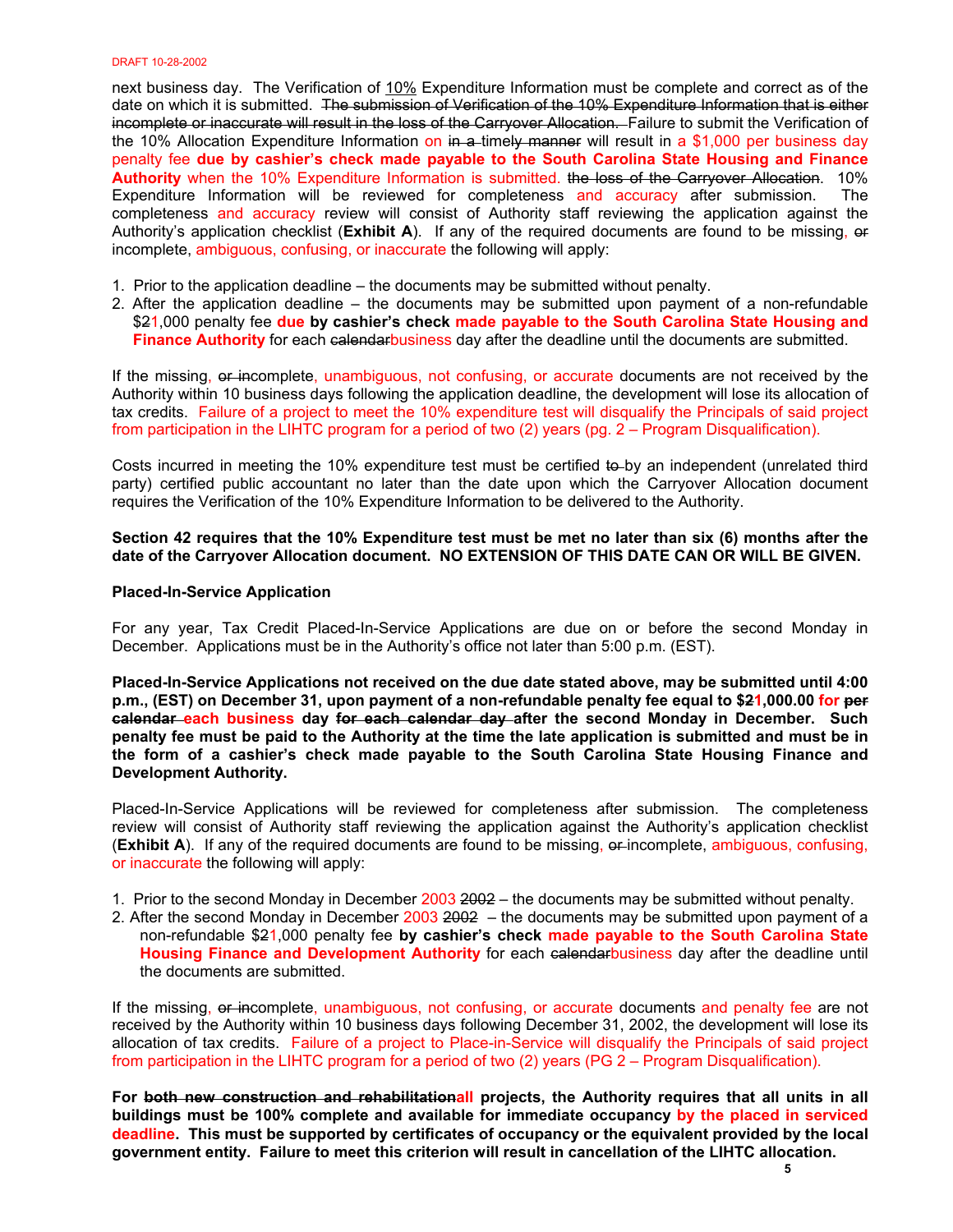next business day. The Verification of 10% Expenditure Information must be complete and correct as of the date on which it is submitted. ~~The submission of Verification of the 10% Expenditure Information that is either incomplete or inaccurate will result in the loss of the Carryover Allocation.~~ Failure to submit the Verification of the 10% Allocation Expenditure Information on ~~in a~~ timely ~~manner~~ will result in a $1,000 per business day penalty fee **due by cashier's check made payable to the South Carolina State Housing and Finance Authority** when the 10% Expenditure Information is submitted. ~~the loss of the Carryover Allocation~~. 10% Expenditure Information will be reviewed for completeness and accuracy after submission. The completeness and accuracy review will consist of Authority staff reviewing the application against the Authority's application checklist (**Exhibit A**). If any of the required documents are found to be missing, ~~or~~ incomplete, ambiguous, confusing, or inaccurate the following will apply:

1. Prior to the application deadline – the documents may be submitted without penalty.
2. After the application deadline – the documents may be submitted upon payment of a non-refundable $~~2~~1,000 penalty fee **due by cashier's check made payable to the South Carolina State Housing and Finance Authority** for each ~~calendar~~business day after the deadline until the documents are submitted.

If the missing, ~~or in~~complete, unambiguous, not confusing, or accurate documents are not received by the Authority within 10 business days following the application deadline, the development will lose its allocation of tax credits. Failure of a project to meet the 10% expenditure test will disqualify the Principals of said project from participation in the LIHTC program for a period of two (2) years (pg. 2 – Program Disqualification).

Costs incurred in meeting the 10% expenditure test must be certified ~~to~~ by an independent (unrelated third party) certified public accountant no later than the date upon which the Carryover Allocation document requires the Verification of the 10% Expenditure Information to be delivered to the Authority.

**Section 42 requires that the 10% Expenditure test must be met no later than six (6) months after the date of the Carryover Allocation document. NO EXTENSION OF THIS DATE CAN OR WILL BE GIVEN.**

**Placed-In-Service Application**

For any year, Tax Credit Placed-In-Service Applications are due on or before the second Monday in December. Applications must be in the Authority's office not later than 5:00 p.m. (EST).

**Placed-In-Service Applications not received on the due date stated above, may be submitted until 4:00 p.m., (EST) on December 31, upon payment of a non-refundable penalty fee equal to $~~2~~1,000.00 for ~~per calendar~~ each business day ~~for each calendar day~~ after the second Monday in December. Such penalty fee must be paid to the Authority at the time the late application is submitted and must be in the form of a cashier's check made payable to the South Carolina State Housing Finance and Development Authority.**

Placed-In-Service Applications will be reviewed for completeness after submission. The completeness review will consist of Authority staff reviewing the application against the Authority's application checklist (**Exhibit A**). If any of the required documents are found to be missing, ~~or~~ incomplete, ambiguous, confusing, or inaccurate the following will apply:

1. Prior to the second Monday in December 2003 ~~2002~~ – the documents may be submitted without penalty.
2. After the second Monday in December 2003 ~~2002~~ – the documents may be submitted upon payment of a non-refundable $~~2~~1,000 penalty fee **by cashier's check made payable to the South Carolina State Housing Finance and Development Authority** for each ~~calendar~~business day after the deadline until the documents are submitted.

If the missing, ~~or in~~complete, unambiguous, not confusing, or accurate documents and penalty fee are not received by the Authority within 10 business days following December 31, 2002, the development will lose its allocation of tax credits. Failure of a project to Place-in-Service will disqualify the Principals of said project from participation in the LIHTC program for a period of two (2) years (PG 2 – Program Disqualification).

**For ~~both new construction and rehabilitation~~all projects, the Authority requires that all units in all buildings must be 100% complete and available for immediate occupancy by the placed in serviced deadline. This must be supported by certificates of occupancy or the equivalent provided by the local government entity. Failure to meet this criterion will result in cancellation of the LIHTC allocation.**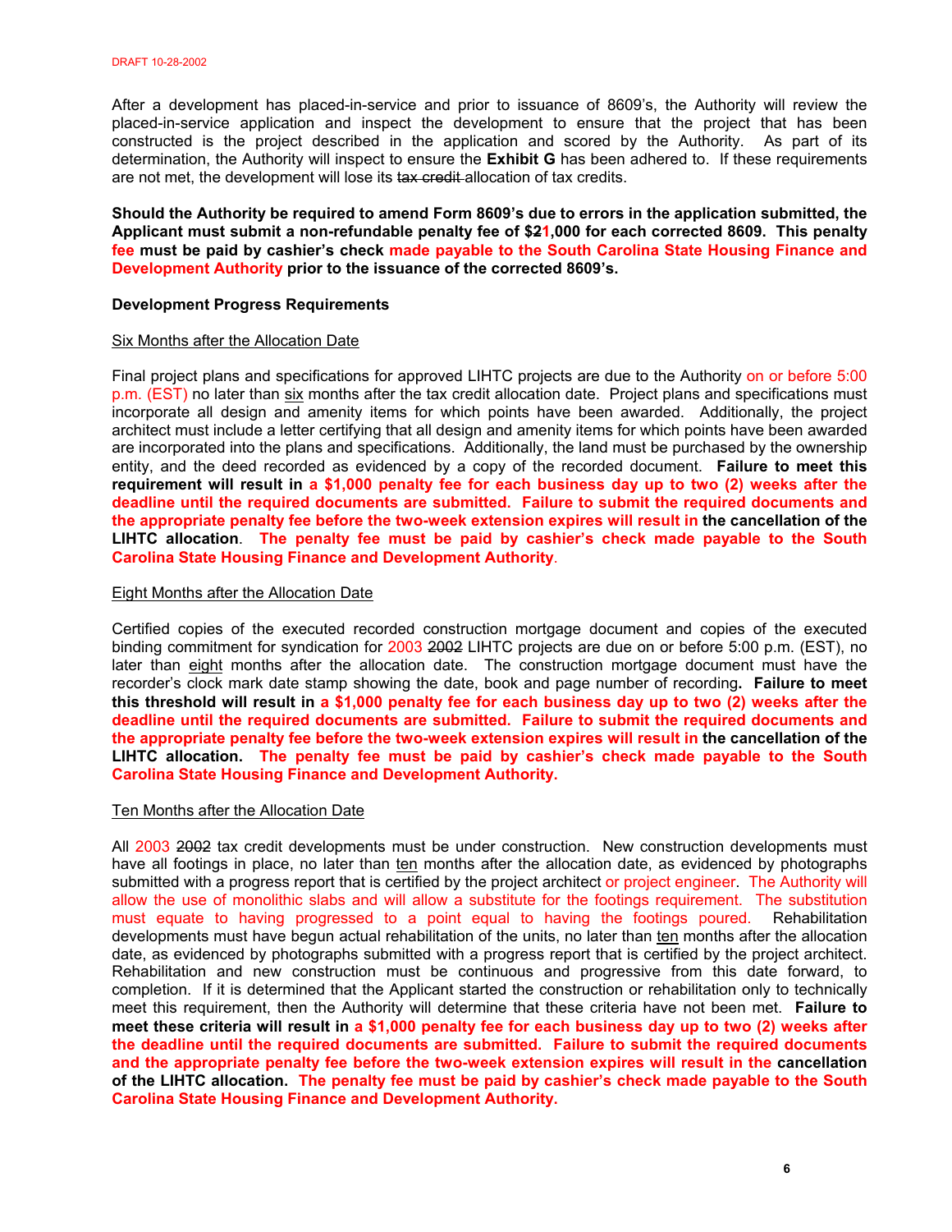After a development has placed-in-service and prior to issuance of 8609's, the Authority will review the placed-in-service application and inspect the development to ensure that the project that has been constructed is the project described in the application and scored by the Authority. As part of its determination, the Authority will inspect to ensure the **Exhibit G** has been adhered to. If these requirements are not met, the development will lose its ~~tax credit~~ allocation of tax credits.

**Should the Authority be required to amend Form 8609's due to errors in the application submitted, the Applicant must submit a non-refundable penalty fee of $~~2~~1,000 for each corrected 8609. This penalty fee must be paid by cashier's check made payable to the South Carolina State Housing Finance and Development Authority prior to the issuance of the corrected 8609's.**

**Development Progress Requirements**

Six Months after the Allocation Date

Final project plans and specifications for approved LIHTC projects are due to the Authority on or before 5:00 p.m. (EST) no later than six months after the tax credit allocation date. Project plans and specifications must incorporate all design and amenity items for which points have been awarded. Additionally, the project architect must include a letter certifying that all design and amenity items for which points have been awarded are incorporated into the plans and specifications. Additionally, the land must be purchased by the ownership entity, and the deed recorded as evidenced by a copy of the recorded document. **Failure to meet this requirement will result in a $1,000 penalty fee for each business day up to two (2) weeks after the deadline until the required documents are submitted. Failure to submit the required documents and the appropriate penalty fee before the two-week extension expires will result in the cancellation of the LIHTC allocation. The penalty fee must be paid by cashier's check made payable to the South Carolina State Housing Finance and Development Authority**.

Eight Months after the Allocation Date

Certified copies of the executed recorded construction mortgage document and copies of the executed binding commitment for syndication for 2003 ~~2002~~ LIHTC projects are due on or before 5:00 p.m. (EST), no later than eight months after the allocation date. The construction mortgage document must have the recorder's clock mark date stamp showing the date, book and page number of recording**. Failure to meet this threshold will result in a $1,000 penalty fee for each business day up to two (2) weeks after the deadline until the required documents are submitted. Failure to submit the required documents and the appropriate penalty fee before the two-week extension expires will result in the cancellation of the LIHTC allocation. The penalty fee must be paid by cashier's check made payable to the South Carolina State Housing Finance and Development Authority.**

Ten Months after the Allocation Date

All 2003 ~~2002~~ tax credit developments must be under construction. New construction developments must have all footings in place, no later than ten months after the allocation date, as evidenced by photographs submitted with a progress report that is certified by the project architect or project engineer. The Authority will allow the use of monolithic slabs and will allow a substitute for the footings requirement. The substitution must equate to having progressed to a point equal to having the footings poured. Rehabilitation developments must have begun actual rehabilitation of the units, no later than ten months after the allocation date, as evidenced by photographs submitted with a progress report that is certified by the project architect. Rehabilitation and new construction must be continuous and progressive from this date forward, to completion. If it is determined that the Applicant started the construction or rehabilitation only to technically meet this requirement, then the Authority will determine that these criteria have not been met. **Failure to meet these criteria will result in a $1,000 penalty fee for each business day up to two (2) weeks after the deadline until the required documents are submitted. Failure to submit the required documents and the appropriate penalty fee before the two-week extension expires will result in the cancellation of the LIHTC allocation. The penalty fee must be paid by cashier's check made payable to the South Carolina State Housing Finance and Development Authority.**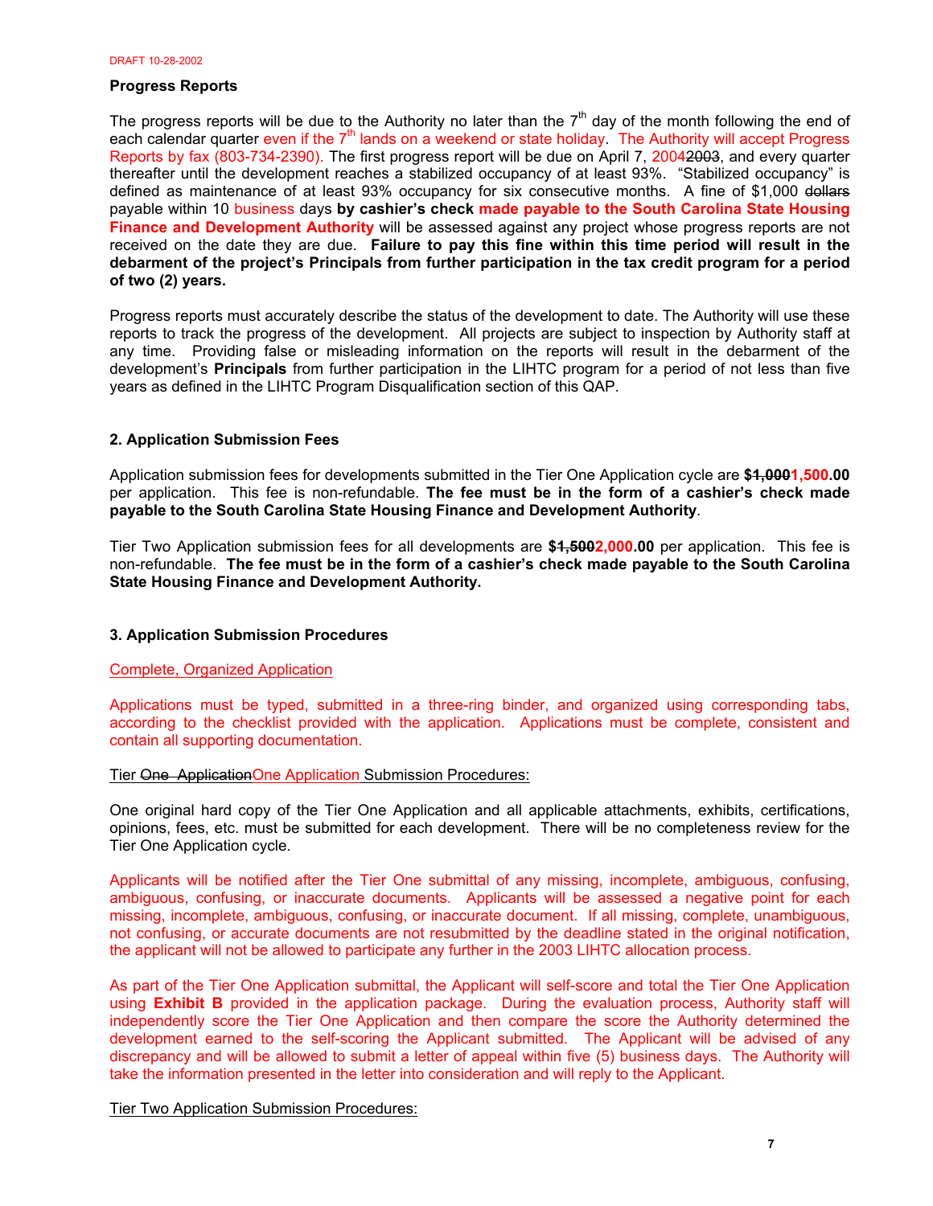DRAFT 10-28-2002

**Progress Reports**

The progress reports will be due to the Authority no later than the 7th day of the month following the end of each calendar quarter even if the 7th lands on a weekend or state holiday. The Authority will accept Progress Reports by fax (803-734-2390). The first progress report will be due on April 7, 2004~~2003~~, and every quarter thereafter until the development reaches a stabilized occupancy of at least 93%. "Stabilized occupancy" is defined as maintenance of at least 93% occupancy for six consecutive months. A fine of $1,000 ~~dollars~~ payable within 10 business days **by cashier's check made payable to the South Carolina State Housing Finance and Development Authority** will be assessed against any project whose progress reports are not received on the date they are due. **Failure to pay this fine within this time period will result in the debarment of the project's Principals from further participation in the tax credit program for a period of two (2) years.**

Progress reports must accurately describe the status of the development to date. The Authority will use these reports to track the progress of the development. All projects are subject to inspection by Authority staff at any time. Providing false or misleading information on the reports will result in the debarment of the development's **Principals** from further participation in the LIHTC program for a period of not less than five years as defined in the LIHTC Program Disqualification section of this QAP.

**2. Application Submission Fees**

Application submission fees for developments submitted in the Tier One Application cycle are **$~~1,000~~1,500.00** per application. This fee is non-refundable. **The fee must be in the form of a cashier's check made payable to the South Carolina State Housing Finance and Development Authority**.

Tier Two Application submission fees for all developments are **$~~1,500~~2,000.00** per application. This fee is non-refundable. **The fee must be in the form of a cashier's check made payable to the South Carolina State Housing Finance and Development Authority.**

**3. Application Submission Procedures**

Complete, Organized Application

Applications must be typed, submitted in a three-ring binder, and organized using corresponding tabs, according to the checklist provided with the application. Applications must be complete, consistent and contain all supporting documentation.

Tier ~~One Application~~One Application Submission Procedures:

One original hard copy of the Tier One Application and all applicable attachments, exhibits, certifications, opinions, fees, etc. must be submitted for each development. There will be no completeness review for the Tier One Application cycle.

Applicants will be notified after the Tier One submittal of any missing, incomplete, ambiguous, confusing, ambiguous, confusing, or inaccurate documents. Applicants will be assessed a negative point for each missing, incomplete, ambiguous, confusing, or inaccurate document. If all missing, complete, unambiguous, not confusing, or accurate documents are not resubmitted by the deadline stated in the original notification, the applicant will not be allowed to participate any further in the 2003 LIHTC allocation process.

As part of the Tier One Application submittal, the Applicant will self-score and total the Tier One Application using **Exhibit B** provided in the application package. During the evaluation process, Authority staff will independently score the Tier One Application and then compare the score the Authority determined the development earned to the self-scoring the Applicant submitted. The Applicant will be advised of any discrepancy and will be allowed to submit a letter of appeal within five (5) business days. The Authority will take the information presented in the letter into consideration and will reply to the Applicant.

Tier Two Application Submission Procedures: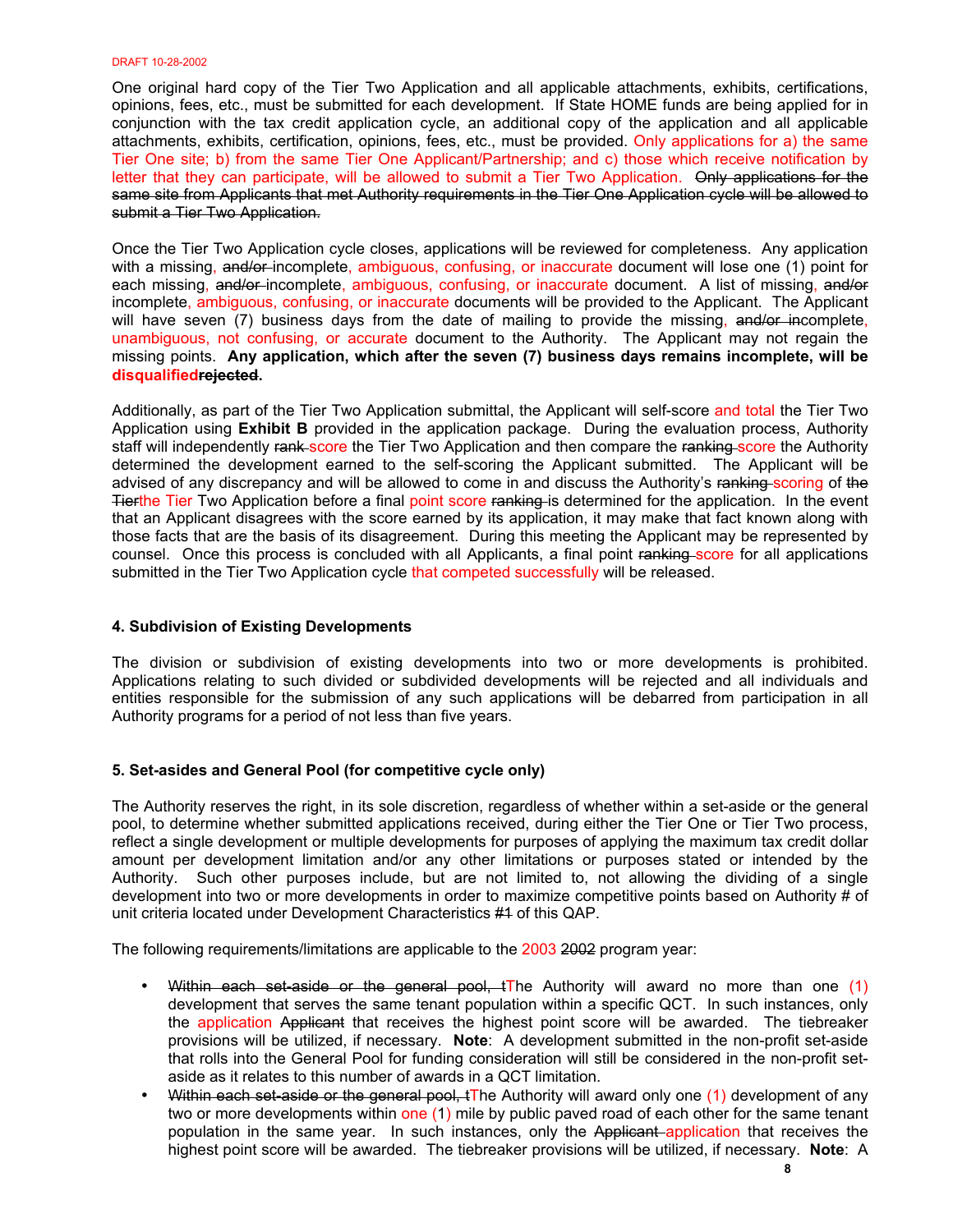One original hard copy of the Tier Two Application and all applicable attachments, exhibits, certifications, opinions, fees, etc., must be submitted for each development. If State HOME funds are being applied for in conjunction with the tax credit application cycle, an additional copy of the application and all applicable attachments, exhibits, certification, opinions, fees, etc., must be provided. Only applications for a) the same Tier One site; b) from the same Tier One Applicant/Partnership; and c) those which receive notification by letter that they can participate, will be allowed to submit a Tier Two Application. ~~Only applications for the same site from Applicants that met Authority requirements in the Tier One Application cycle will be allowed to submit a Tier Two Application.~~

Once the Tier Two Application cycle closes, applications will be reviewed for completeness. Any application with a missing, ~~and/or~~ incomplete, ambiguous, confusing, or inaccurate document will lose one (1) point for each missing, ~~and/or~~ incomplete, ambiguous, confusing, or inaccurate document. A list of missing, ~~and/or~~ incomplete, ambiguous, confusing, or inaccurate documents will be provided to the Applicant. The Applicant will have seven (7) business days from the date of mailing to provide the missing, ~~and/or in~~complete, unambiguous, not confusing, or accurate document to the Authority. The Applicant may not regain the missing points. **Any application, which after the seven (7) business days remains incomplete, will be disqualified~~rejected~~.**

Additionally, as part of the Tier Two Application submittal, the Applicant will self-score and total the Tier Two Application using **Exhibit B** provided in the application package. During the evaluation process, Authority staff will independently ~~rank~~ score the Tier Two Application and then compare the ~~ranking~~ score the Authority determined the development earned to the self-scoring the Applicant submitted. The Applicant will be advised of any discrepancy and will be allowed to come in and discuss the Authority's ~~ranking~~ scoring of ~~the Tier~~the Tier Two Application before a final point score ~~ranking~~ is determined for the application. In the event that an Applicant disagrees with the score earned by its application, it may make that fact known along with those facts that are the basis of its disagreement. During this meeting the Applicant may be represented by counsel. Once this process is concluded with all Applicants, a final point ~~ranking~~ score for all applications submitted in the Tier Two Application cycle that competed successfully will be released.

### 4. Subdivision of Existing Developments

The division or subdivision of existing developments into two or more developments is prohibited. Applications relating to such divided or subdivided developments will be rejected and all individuals and entities responsible for the submission of any such applications will be debarred from participation in all Authority programs for a period of not less than five years.

### 5. Set-asides and General Pool (for competitive cycle only)

The Authority reserves the right, in its sole discretion, regardless of whether within a set-aside or the general pool, to determine whether submitted applications received, during either the Tier One or Tier Two process, reflect a single development or multiple developments for purposes of applying the maximum tax credit dollar amount per development limitation and/or any other limitations or purposes stated or intended by the Authority. Such other purposes include, but are not limited to, not allowing the dividing of a single development into two or more developments in order to maximize competitive points based on Authority # of unit criteria located under Development Characteristics #~~1~~ of this QAP.

The following requirements/limitations are applicable to the 2003 ~~2002~~ program year:

- ~~Within each set-aside or the general pool, t~~The Authority will award no more than one (1) development that serves the same tenant population within a specific QCT. In such instances, only the application ~~Applicant~~ that receives the highest point score will be awarded. The tiebreaker provisions will be utilized, if necessary. **Note**: A development submitted in the non-profit set-aside that rolls into the General Pool for funding consideration will still be considered in the non-profit set-aside as it relates to this number of awards in a QCT limitation.
- ~~Within each set-aside or the general pool, t~~The Authority will award only one (1) development of any two or more developments within one (1) mile by public paved road of each other for the same tenant population in the same year. In such instances, only the ~~Applicant~~ application that receives the highest point score will be awarded. The tiebreaker provisions will be utilized, if necessary. **Note**: A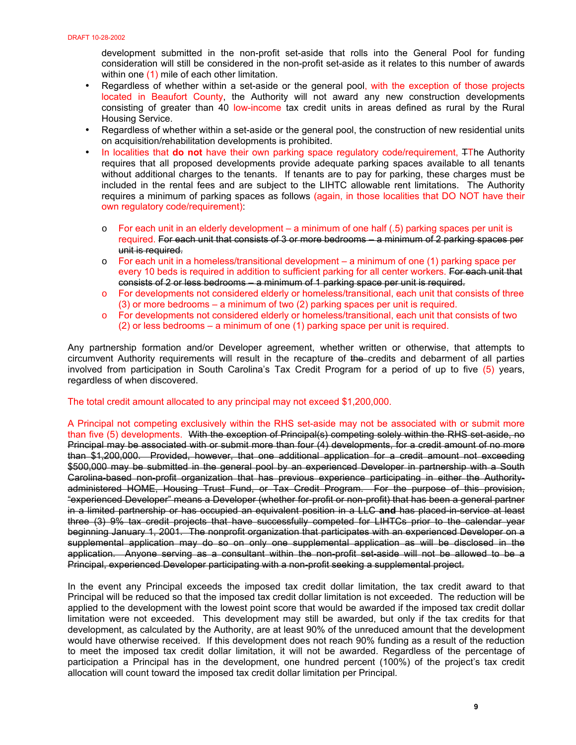development submitted in the non-profit set-aside that rolls into the General Pool for funding consideration will still be considered in the non-profit set-aside as it relates to this number of awards within one (1) mile of each other limitation.

- Regardless of whether within a set-aside or the general pool, with the exception of those projects located in Beaufort County, the Authority will not award any new construction developments consisting of greater than 40 low-income tax credit units in areas defined as rural by the Rural Housing Service.
- Regardless of whether within a set-aside or the general pool, the construction of new residential units on acquisition/rehabilitation developments is prohibited.
- In localities that **do not** have their own parking space regulatory code/requirement, ~~T~~The Authority requires that all proposed developments provide adequate parking spaces available to all tenants without additional charges to the tenants. If tenants are to pay for parking, these charges must be included in the rental fees and are subject to the LIHTC allowable rent limitations. The Authority requires a minimum of parking spaces as follows (again, in those localities that DO NOT have their own regulatory code/requirement):
    - For each unit in an elderly development – a minimum of one half (.5) parking spaces per unit is required. ~~For each unit that consists of 3 or more bedrooms – a minimum of 2 parking spaces per unit is required.~~
    - For each unit in a homeless/transitional development – a minimum of one (1) parking space per every 10 beds is required in addition to sufficient parking for all center workers. ~~For each unit that consists of 2 or less bedrooms – a minimum of 1 parking space per unit is required.~~
    - For developments not considered elderly or homeless/transitional, each unit that consists of three (3) or more bedrooms – a minimum of two (2) parking spaces per unit is required.
    - For developments not considered elderly or homeless/transitional, each unit that consists of two (2) or less bedrooms – a minimum of one (1) parking space per unit is required.

Any partnership formation and/or Developer agreement, whether written or otherwise, that attempts to circumvent Authority requirements will result in the recapture of ~~the~~ credits and debarment of all parties involved from participation in South Carolina's Tax Credit Program for a period of up to five (5) years, regardless of when discovered.

The total credit amount allocated to any principal may not exceed $1,200,000.

A Principal not competing exclusively within the RHS set-aside may not be associated with or submit more than five (5) developments. ~~With the exception of Principal(s) competing solely within the RHS set-aside, no Principal may be associated with or submit more than four (4) developments, for a credit amount of no more than $1,200,000. Provided, however, that one additional application for a credit amount not exceeding $500,000 may be submitted in the general pool by an experienced Developer in partnership with a South Carolina-based non-profit organization that has previous experience participating in either the Authority-administered HOME, Housing Trust Fund, or Tax Credit Program. For the purpose of this provision, "experienced Developer" means a Developer (whether for-profit or non-profit) that has been a general partner in a limited partnership or has occupied an equivalent position in a LLC **and** has placed-in-service at least three (3) 9% tax credit projects that have successfully competed for LIHTCs prior to the calendar year beginning January 1, 2001. The nonprofit organization that participates with an experienced Developer on a supplemental application may do so on only one supplemental application as will be disclosed in the application. Anyone serving as a consultant within the non-profit set-aside will not be allowed to be a Principal, experienced Developer participating with a non-profit seeking a supplemental project.~~

In the event any Principal exceeds the imposed tax credit dollar limitation, the tax credit award to that Principal will be reduced so that the imposed tax credit dollar limitation is not exceeded. The reduction will be applied to the development with the lowest point score that would be awarded if the imposed tax credit dollar limitation were not exceeded. This development may still be awarded, but only if the tax credits for that development, as calculated by the Authority, are at least 90% of the unreduced amount that the development would have otherwise received. If this development does not reach 90% funding as a result of the reduction to meet the imposed tax credit dollar limitation, it will not be awarded. Regardless of the percentage of participation a Principal has in the development, one hundred percent (100%) of the project's tax credit allocation will count toward the imposed tax credit dollar limitation per Principal.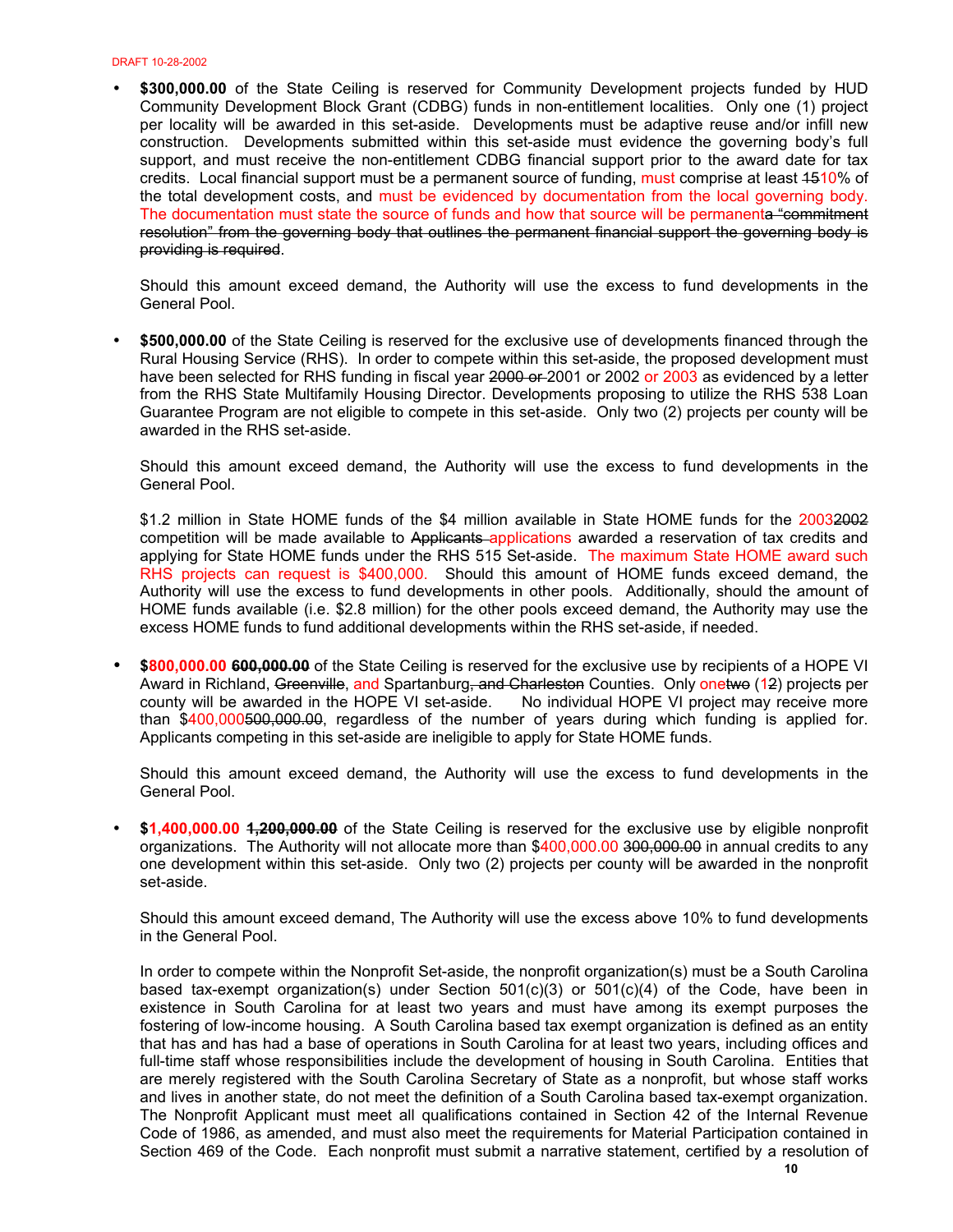- **$300,000.00** of the State Ceiling is reserved for Community Development projects funded by HUD Community Development Block Grant (CDBG) funds in non-entitlement localities. Only one (1) project per locality will be awarded in this set-aside. Developments must be adaptive reuse and/or infill new construction. Developments submitted within this set-aside must evidence the governing body's full support, and must receive the non-entitlement CDBG financial support prior to the award date for tax credits. Local financial support must be a permanent source of funding, must comprise at least ~~15~~10% of the total development costs, and must be evidenced by documentation from the local governing body. The documentation must state the source of funds and how that source will be permanent~~a "commitment resolution" from the governing body that outlines the permanent financial support the governing body is providing is required~~.

  Should this amount exceed demand, the Authority will use the excess to fund developments in the General Pool.

- **$500,000.00** of the State Ceiling is reserved for the exclusive use of developments financed through the Rural Housing Service (RHS). In order to compete within this set-aside, the proposed development must have been selected for RHS funding in fiscal year ~~2000 or~~ 2001 or 2002 or 2003 as evidenced by a letter from the RHS State Multifamily Housing Director. Developments proposing to utilize the RHS 538 Loan Guarantee Program are not eligible to compete in this set-aside. Only two (2) projects per county will be awarded in the RHS set-aside.

  Should this amount exceed demand, the Authority will use the excess to fund developments in the General Pool.

  $1.2 million in State HOME funds of the $4 million available in State HOME funds for the 2003~~2002~~ competition will be made available to ~~Applicants~~ applications awarded a reservation of tax credits and applying for State HOME funds under the RHS 515 Set-aside. The maximum State HOME award such RHS projects can request is $400,000. Should this amount of HOME funds exceed demand, the Authority will use the excess to fund developments in other pools. Additionally, should the amount of HOME funds available (i.e. $2.8 million) for the other pools exceed demand, the Authority may use the excess HOME funds to fund additional developments within the RHS set-aside, if needed.

- **$800,000.00 ~~600,000.00~~** of the State Ceiling is reserved for the exclusive use by recipients of a HOPE VI Award in Richland, ~~Greenville~~, and Spartanburg~~, and Charleston~~ Counties. Only one~~two~~ (1~~2~~) project~~s~~ per county will be awarded in the HOPE VI set-aside. No individual HOPE VI project may receive more than $400,000~~500,000.00~~, regardless of the number of years during which funding is applied for. Applicants competing in this set-aside are ineligible to apply for State HOME funds.

  Should this amount exceed demand, the Authority will use the excess to fund developments in the General Pool.

- **$1,400,000.00 ~~1,200,000.00~~** of the State Ceiling is reserved for the exclusive use by eligible nonprofit organizations. The Authority will not allocate more than $400,000.00 ~~300,000.00~~ in annual credits to any one development within this set-aside. Only two (2) projects per county will be awarded in the nonprofit set-aside.

  Should this amount exceed demand, The Authority will use the excess above 10% to fund developments in the General Pool.

  In order to compete within the Nonprofit Set-aside, the nonprofit organization(s) must be a South Carolina based tax-exempt organization(s) under Section 501(c)(3) or 501(c)(4) of the Code, have been in existence in South Carolina for at least two years and must have among its exempt purposes the fostering of low-income housing. A South Carolina based tax exempt organization is defined as an entity that has and has had a base of operations in South Carolina for at least two years, including offices and full-time staff whose responsibilities include the development of housing in South Carolina. Entities that are merely registered with the South Carolina Secretary of State as a nonprofit, but whose staff works and lives in another state, do not meet the definition of a South Carolina based tax-exempt organization. The Nonprofit Applicant must meet all qualifications contained in Section 42 of the Internal Revenue Code of 1986, as amended, and must also meet the requirements for Material Participation contained in Section 469 of the Code. Each nonprofit must submit a narrative statement, certified by a resolution of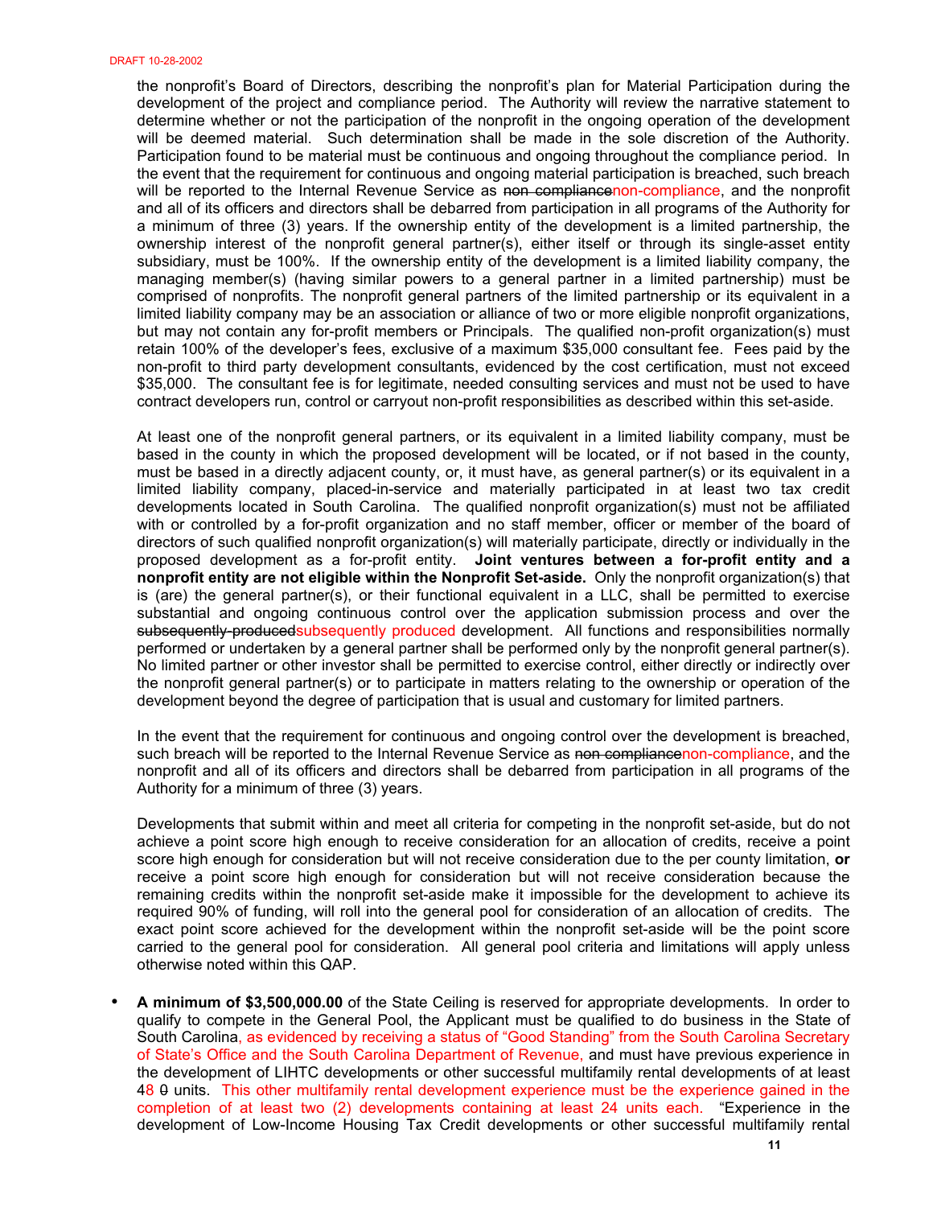the nonprofit's Board of Directors, describing the nonprofit's plan for Material Participation during the development of the project and compliance period. The Authority will review the narrative statement to determine whether or not the participation of the nonprofit in the ongoing operation of the development will be deemed material. Such determination shall be made in the sole discretion of the Authority. Participation found to be material must be continuous and ongoing throughout the compliance period. In the event that the requirement for continuous and ongoing material participation is breached, such breach will be reported to the Internal Revenue Service as ~~non compliance~~non-compliance, and the nonprofit and all of its officers and directors shall be debarred from participation in all programs of the Authority for a minimum of three (3) years. If the ownership entity of the development is a limited partnership, the ownership interest of the nonprofit general partner(s), either itself or through its single-asset entity subsidiary, must be 100%. If the ownership entity of the development is a limited liability company, the managing member(s) (having similar powers to a general partner in a limited partnership) must be comprised of nonprofits. The nonprofit general partners of the limited partnership or its equivalent in a limited liability company may be an association or alliance of two or more eligible nonprofit organizations, but may not contain any for-profit members or Principals. The qualified non-profit organization(s) must retain 100% of the developer's fees, exclusive of a maximum $35,000 consultant fee. Fees paid by the non-profit to third party development consultants, evidenced by the cost certification, must not exceed $35,000. The consultant fee is for legitimate, needed consulting services and must not be used to have contract developers run, control or carryout non-profit responsibilities as described within this set-aside.

At least one of the nonprofit general partners, or its equivalent in a limited liability company, must be based in the county in which the proposed development will be located, or if not based in the county, must be based in a directly adjacent county, or, it must have, as general partner(s) or its equivalent in a limited liability company, placed-in-service and materially participated in at least two tax credit developments located in South Carolina. The qualified nonprofit organization(s) must not be affiliated with or controlled by a for-profit organization and no staff member, officer or member of the board of directors of such qualified nonprofit organization(s) will materially participate, directly or individually in the proposed development as a for-profit entity. **Joint ventures between a for-profit entity and a nonprofit entity are not eligible within the Nonprofit Set-aside.** Only the nonprofit organization(s) that is (are) the general partner(s), or their functional equivalent in a LLC, shall be permitted to exercise substantial and ongoing continuous control over the application submission process and over the ~~subsequently-produced~~subsequently produced development. All functions and responsibilities normally performed or undertaken by a general partner shall be performed only by the nonprofit general partner(s). No limited partner or other investor shall be permitted to exercise control, either directly or indirectly over the nonprofit general partner(s) or to participate in matters relating to the ownership or operation of the development beyond the degree of participation that is usual and customary for limited partners.

In the event that the requirement for continuous and ongoing control over the development is breached, such breach will be reported to the Internal Revenue Service as ~~non compliance~~non-compliance, and the nonprofit and all of its officers and directors shall be debarred from participation in all programs of the Authority for a minimum of three (3) years.

Developments that submit within and meet all criteria for competing in the nonprofit set-aside, but do not achieve a point score high enough to receive consideration for an allocation of credits, receive a point score high enough for consideration but will not receive consideration due to the per county limitation, **or** receive a point score high enough for consideration but will not receive consideration because the remaining credits within the nonprofit set-aside make it impossible for the development to achieve its required 90% of funding, will roll into the general pool for consideration of an allocation of credits. The exact point score achieved for the development within the nonprofit set-aside will be the point score carried to the general pool for consideration. All general pool criteria and limitations will apply unless otherwise noted within this QAP.

- **A minimum of $3,500,000.00** of the State Ceiling is reserved for appropriate developments. In order to qualify to compete in the General Pool, the Applicant must be qualified to do business in the State of South Carolina, as evidenced by receiving a status of "Good Standing" from the South Carolina Secretary of State's Office and the South Carolina Department of Revenue, and must have previous experience in the development of LIHTC developments or other successful multifamily rental developments of at least 48 ~~0~~ units. This other multifamily rental development experience must be the experience gained in the completion of at least two (2) developments containing at least 24 units each. "Experience in the development of Low-Income Housing Tax Credit developments or other successful multifamily rental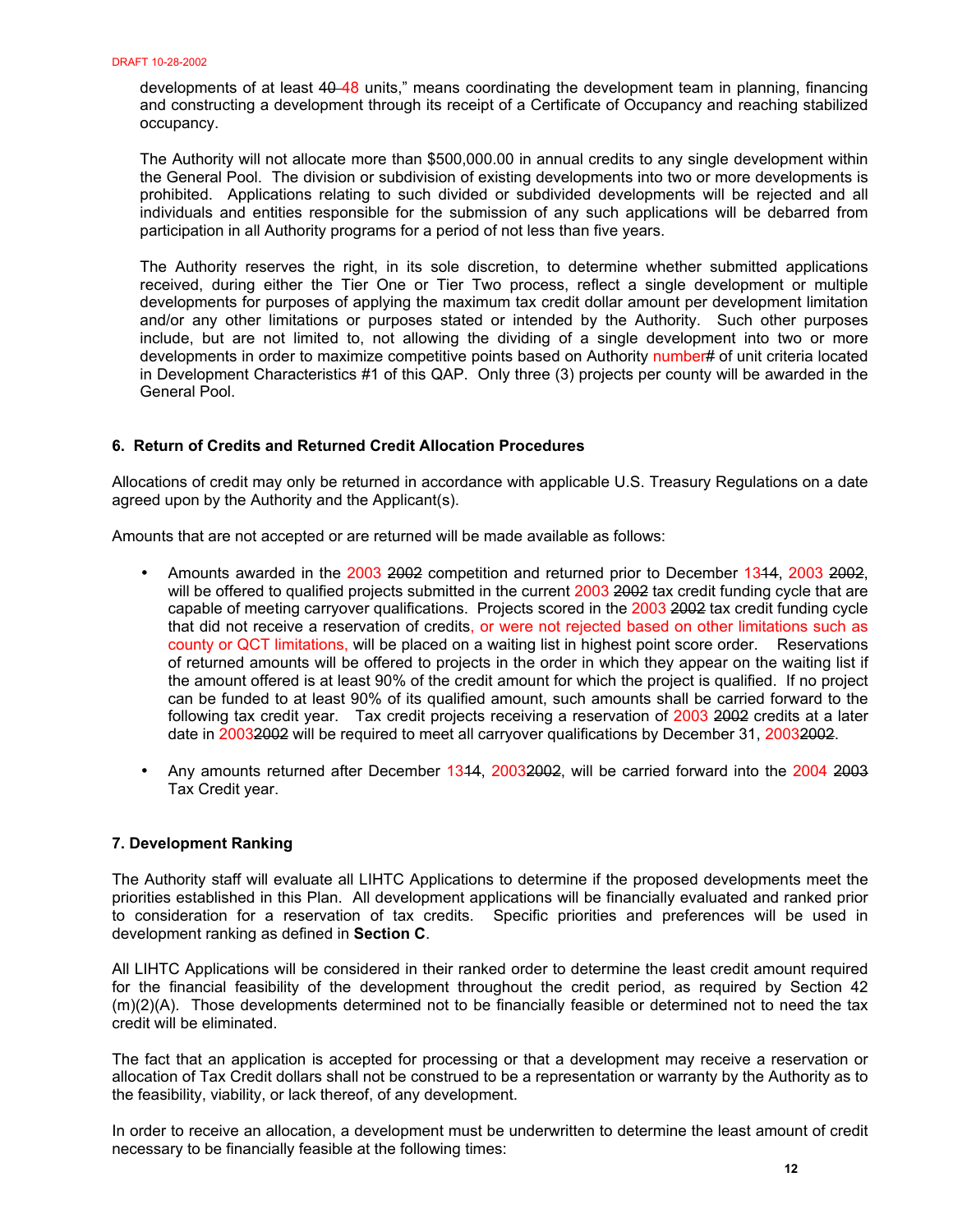developments of at least ~~40~~ 48 units," means coordinating the development team in planning, financing and constructing a development through its receipt of a Certificate of Occupancy and reaching stabilized occupancy.

The Authority will not allocate more than $500,000.00 in annual credits to any single development within the General Pool. The division or subdivision of existing developments into two or more developments is prohibited. Applications relating to such divided or subdivided developments will be rejected and all individuals and entities responsible for the submission of any such applications will be debarred from participation in all Authority programs for a period of not less than five years.

The Authority reserves the right, in its sole discretion, to determine whether submitted applications received, during either the Tier One or Tier Two process, reflect a single development or multiple developments for purposes of applying the maximum tax credit dollar amount per development limitation and/or any other limitations or purposes stated or intended by the Authority. Such other purposes include, but are not limited to, not allowing the dividing of a single development into two or more developments in order to maximize competitive points based on Authority number~~#~~ of unit criteria located in Development Characteristics #1 of this QAP. Only three (3) projects per county will be awarded in the General Pool.

### 6. Return of Credits and Returned Credit Allocation Procedures

Allocations of credit may only be returned in accordance with applicable U.S. Treasury Regulations on a date agreed upon by the Authority and the Applicant(s).

Amounts that are not accepted or are returned will be made available as follows:

- Amounts awarded in the 2003 ~~2002~~ competition and returned prior to December 13~~14~~, 2003 ~~2002~~, will be offered to qualified projects submitted in the current 2003 ~~2002~~ tax credit funding cycle that are capable of meeting carryover qualifications. Projects scored in the 2003 ~~2002~~ tax credit funding cycle that did not receive a reservation of credits, or were not rejected based on other limitations such as county or QCT limitations, will be placed on a waiting list in highest point score order. Reservations of returned amounts will be offered to projects in the order in which they appear on the waiting list if the amount offered is at least 90% of the credit amount for which the project is qualified. If no project can be funded to at least 90% of its qualified amount, such amounts shall be carried forward to the following tax credit year. Tax credit projects receiving a reservation of 2003 ~~2002~~ credits at a later date in 2003~~2002~~ will be required to meet all carryover qualifications by December 31, 2003~~2002~~.

- Any amounts returned after December 13~~14~~, 2003~~2002~~, will be carried forward into the 2004 ~~2003~~ Tax Credit year.

### 7. Development Ranking

The Authority staff will evaluate all LIHTC Applications to determine if the proposed developments meet the priorities established in this Plan. All development applications will be financially evaluated and ranked prior to consideration for a reservation of tax credits. Specific priorities and preferences will be used in development ranking as defined in **Section C**.

All LIHTC Applications will be considered in their ranked order to determine the least credit amount required for the financial feasibility of the development throughout the credit period, as required by Section 42 (m)(2)(A). Those developments determined not to be financially feasible or determined not to need the tax credit will be eliminated.

The fact that an application is accepted for processing or that a development may receive a reservation or allocation of Tax Credit dollars shall not be construed to be a representation or warranty by the Authority as to the feasibility, viability, or lack thereof, of any development.

In order to receive an allocation, a development must be underwritten to determine the least amount of credit necessary to be financially feasible at the following times: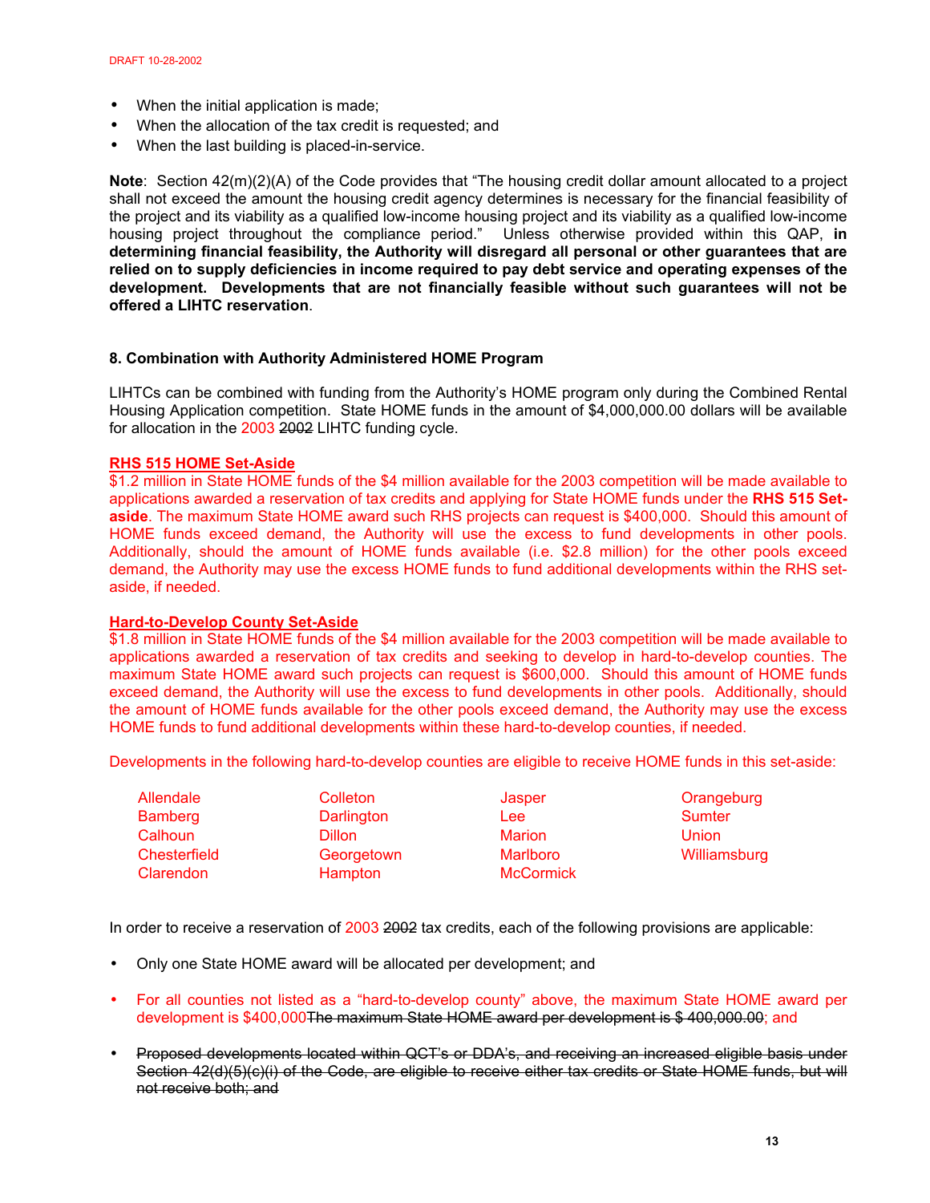- When the initial application is made;
- When the allocation of the tax credit is requested; and
- When the last building is placed-in-service.

**Note**: Section 42(m)(2)(A) of the Code provides that "The housing credit dollar amount allocated to a project shall not exceed the amount the housing credit agency determines is necessary for the financial feasibility of the project and its viability as a qualified low-income housing project and its viability as a qualified low-income housing project throughout the compliance period." Unless otherwise provided within this QAP, **in determining financial feasibility, the Authority will disregard all personal or other guarantees that are relied on to supply deficiencies in income required to pay debt service and operating expenses of the development. Developments that are not financially feasible without such guarantees will not be offered a LIHTC reservation**.

**8. Combination with Authority Administered HOME Program**

LIHTCs can be combined with funding from the Authority's HOME program only during the Combined Rental Housing Application competition. State HOME funds in the amount of $4,000,000.00 dollars will be available for allocation in the 2003 ~~2002~~ LIHTC funding cycle.

**RHS 515 HOME Set-Aside**

$1.2 million in State HOME funds of the $4 million available for the 2003 competition will be made available to applications awarded a reservation of tax credits and applying for State HOME funds under the **RHS 515 Set-aside**. The maximum State HOME award such RHS projects can request is $400,000. Should this amount of HOME funds exceed demand, the Authority will use the excess to fund developments in other pools. Additionally, should the amount of HOME funds available (i.e. $2.8 million) for the other pools exceed demand, the Authority may use the excess HOME funds to fund additional developments within the RHS set-aside, if needed.

**Hard-to-Develop County Set-Aside**

$1.8 million in State HOME funds of the $4 million available for the 2003 competition will be made available to applications awarded a reservation of tax credits and seeking to develop in hard-to-develop counties. The maximum State HOME award such projects can request is $600,000. Should this amount of HOME funds exceed demand, the Authority will use the excess to fund developments in other pools. Additionally, should the amount of HOME funds available for the other pools exceed demand, the Authority may use the excess HOME funds to fund additional developments within these hard-to-develop counties, if needed.

Developments in the following hard-to-develop counties are eligible to receive HOME funds in this set-aside:

| | | | |
|---|---|---|---|
| Allendale | Colleton | Jasper | Orangeburg |
| Bamberg | Darlington | Lee | Sumter |
| Calhoun | Dillon | Marion | Union |
| Chesterfield | Georgetown | Marlboro | Williamsburg |
| Clarendon | Hampton | McCormick | |

In order to receive a reservation of 2003 ~~2002~~ tax credits, each of the following provisions are applicable:

- Only one State HOME award will be allocated per development; and
- For all counties not listed as a "hard-to-develop county" above, the maximum State HOME award per development is $400,000~~The maximum State HOME award per development is $ 400,000.00~~; and
- ~~Proposed developments located within QCT's or DDA's, and receiving an increased eligible basis under Section 42(d)(5)(c)(i) of the Code, are eligible to receive either tax credits or State HOME funds, but will not receive both; and~~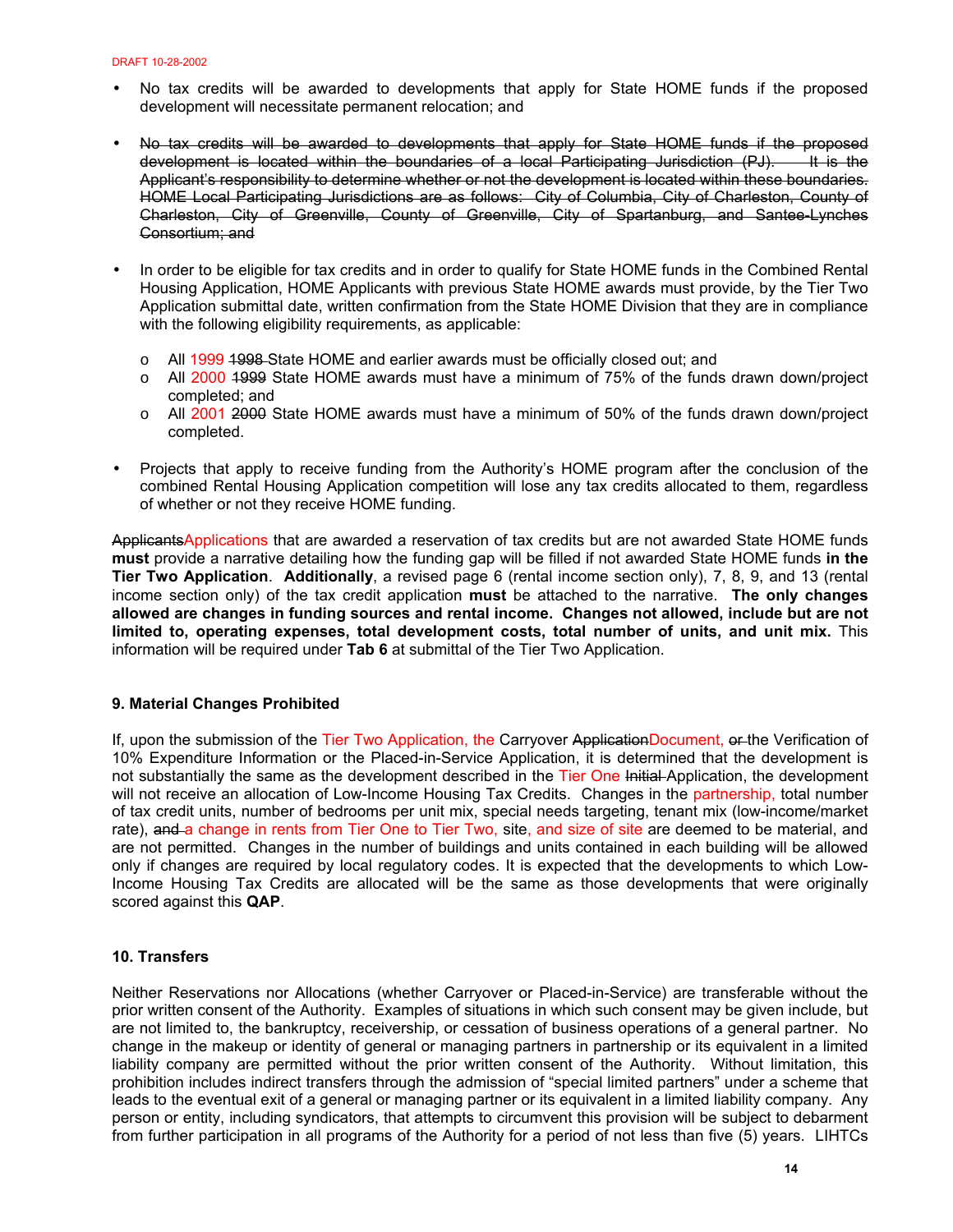- No tax credits will be awarded to developments that apply for State HOME funds if the proposed development will necessitate permanent relocation; and

- ~~No tax credits will be awarded to developments that apply for State HOME funds if the proposed development is located within the boundaries of a local Participating Jurisdiction (PJ). It is the Applicant's responsibility to determine whether or not the development is located within these boundaries. HOME Local Participating Jurisdictions are as follows: City of Columbia, City of Charleston, County of Charleston, City of Greenville, County of Greenville, City of Spartanburg, and Santee-Lynches Consortium; and~~

- In order to be eligible for tax credits and in order to qualify for State HOME funds in the Combined Rental Housing Application, HOME Applicants with previous State HOME awards must provide, by the Tier Two Application submittal date, written confirmation from the State HOME Division that they are in compliance with the following eligibility requirements, as applicable:

  - All 1999 ~~1998~~ State HOME and earlier awards must be officially closed out; and
  - All 2000 ~~1999~~ State HOME awards must have a minimum of 75% of the funds drawn down/project completed; and
  - All 2001 ~~2000~~ State HOME awards must have a minimum of 50% of the funds drawn down/project completed.

- Projects that apply to receive funding from the Authority's HOME program after the conclusion of the combined Rental Housing Application competition will lose any tax credits allocated to them, regardless of whether or not they receive HOME funding.

~~Applicants~~Applications that are awarded a reservation of tax credits but are not awarded State HOME funds **must** provide a narrative detailing how the funding gap will be filled if not awarded State HOME funds **in the Tier Two Application**. **Additionally**, a revised page 6 (rental income section only), 7, 8, 9, and 13 (rental income section only) of the tax credit application **must** be attached to the narrative. **The only changes allowed are changes in funding sources and rental income. Changes not allowed, include but are not limited to, operating expenses, total development costs, total number of units, and unit mix.** This information will be required under **Tab 6** at submittal of the Tier Two Application.

### 9. Material Changes Prohibited

If, upon the submission of the Tier Two Application, the Carryover ~~Application~~Document, ~~or~~ the Verification of 10% Expenditure Information or the Placed-in-Service Application, it is determined that the development is not substantially the same as the development described in the Tier One ~~Initial~~ Application, the development will not receive an allocation of Low-Income Housing Tax Credits. Changes in the partnership, total number of tax credit units, number of bedrooms per unit mix, special needs targeting, tenant mix (low-income/market rate), ~~and~~ a change in rents from Tier One to Tier Two, site, and size of site are deemed to be material, and are not permitted. Changes in the number of buildings and units contained in each building will be allowed only if changes are required by local regulatory codes. It is expected that the developments to which Low-Income Housing Tax Credits are allocated will be the same as those developments that were originally scored against this **QAP**.

### 10. Transfers

Neither Reservations nor Allocations (whether Carryover or Placed-in-Service) are transferable without the prior written consent of the Authority. Examples of situations in which such consent may be given include, but are not limited to, the bankruptcy, receivership, or cessation of business operations of a general partner. No change in the makeup or identity of general or managing partners in partnership or its equivalent in a limited liability company are permitted without the prior written consent of the Authority. Without limitation, this prohibition includes indirect transfers through the admission of "special limited partners" under a scheme that leads to the eventual exit of a general or managing partner or its equivalent in a limited liability company. Any person or entity, including syndicators, that attempts to circumvent this provision will be subject to debarment from further participation in all programs of the Authority for a period of not less than five (5) years. LIHTCs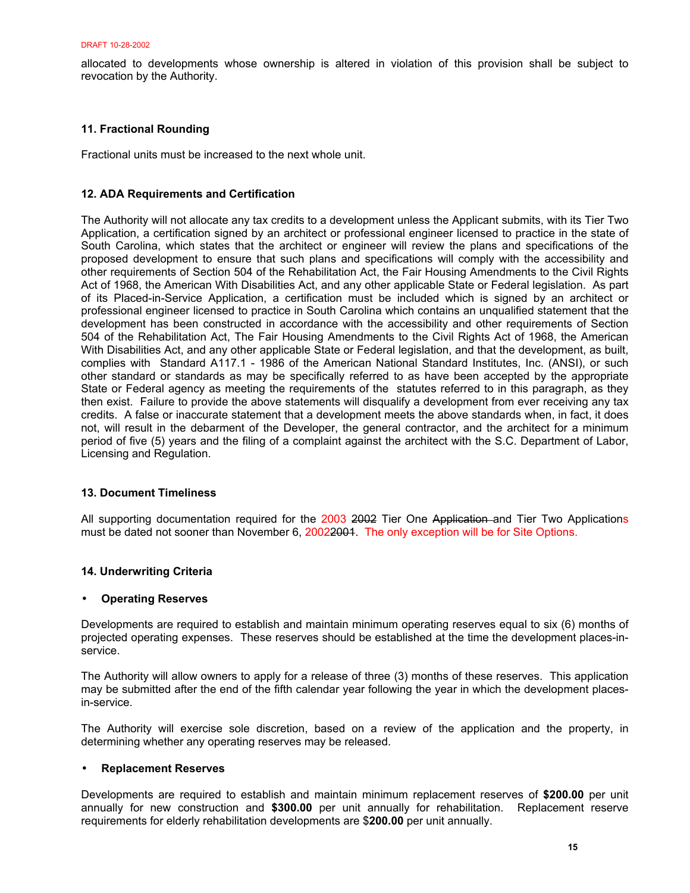allocated to developments whose ownership is altered in violation of this provision shall be subject to revocation by the Authority.

### 11. Fractional Rounding

Fractional units must be increased to the next whole unit.

### 12. ADA Requirements and Certification

The Authority will not allocate any tax credits to a development unless the Applicant submits, with its Tier Two Application, a certification signed by an architect or professional engineer licensed to practice in the state of South Carolina, which states that the architect or engineer will review the plans and specifications of the proposed development to ensure that such plans and specifications will comply with the accessibility and other requirements of Section 504 of the Rehabilitation Act, the Fair Housing Amendments to the Civil Rights Act of 1968, the American With Disabilities Act, and any other applicable State or Federal legislation. As part of its Placed-in-Service Application, a certification must be included which is signed by an architect or professional engineer licensed to practice in South Carolina which contains an unqualified statement that the development has been constructed in accordance with the accessibility and other requirements of Section 504 of the Rehabilitation Act, The Fair Housing Amendments to the Civil Rights Act of 1968, the American With Disabilities Act, and any other applicable State or Federal legislation, and that the development, as built, complies with Standard A117.1 - 1986 of the American National Standard Institutes, Inc. (ANSI), or such other standard or standards as may be specifically referred to as have been accepted by the appropriate State or Federal agency as meeting the requirements of the statutes referred to in this paragraph, as they then exist. Failure to provide the above statements will disqualify a development from ever receiving any tax credits. A false or inaccurate statement that a development meets the above standards when, in fact, it does not, will result in the debarment of the Developer, the general contractor, and the architect for a minimum period of five (5) years and the filing of a complaint against the architect with the S.C. Department of Labor, Licensing and Regulation.

### 13. Document Timeliness

All supporting documentation required for the 2003 ~~2002~~ Tier One ~~Application~~ and Tier Two Applications must be dated not sooner than November 6, 2002~~2001~~. The only exception will be for Site Options.

### 14. Underwriting Criteria

- **Operating Reserves**

Developments are required to establish and maintain minimum operating reserves equal to six (6) months of projected operating expenses. These reserves should be established at the time the development places-in-service.

The Authority will allow owners to apply for a release of three (3) months of these reserves. This application may be submitted after the end of the fifth calendar year following the year in which the development places-in-service.

The Authority will exercise sole discretion, based on a review of the application and the property, in determining whether any operating reserves may be released.

- **Replacement Reserves**

Developments are required to establish and maintain minimum replacement reserves of **$200.00** per unit annually for new construction and **$300.00** per unit annually for rehabilitation. Replacement reserve requirements for elderly rehabilitation developments are $**200.00** per unit annually.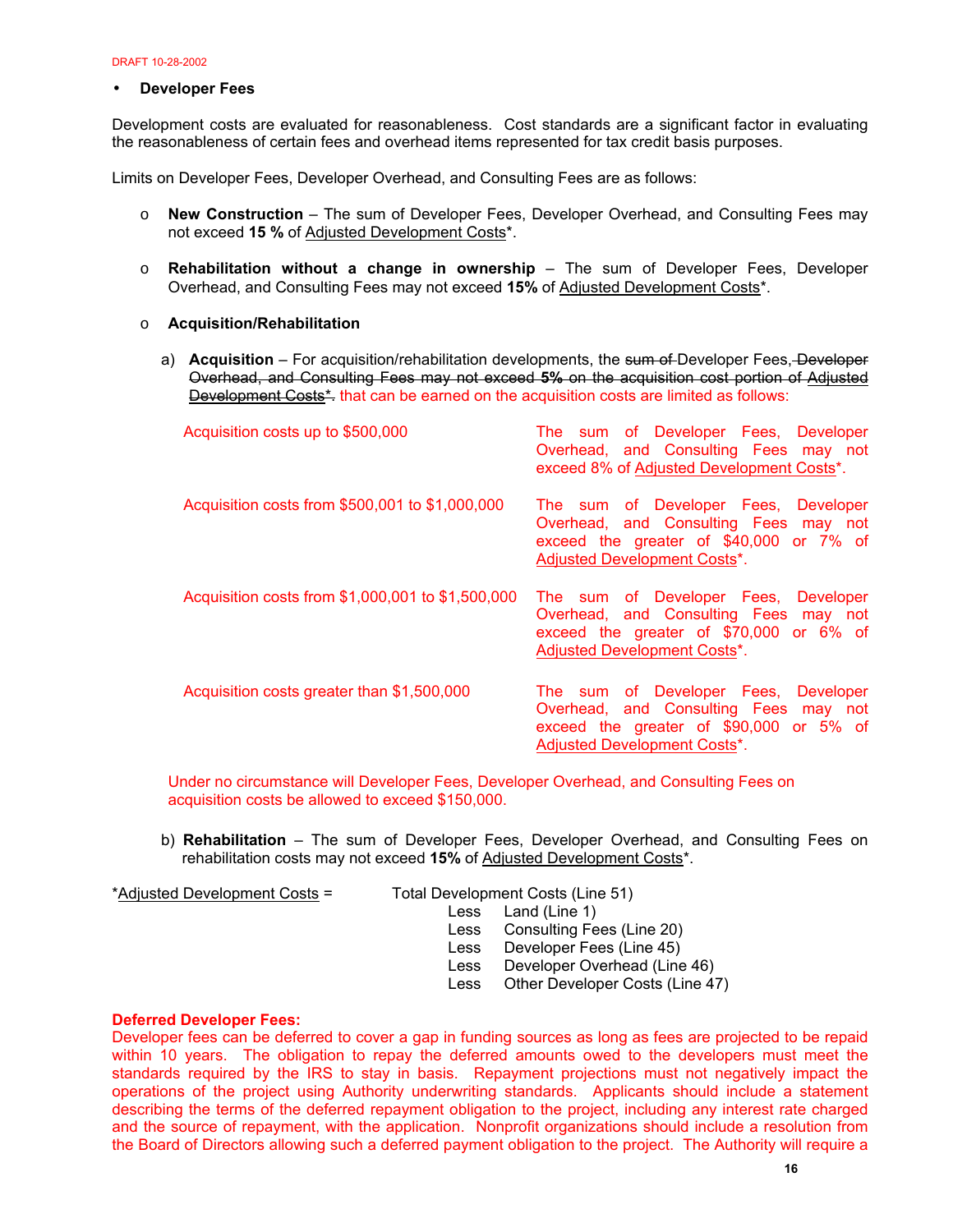DRAFT 10-28-2002

- **Developer Fees**

Development costs are evaluated for reasonableness. Cost standards are a significant factor in evaluating the reasonableness of certain fees and overhead items represented for tax credit basis purposes.

Limits on Developer Fees, Developer Overhead, and Consulting Fees are as follows:

- **New Construction** – The sum of Developer Fees, Developer Overhead, and Consulting Fees may not exceed **15 %** of Adjusted Development Costs*.

- **Rehabilitation without a change in ownership** – The sum of Developer Fees, Developer Overhead, and Consulting Fees may not exceed **15%** of Adjusted Development Costs*.

- **Acquisition/Rehabilitation**

  a) **Acquisition** – For acquisition/rehabilitation developments, the ~~sum of~~ Developer Fees~~, Developer Overhead, and Consulting Fees may not exceed **5%** on the acquisition cost portion of Adjusted Development Costs*.~~ that can be earned on the acquisition costs are limited as follows:

| | |
|---|---|
| Acquisition costs up to $500,000 | The sum of Developer Fees, Developer Overhead, and Consulting Fees may not exceed 8% of Adjusted Development Costs*. |
| Acquisition costs from $500,001 to $1,000,000 | The sum of Developer Fees, Developer Overhead, and Consulting Fees may not exceed the greater of $40,000 or 7% of Adjusted Development Costs*. |
| Acquisition costs from $1,000,001 to $1,500,000 | The sum of Developer Fees, Developer Overhead, and Consulting Fees may not exceed the greater of $70,000 or 6% of Adjusted Development Costs*. |
| Acquisition costs greater than $1,500,000 | The sum of Developer Fees, Developer Overhead, and Consulting Fees may not exceed the greater of $90,000 or 5% of Adjusted Development Costs*. |

  Under no circumstance will Developer Fees, Developer Overhead, and Consulting Fees on acquisition costs be allowed to exceed $150,000.

  b) **Rehabilitation** – The sum of Developer Fees, Developer Overhead, and Consulting Fees on rehabilitation costs may not exceed **15%** of Adjusted Development Costs*.

*Adjusted Development Costs = Total Development Costs (Line 51)
- Less Land (Line 1)
- Less Consulting Fees (Line 20)
- Less Developer Fees (Line 45)
- Less Developer Overhead (Line 46)
- Less Other Developer Costs (Line 47)

**Deferred Developer Fees:**
Developer fees can be deferred to cover a gap in funding sources as long as fees are projected to be repaid within 10 years. The obligation to repay the deferred amounts owed to the developers must meet the standards required by the IRS to stay in basis. Repayment projections must not negatively impact the operations of the project using Authority underwriting standards. Applicants should include a statement describing the terms of the deferred repayment obligation to the project, including any interest rate charged and the source of repayment, with the application. Nonprofit organizations should include a resolution from the Board of Directors allowing such a deferred payment obligation to the project. The Authority will require a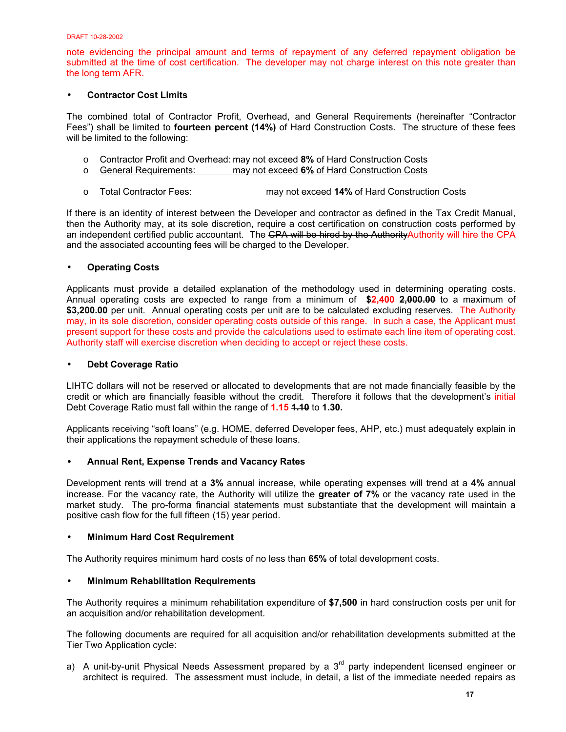note evidencing the principal amount and terms of repayment of any deferred repayment obligation be submitted at the time of cost certification. The developer may not charge interest on this note greater than the long term AFR.

- **Contractor Cost Limits**

The combined total of Contractor Profit, Overhead, and General Requirements (hereinafter "Contractor Fees") shall be limited to **fourteen percent (14%)** of Hard Construction Costs. The structure of these fees will be limited to the following:

- Contractor Profit and Overhead: may not exceed **8%** of Hard Construction Costs
- General Requirements: may not exceed **6%** of Hard Construction Costs

- Total Contractor Fees: may not exceed **14%** of Hard Construction Costs

If there is an identity of interest between the Developer and contractor as defined in the Tax Credit Manual, then the Authority may, at its sole discretion, require a cost certification on construction costs performed by an independent certified public accountant. The ~~CPA will be hired by the Authority~~Authority will hire the CPA and the associated accounting fees will be charged to the Developer.

- **Operating Costs**

Applicants must provide a detailed explanation of the methodology used in determining operating costs. Annual operating costs are expected to range from a minimum of **$2,400** ~~**2,000.00**~~ to a maximum of **$3,200.00** per unit. Annual operating costs per unit are to be calculated excluding reserves. The Authority may, in its sole discretion, consider operating costs outside of this range. In such a case, the Applicant must present support for these costs and provide the calculations used to estimate each line item of operating cost. Authority staff will exercise discretion when deciding to accept or reject these costs.

- **Debt Coverage Ratio**

LIHTC dollars will not be reserved or allocated to developments that are not made financially feasible by the credit or which are financially feasible without the credit. Therefore it follows that the development's initial Debt Coverage Ratio must fall within the range of **1.15** ~~**1.10**~~ to **1.30.**

Applicants receiving "soft loans" (e.g. HOME, deferred Developer fees, AHP, etc.) must adequately explain in their applications the repayment schedule of these loans.

- **Annual Rent, Expense Trends and Vacancy Rates**

Development rents will trend at a **3%** annual increase, while operating expenses will trend at a **4%** annual increase. For the vacancy rate, the Authority will utilize the **greater of 7%** or the vacancy rate used in the market study. The pro-forma financial statements must substantiate that the development will maintain a positive cash flow for the full fifteen (15) year period.

- **Minimum Hard Cost Requirement**

The Authority requires minimum hard costs of no less than **65%** of total development costs.

- **Minimum Rehabilitation Requirements**

The Authority requires a minimum rehabilitation expenditure of **$7,500** in hard construction costs per unit for an acquisition and/or rehabilitation development.

The following documents are required for all acquisition and/or rehabilitation developments submitted at the Tier Two Application cycle:

a) A unit-by-unit Physical Needs Assessment prepared by a 3rd party independent licensed engineer or architect is required. The assessment must include, in detail, a list of the immediate needed repairs as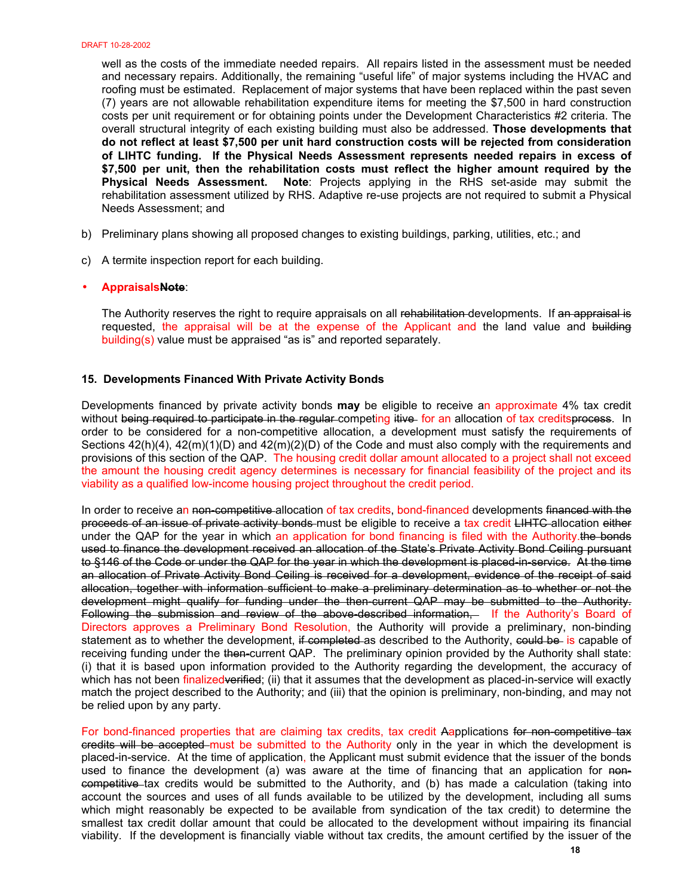well as the costs of the immediate needed repairs. All repairs listed in the assessment must be needed and necessary repairs. Additionally, the remaining "useful life" of major systems including the HVAC and roofing must be estimated. Replacement of major systems that have been replaced within the past seven (7) years are not allowable rehabilitation expenditure items for meeting the $7,500 in hard construction costs per unit requirement or for obtaining points under the Development Characteristics #2 criteria. The overall structural integrity of each existing building must also be addressed. **Those developments that do not reflect at least $7,500 per unit hard construction costs will be rejected from consideration of LIHTC funding. If the Physical Needs Assessment represents needed repairs in excess of $7,500 per unit, then the rehabilitation costs must reflect the higher amount required by the Physical Needs Assessment. Note**: Projects applying in the RHS set-aside may submit the rehabilitation assessment utilized by RHS. Adaptive re-use projects are not required to submit a Physical Needs Assessment; and

b) Preliminary plans showing all proposed changes to existing buildings, parking, utilities, etc.; and

c) A termite inspection report for each building.

- **AppraisalsNote**:

  The Authority reserves the right to require appraisals on all rehabilitation developments. If an appraisal is requested, the appraisal will be at the expense of the Applicant and the land value and building building(s) value must be appraised "as is" and reported separately.

**15. Developments Financed With Private Activity Bonds**

Developments financed by private activity bonds **may** be eligible to receive an approximate 4% tax credit without being required to participate in the regular competing itive for an allocation of tax creditsprocess. In order to be considered for a non-competitive allocation, a development must satisfy the requirements of Sections 42(h)(4), 42(m)(1)(D) and 42(m)(2)(D) of the Code and must also comply with the requirements and provisions of this section of the QAP. The housing credit dollar amount allocated to a project shall not exceed the amount the housing credit agency determines is necessary for financial feasibility of the project and its viability as a qualified low-income housing project throughout the credit period.

In order to receive an non-competitive allocation of tax credits, bond-financed developments financed with the proceeds of an issue of private activity bonds must be eligible to receive a tax credit LIHTC allocation either under the QAP for the year in which an application for bond financing is filed with the Authority.the bonds used to finance the development received an allocation of the State's Private Activity Bond Ceiling pursuant to §146 of the Code or under the QAP for the year in which the development is placed-in-service. At the time an allocation of Private Activity Bond Ceiling is received for a development, evidence of the receipt of said allocation, together with information sufficient to make a preliminary determination as to whether or not the development might qualify for funding under the then-current QAP may be submitted to the Authority. Following the submission and review of the above-described information, If the Authority's Board of Directors approves a Preliminary Bond Resolution, the Authority will provide a preliminary, non-binding statement as to whether the development, if completed as described to the Authority, could be is capable of receiving funding under the then-current QAP. The preliminary opinion provided by the Authority shall state: (i) that it is based upon information provided to the Authority regarding the development, the accuracy of which has not been finalizedverified; (ii) that it assumes that the development as placed-in-service will exactly match the project described to the Authority; and (iii) that the opinion is preliminary, non-binding, and may not be relied upon by any party.

For bond-financed properties that are claiming tax credits, tax credit AApplications for non-competitive tax credits will be accepted must be submitted to the Authority only in the year in which the development is placed-in-service. At the time of application, the Applicant must submit evidence that the issuer of the bonds used to finance the development (a) was aware at the time of financing that an application for non-competitive tax credits would be submitted to the Authority, and (b) has made a calculation (taking into account the sources and uses of all funds available to be utilized by the development, including all sums which might reasonably be expected to be available from syndication of the tax credit) to determine the smallest tax credit dollar amount that could be allocated to the development without impairing its financial viability. If the development is financially viable without tax credits, the amount certified by the issuer of the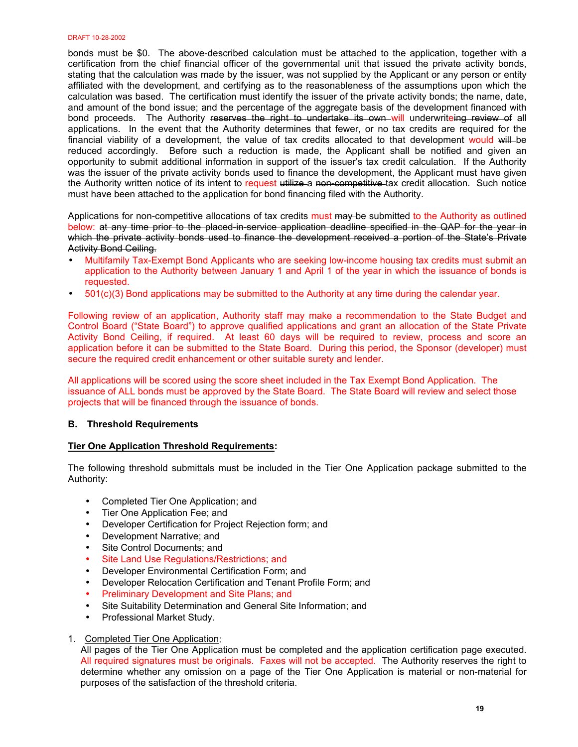bonds must be $0. The above-described calculation must be attached to the application, together with a certification from the chief financial officer of the governmental unit that issued the private activity bonds, stating that the calculation was made by the issuer, was not supplied by the Applicant or any person or entity affiliated with the development, and certifying as to the reasonableness of the assumptions upon which the calculation was based. The certification must identify the issuer of the private activity bonds; the name, date, and amount of the bond issue; and the percentage of the aggregate basis of the development financed with bond proceeds. The Authority ~~reserves the right to undertake its own~~ will underwrite~~ing review of~~ all applications. In the event that the Authority determines that fewer, or no tax credits are required for the financial viability of a development, the value of tax credits allocated to that development would ~~will~~ be reduced accordingly. Before such a reduction is made, the Applicant shall be notified and given an opportunity to submit additional information in support of the issuer's tax credit calculation. If the Authority was the issuer of the private activity bonds used to finance the development, the Applicant must have given the Authority written notice of its intent to request ~~utilize a non-competitive~~ tax credit allocation. Such notice must have been attached to the application for bond financing filed with the Authority.

Applications for non-competitive allocations of tax credits must ~~may~~ be submitted to the Authority as outlined below: ~~at any time prior to the placed-in-service application deadline specified in the QAP for the year in which the private activity bonds used to finance the development received a portion of the State's Private Activity Bond Ceiling.~~

- Multifamily Tax-Exempt Bond Applicants who are seeking low-income housing tax credits must submit an application to the Authority between January 1 and April 1 of the year in which the issuance of bonds is requested.
- 501(c)(3) Bond applications may be submitted to the Authority at any time during the calendar year.

Following review of an application, Authority staff may make a recommendation to the State Budget and Control Board ("State Board") to approve qualified applications and grant an allocation of the State Private Activity Bond Ceiling, if required. At least 60 days will be required to review, process and score an application before it can be submitted to the State Board. During this period, the Sponsor (developer) must secure the required credit enhancement or other suitable surety and lender.

All applications will be scored using the score sheet included in the Tax Exempt Bond Application. The issuance of ALL bonds must be approved by the State Board. The State Board will review and select those projects that will be financed through the issuance of bonds.

### B. Threshold Requirements

**Tier One Application Threshold Requirements:**

The following threshold submittals must be included in the Tier One Application package submitted to the Authority:

- Completed Tier One Application; and
- Tier One Application Fee; and
- Developer Certification for Project Rejection form; and
- Development Narrative; and
- Site Control Documents; and
- Site Land Use Regulations/Restrictions; and
- Developer Environmental Certification Form; and
- Developer Relocation Certification and Tenant Profile Form; and
- Preliminary Development and Site Plans; and
- Site Suitability Determination and General Site Information; and
- Professional Market Study.

1. Completed Tier One Application:
   All pages of the Tier One Application must be completed and the application certification page executed. All required signatures must be originals. Faxes will not be accepted. The Authority reserves the right to determine whether any omission on a page of the Tier One Application is material or non-material for purposes of the satisfaction of the threshold criteria.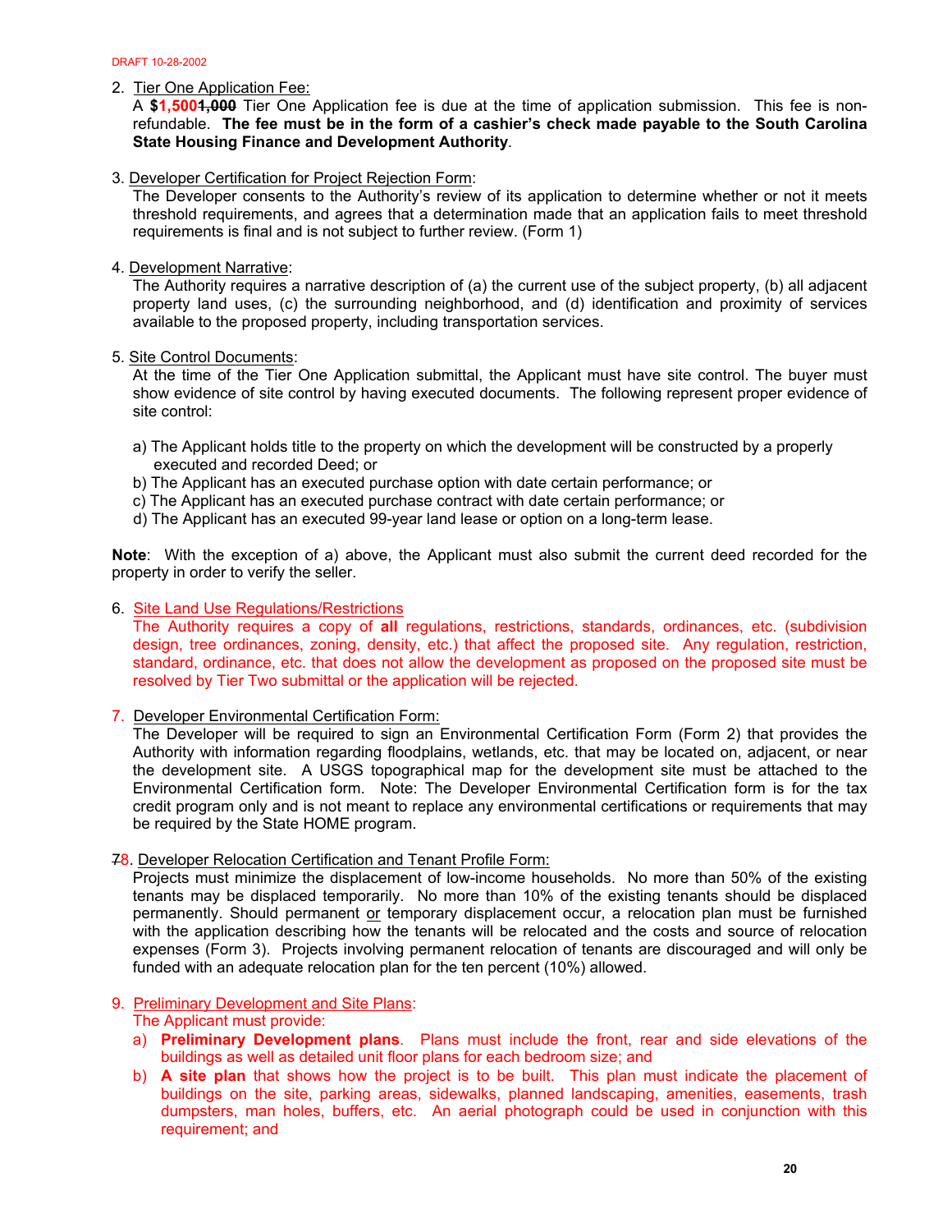DRAFT 10-28-2002

2. Tier One Application Fee:
   A **$1,500~~1,000~~** Tier One Application fee is due at the time of application submission. This fee is non-refundable. **The fee must be in the form of a cashier's check made payable to the South Carolina State Housing Finance and Development Authority**.

3. Developer Certification for Project Rejection Form:
   The Developer consents to the Authority's review of its application to determine whether or not it meets threshold requirements, and agrees that a determination made that an application fails to meet threshold requirements is final and is not subject to further review. (Form 1)

4. Development Narrative:
   The Authority requires a narrative description of (a) the current use of the subject property, (b) all adjacent property land uses, (c) the surrounding neighborhood, and (d) identification and proximity of services available to the proposed property, including transportation services.

5. Site Control Documents:
   At the time of the Tier One Application submittal, the Applicant must have site control. The buyer must show evidence of site control by having executed documents. The following represent proper evidence of site control:

   a) The Applicant holds title to the property on which the development will be constructed by a properly executed and recorded Deed; or
   b) The Applicant has an executed purchase option with date certain performance; or
   c) The Applicant has an executed purchase contract with date certain performance; or
   d) The Applicant has an executed 99-year land lease or option on a long-term lease.

**Note**: With the exception of a) above, the Applicant must also submit the current deed recorded for the property in order to verify the seller.

6. Site Land Use Regulations/Restrictions
   The Authority requires a copy of **all** regulations, restrictions, standards, ordinances, etc. (subdivision design, tree ordinances, zoning, density, etc.) that affect the proposed site. Any regulation, restriction, standard, ordinance, etc. that does not allow the development as proposed on the proposed site must be resolved by Tier Two submittal or the application will be rejected.

7. Developer Environmental Certification Form:
   The Developer will be required to sign an Environmental Certification Form (Form 2) that provides the Authority with information regarding floodplains, wetlands, etc. that may be located on, adjacent, or near the development site. A USGS topographical map for the development site must be attached to the Environmental Certification form. Note: The Developer Environmental Certification form is for the tax credit program only and is not meant to replace any environmental certifications or requirements that may be required by the State HOME program.

~~7~~8. Developer Relocation Certification and Tenant Profile Form:
   Projects must minimize the displacement of low-income households. No more than 50% of the existing tenants may be displaced temporarily. No more than 10% of the existing tenants should be displaced permanently. Should permanent or temporary displacement occur, a relocation plan must be furnished with the application describing how the tenants will be relocated and the costs and source of relocation expenses (Form 3). Projects involving permanent relocation of tenants are discouraged and will only be funded with an adequate relocation plan for the ten percent (10%) allowed.

9. Preliminary Development and Site Plans:
   The Applicant must provide:
   a) **Preliminary Development plans**. Plans must include the front, rear and side elevations of the buildings as well as detailed unit floor plans for each bedroom size; and
   b) **A site plan** that shows how the project is to be built. This plan must indicate the placement of buildings on the site, parking areas, sidewalks, planned landscaping, amenities, easements, trash dumpsters, man holes, buffers, etc. An aerial photograph could be used in conjunction with this requirement; and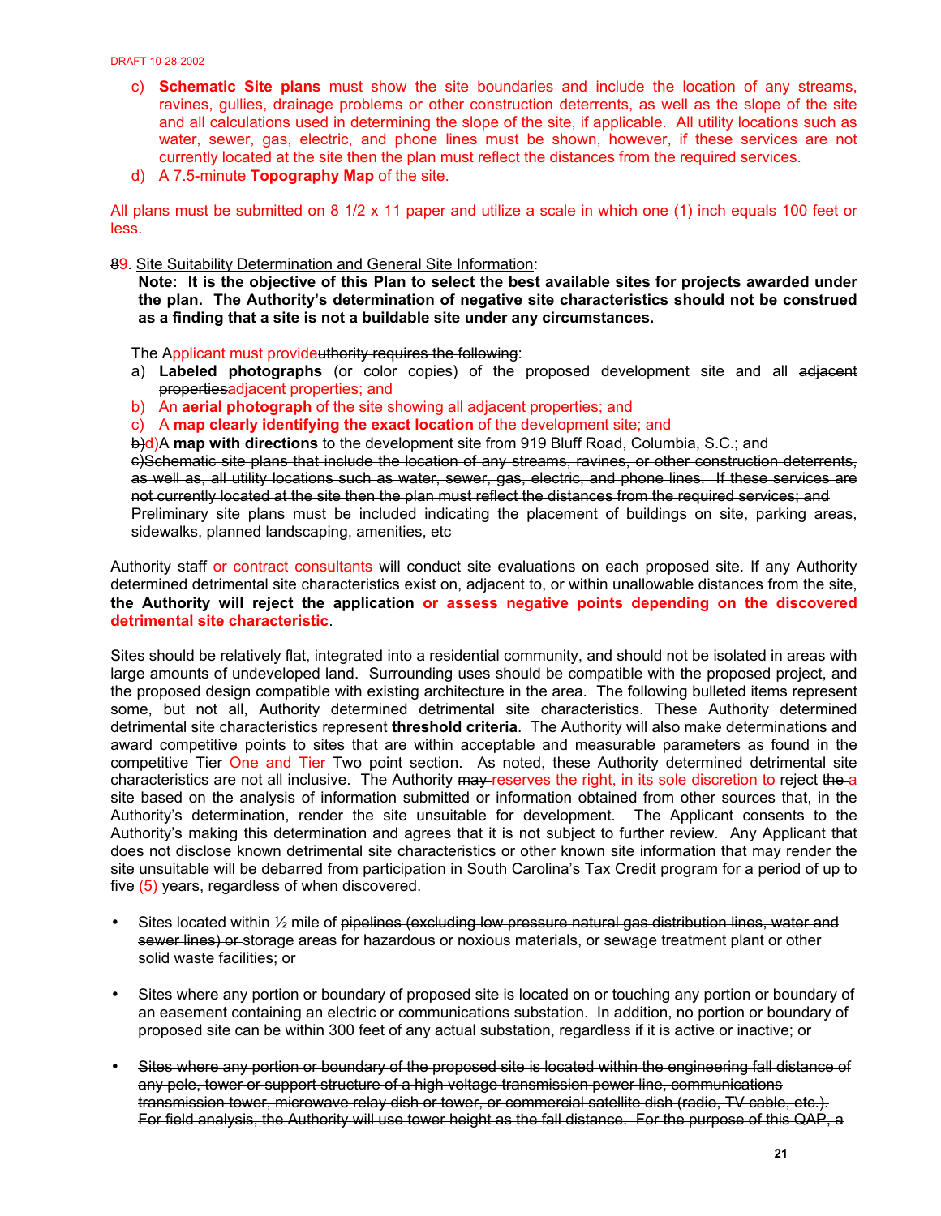c) **Schematic Site plans** must show the site boundaries and include the location of any streams, ravines, gullies, drainage problems or other construction deterrents, as well as the slope of the site and all calculations used in determining the slope of the site, if applicable. All utility locations such as water, sewer, gas, electric, and phone lines must be shown, however, if these services are not currently located at the site then the plan must reflect the distances from the required services.

d) A 7.5-minute **Topography Map** of the site.

All plans must be submitted on 8 1/2 x 11 paper and utilize a scale in which one (1) inch equals 100 feet or less.

~~8~~9. Site Suitability Determination and General Site Information:

**Note: It is the objective of this Plan to select the best available sites for projects awarded under the plan. The Authority's determination of negative site characteristics should not be construed as a finding that a site is not a buildable site under any circumstances.**

The Applicant must provide~~uthority requires the following~~:

a) **Labeled photographs** (or color copies) of the proposed development site and all ~~adjacent properties~~adjacent properties; and

b) An **aerial photograph** of the site showing all adjacent properties; and

c) A **map clearly identifying the exact location** of the development site; and

~~b)~~d)A **map with directions** to the development site from 919 Bluff Road, Columbia, S.C.; and

~~c)Schematic site plans that include the location of any streams, ravines, or other construction deterrents, as well as, all utility locations such as water, sewer, gas, electric, and phone lines. If these services are not currently located at the site then the plan must reflect the distances from the required services; and Preliminary site plans must be included indicating the placement of buildings on site, parking areas, sidewalks, planned landscaping, amenities, etc~~

Authority staff or contract consultants will conduct site evaluations on each proposed site. If any Authority determined detrimental site characteristics exist on, adjacent to, or within unallowable distances from the site, **the Authority will reject the application or assess negative points depending on the discovered detrimental site characteristic**.

Sites should be relatively flat, integrated into a residential community, and should not be isolated in areas with large amounts of undeveloped land. Surrounding uses should be compatible with the proposed project, and the proposed design compatible with existing architecture in the area. The following bulleted items represent some, but not all, Authority determined detrimental site characteristics. These Authority determined detrimental site characteristics represent **threshold criteria**. The Authority will also make determinations and award competitive points to sites that are within acceptable and measurable parameters as found in the competitive Tier One and Tier Two point section. As noted, these Authority determined detrimental site characteristics are not all inclusive. The Authority ~~may~~ reserves the right, in its sole discretion to reject ~~the~~ a site based on the analysis of information submitted or information obtained from other sources that, in the Authority's determination, render the site unsuitable for development. The Applicant consents to the Authority's making this determination and agrees that it is not subject to further review. Any Applicant that does not disclose known detrimental site characteristics or other known site information that may render the site unsuitable will be debarred from participation in South Carolina's Tax Credit program for a period of up to five (5) years, regardless of when discovered.

- Sites located within ½ mile of ~~pipelines (excluding low pressure natural gas distribution lines, water and sewer lines) or~~ storage areas for hazardous or noxious materials, or sewage treatment plant or other solid waste facilities; or

- Sites where any portion or boundary of proposed site is located on or touching any portion or boundary of an easement containing an electric or communications substation. In addition, no portion or boundary of proposed site can be within 300 feet of any actual substation, regardless if it is active or inactive; or

- ~~Sites where any portion or boundary of the proposed site is located within the engineering fall distance of any pole, tower or support structure of a high voltage transmission power line, communications transmission tower, microwave relay dish or tower, or commercial satellite dish (radio, TV cable, etc.). For field analysis, the Authority will use tower height as the fall distance. For the purpose of this QAP, a~~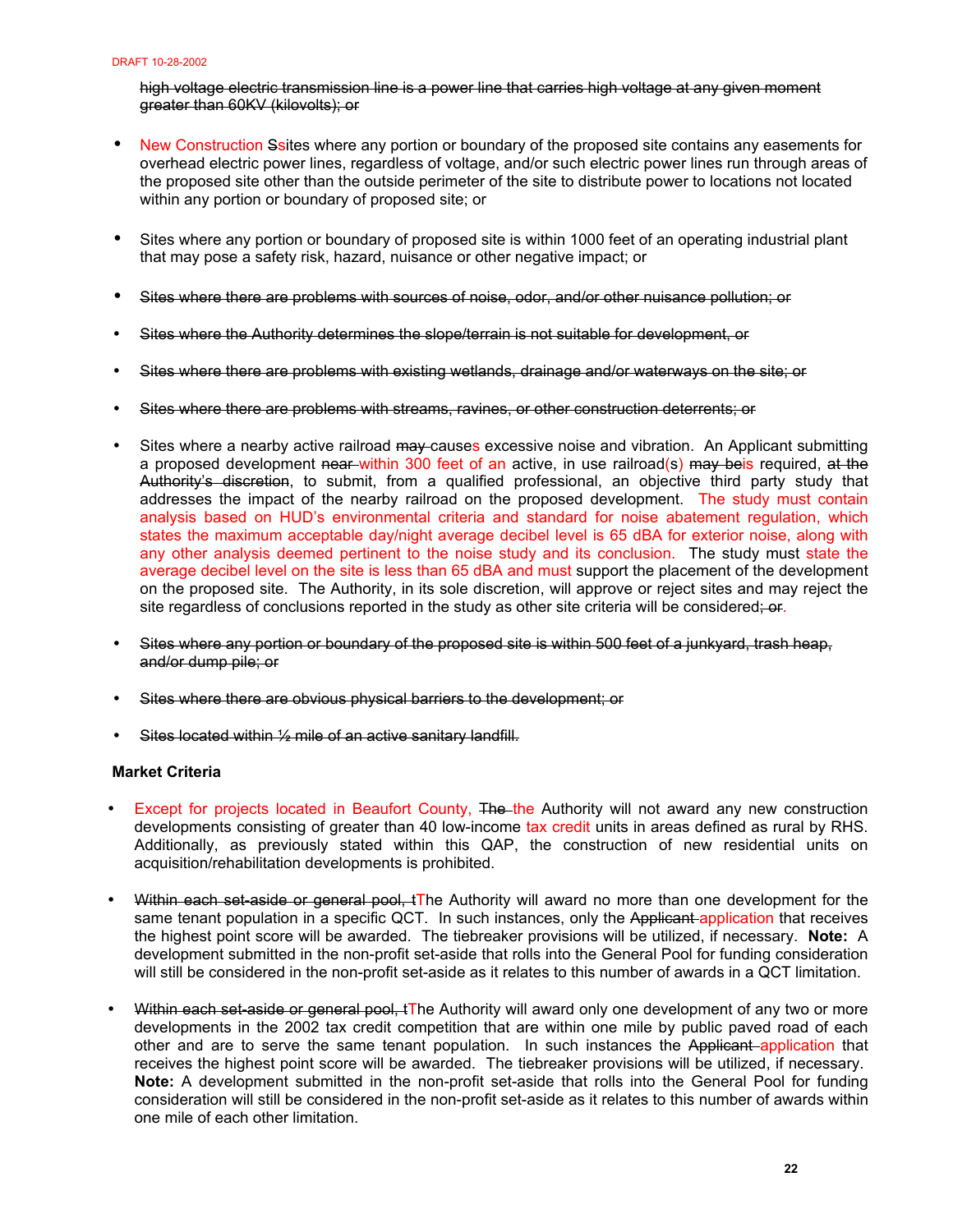~~high voltage electric transmission line is a power line that carries high voltage at any given moment greater than 60KV (kilovolts); or~~

- New Construction ~~S~~sites where any portion or boundary of the proposed site contains any easements for overhead electric power lines, regardless of voltage, and/or such electric power lines run through areas of the proposed site other than the outside perimeter of the site to distribute power to locations not located within any portion or boundary of proposed site; or

- Sites where any portion or boundary of proposed site is within 1000 feet of an operating industrial plant that may pose a safety risk, hazard, nuisance or other negative impact; or

- ~~Sites where there are problems with sources of noise, odor, and/or other nuisance pollution; or~~

- ~~Sites where the Authority determines the slope/terrain is not suitable for development, or~~

- ~~Sites where there are problems with existing wetlands, drainage and/or waterways on the site; or~~

- ~~Sites where there are problems with streams, ravines, or other construction deterrents; or~~

- Sites where a nearby active railroad ~~may~~ causes excessive noise and vibration. An Applicant submitting a proposed development ~~near~~ within 300 feet of an active, in use railroad(s) ~~may be~~is required, ~~at the Authority's discretion~~, to submit, from a qualified professional, an objective third party study that addresses the impact of the nearby railroad on the proposed development. The study must contain analysis based on HUD's environmental criteria and standard for noise abatement regulation, which states the maximum acceptable day/night average decibel level is 65 dBA for exterior noise, along with any other analysis deemed pertinent to the noise study and its conclusion. The study must state the average decibel level on the site is less than 65 dBA and must support the placement of the development on the proposed site. The Authority, in its sole discretion, will approve or reject sites and may reject the site regardless of conclusions reported in the study as other site criteria will be considered~~; or~~.

- ~~Sites where any portion or boundary of the proposed site is within 500 feet of a junkyard, trash heap, and/or dump pile; or~~

- ~~Sites where there are obvious physical barriers to the development; or~~

- ~~Sites located within ½ mile of an active sanitary landfill.~~

**Market Criteria**

- Except for projects located in Beaufort County, ~~The~~ the Authority will not award any new construction developments consisting of greater than 40 low-income tax credit units in areas defined as rural by RHS. Additionally, as previously stated within this QAP, the construction of new residential units on acquisition/rehabilitation developments is prohibited.

- ~~Within each set-aside or general pool, t~~The Authority will award no more than one development for the same tenant population in a specific QCT. In such instances, only the ~~Applicant~~ application that receives the highest point score will be awarded. The tiebreaker provisions will be utilized, if necessary. **Note:** A development submitted in the non-profit set-aside that rolls into the General Pool for funding consideration will still be considered in the non-profit set-aside as it relates to this number of awards in a QCT limitation.

- ~~Within each set-aside or general pool, t~~The Authority will award only one development of any two or more developments in the 2002 tax credit competition that are within one mile by public paved road of each other and are to serve the same tenant population. In such instances the ~~Applicant~~ application that receives the highest point score will be awarded. The tiebreaker provisions will be utilized, if necessary. **Note:** A development submitted in the non-profit set-aside that rolls into the General Pool for funding consideration will still be considered in the non-profit set-aside as it relates to this number of awards within one mile of each other limitation.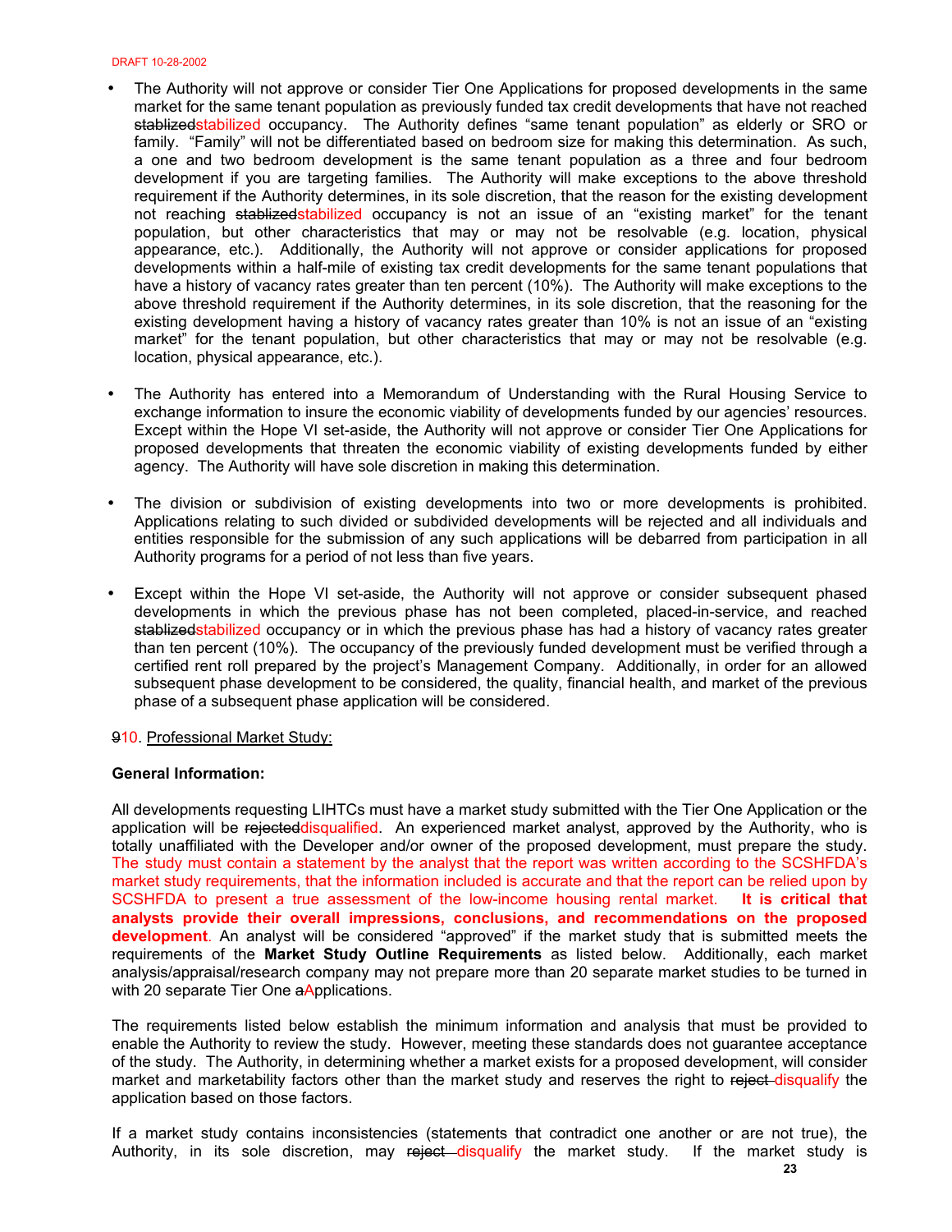- The Authority will not approve or consider Tier One Applications for proposed developments in the same market for the same tenant population as previously funded tax credit developments that have not reached ~~stablized~~stabilized occupancy. The Authority defines "same tenant population" as elderly or SRO or family. "Family" will not be differentiated based on bedroom size for making this determination. As such, a one and two bedroom development is the same tenant population as a three and four bedroom development if you are targeting families. The Authority will make exceptions to the above threshold requirement if the Authority determines, in its sole discretion, that the reason for the existing development not reaching ~~stablized~~stabilized occupancy is not an issue of an "existing market" for the tenant population, but other characteristics that may or may not be resolvable (e.g. location, physical appearance, etc.). Additionally, the Authority will not approve or consider applications for proposed developments within a half-mile of existing tax credit developments for the same tenant populations that have a history of vacancy rates greater than ten percent (10%). The Authority will make exceptions to the above threshold requirement if the Authority determines, in its sole discretion, that the reasoning for the existing development having a history of vacancy rates greater than 10% is not an issue of an "existing market" for the tenant population, but other characteristics that may or may not be resolvable (e.g. location, physical appearance, etc.).

- The Authority has entered into a Memorandum of Understanding with the Rural Housing Service to exchange information to insure the economic viability of developments funded by our agencies' resources. Except within the Hope VI set-aside, the Authority will not approve or consider Tier One Applications for proposed developments that threaten the economic viability of existing developments funded by either agency. The Authority will have sole discretion in making this determination.

- The division or subdivision of existing developments into two or more developments is prohibited. Applications relating to such divided or subdivided developments will be rejected and all individuals and entities responsible for the submission of any such applications will be debarred from participation in all Authority programs for a period of not less than five years.

- Except within the Hope VI set-aside, the Authority will not approve or consider subsequent phased developments in which the previous phase has not been completed, placed-in-service, and reached ~~stablized~~stabilized occupancy or in which the previous phase has had a history of vacancy rates greater than ten percent (10%). The occupancy of the previously funded development must be verified through a certified rent roll prepared by the project's Management Company. Additionally, in order for an allowed subsequent phase development to be considered, the quality, financial health, and market of the previous phase of a subsequent phase application will be considered.

~~9~~10. Professional Market Study:

**General Information:**

All developments requesting LIHTCs must have a market study submitted with the Tier One Application or the application will be ~~rejected~~disqualified. An experienced market analyst, approved by the Authority, who is totally unaffiliated with the Developer and/or owner of the proposed development, must prepare the study. The study must contain a statement by the analyst that the report was written according to the SCSHFDA's market study requirements, that the information included is accurate and that the report can be relied upon by SCSHFDA to present a true assessment of the low-income housing rental market. **It is critical that analysts provide their overall impressions, conclusions, and recommendations on the proposed development**. An analyst will be considered "approved" if the market study that is submitted meets the requirements of the **Market Study Outline Requirements** as listed below. Additionally, each market analysis/appraisal/research company may not prepare more than 20 separate market studies to be turned in with 20 separate Tier One ~~a~~Applications.

The requirements listed below establish the minimum information and analysis that must be provided to enable the Authority to review the study. However, meeting these standards does not guarantee acceptance of the study. The Authority, in determining whether a market exists for a proposed development, will consider market and marketability factors other than the market study and reserves the right to ~~reject~~ disqualify the application based on those factors.

If a market study contains inconsistencies (statements that contradict one another or are not true), the Authority, in its sole discretion, may ~~reject~~ disqualify the market study. If the market study is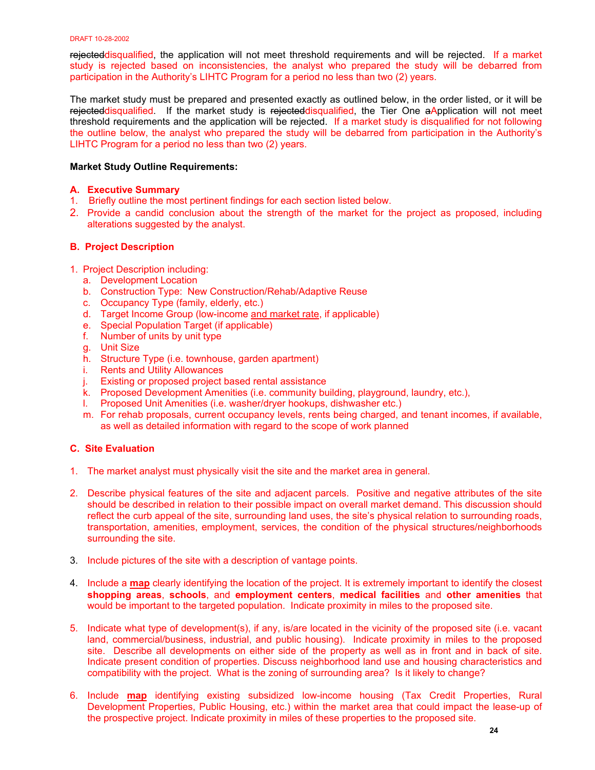~~rejected~~disqualified, the application will not meet threshold requirements and will be rejected. If a market study is rejected based on inconsistencies, the analyst who prepared the study will be debarred from participation in the Authority's LIHTC Program for a period no less than two (2) years.

The market study must be prepared and presented exactly as outlined below, in the order listed, or it will be ~~rejected~~disqualified. If the market study is ~~rejected~~disqualified, the Tier One ~~a~~Application will not meet threshold requirements and the application will be rejected. If a market study is disqualified for not following the outline below, the analyst who prepared the study will be debarred from participation in the Authority's LIHTC Program for a period no less than two (2) years.

**Market Study Outline Requirements:**

**A. Executive Summary**

1. Briefly outline the most pertinent findings for each section listed below.
2. Provide a candid conclusion about the strength of the market for the project as proposed, including alterations suggested by the analyst.

**B. Project Description**

1. Project Description including:
   a. Development Location
   b. Construction Type: New Construction/Rehab/Adaptive Reuse
   c. Occupancy Type (family, elderly, etc.)
   d. Target Income Group (low-income and market rate, if applicable)
   e. Special Population Target (if applicable)
   f. Number of units by unit type
   g. Unit Size
   h. Structure Type (i.e. townhouse, garden apartment)
   i. Rents and Utility Allowances
   j. Existing or proposed project based rental assistance
   k. Proposed Development Amenities (i.e. community building, playground, laundry, etc.),
   l. Proposed Unit Amenities (i.e. washer/dryer hookups, dishwasher etc.)
   m. For rehab proposals, current occupancy levels, rents being charged, and tenant incomes, if available, as well as detailed information with regard to the scope of work planned

**C. Site Evaluation**

1. The market analyst must physically visit the site and the market area in general.

2. Describe physical features of the site and adjacent parcels. Positive and negative attributes of the site should be described in relation to their possible impact on overall market demand. This discussion should reflect the curb appeal of the site, surrounding land uses, the site's physical relation to surrounding roads, transportation, amenities, employment, services, the condition of the physical structures/neighborhoods surrounding the site.

3. Include pictures of the site with a description of vantage points.

4. Include a **map** clearly identifying the location of the project. It is extremely important to identify the closest **shopping areas**, **schools**, and **employment centers**, **medical facilities** and **other amenities** that would be important to the targeted population. Indicate proximity in miles to the proposed site.

5. Indicate what type of development(s), if any, is/are located in the vicinity of the proposed site (i.e. vacant land, commercial/business, industrial, and public housing). Indicate proximity in miles to the proposed site. Describe all developments on either side of the property as well as in front and in back of site. Indicate present condition of properties. Discuss neighborhood land use and housing characteristics and compatibility with the project. What is the zoning of surrounding area? Is it likely to change?

6. Include **map** identifying existing subsidized low-income housing (Tax Credit Properties, Rural Development Properties, Public Housing, etc.) within the market area that could impact the lease-up of the prospective project. Indicate proximity in miles of these properties to the proposed site.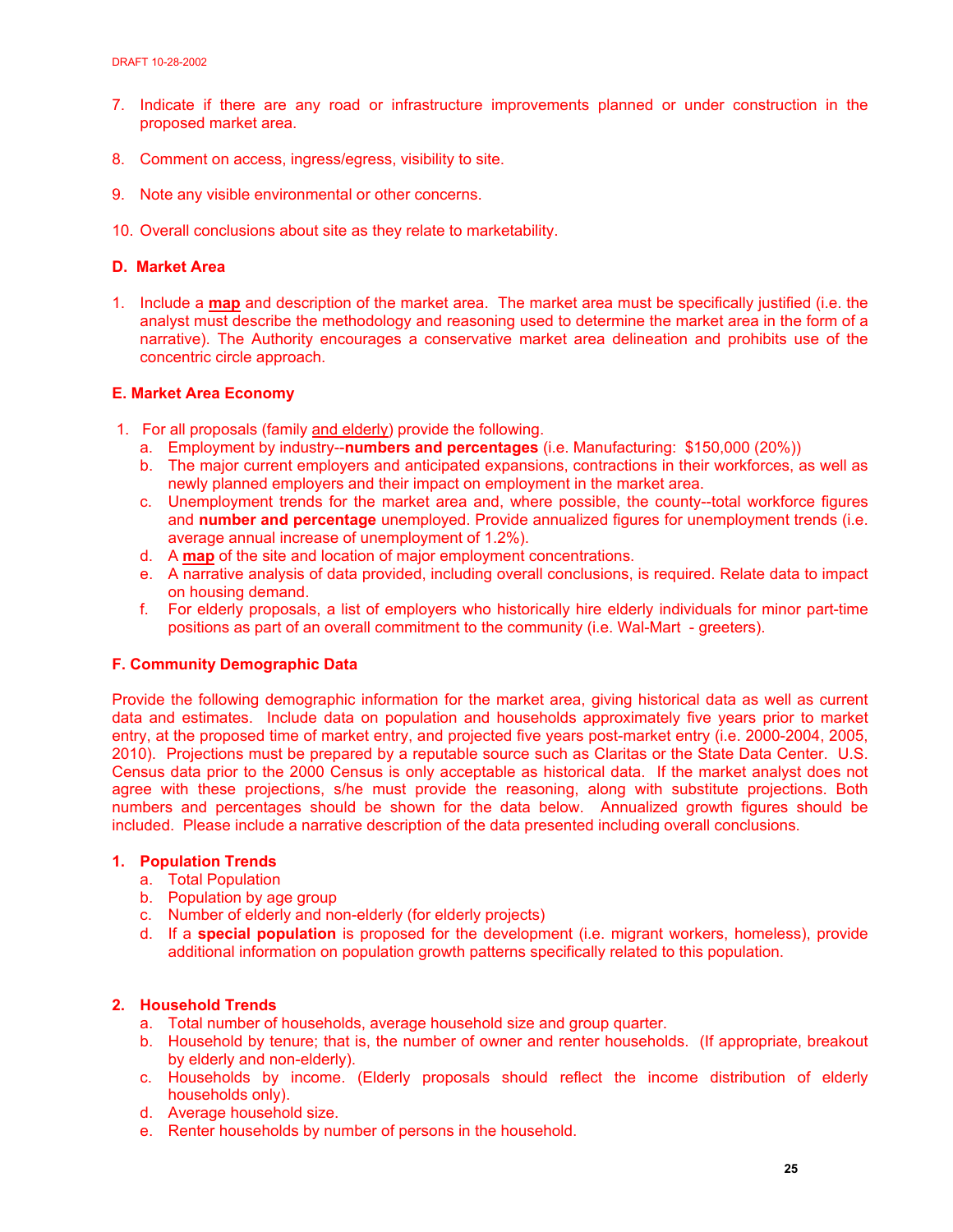7. Indicate if there are any road or infrastructure improvements planned or under construction in the proposed market area.

8. Comment on access, ingress/egress, visibility to site.

9. Note any visible environmental or other concerns.

10. Overall conclusions about site as they relate to marketability.

### D. Market Area

1. Include a **map** and description of the market area. The market area must be specifically justified (i.e. the analyst must describe the methodology and reasoning used to determine the market area in the form of a narrative). The Authority encourages a conservative market area delineation and prohibits use of the concentric circle approach.

### E. Market Area Economy

1. For all proposals (family and elderly) provide the following.
   a. Employment by industry--**numbers and percentages** (i.e. Manufacturing: $150,000 (20%))
   b. The major current employers and anticipated expansions, contractions in their workforces, as well as newly planned employers and their impact on employment in the market area.
   c. Unemployment trends for the market area and, where possible, the county--total workforce figures and **number and percentage** unemployed. Provide annualized figures for unemployment trends (i.e. average annual increase of unemployment of 1.2%).
   d. A **map** of the site and location of major employment concentrations.
   e. A narrative analysis of data provided, including overall conclusions, is required. Relate data to impact on housing demand.
   f. For elderly proposals, a list of employers who historically hire elderly individuals for minor part-time positions as part of an overall commitment to the community (i.e. Wal-Mart - greeters).

### F. Community Demographic Data

Provide the following demographic information for the market area, giving historical data as well as current data and estimates. Include data on population and households approximately five years prior to market entry, at the proposed time of market entry, and projected five years post-market entry (i.e. 2000-2004, 2005, 2010). Projections must be prepared by a reputable source such as Claritas or the State Data Center. U.S. Census data prior to the 2000 Census is only acceptable as historical data. If the market analyst does not agree with these projections, s/he must provide the reasoning, along with substitute projections. Both numbers and percentages should be shown for the data below. Annualized growth figures should be included. Please include a narrative description of the data presented including overall conclusions.

**1. Population Trends**
   a. Total Population
   b. Population by age group
   c. Number of elderly and non-elderly (for elderly projects)
   d. If a **special population** is proposed for the development (i.e. migrant workers, homeless), provide additional information on population growth patterns specifically related to this population.

**2. Household Trends**
   a. Total number of households, average household size and group quarter.
   b. Household by tenure; that is, the number of owner and renter households. (If appropriate, breakout by elderly and non-elderly).
   c. Households by income. (Elderly proposals should reflect the income distribution of elderly households only).
   d. Average household size.
   e. Renter households by number of persons in the household.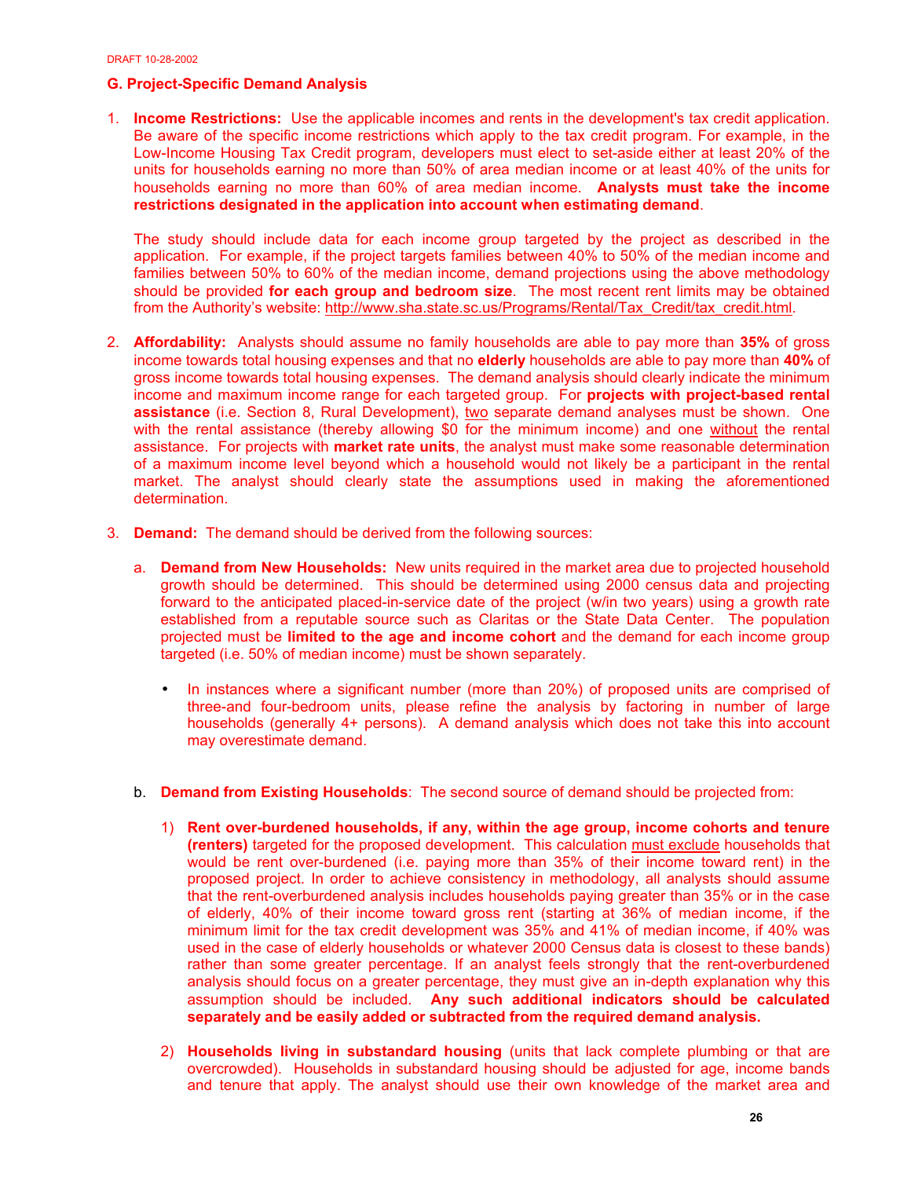DRAFT 10-28-2002

### G. Project-Specific Demand Analysis

1. **Income Restrictions:** Use the applicable incomes and rents in the development's tax credit application. Be aware of the specific income restrictions which apply to the tax credit program. For example, in the Low-Income Housing Tax Credit program, developers must elect to set-aside either at least 20% of the units for households earning no more than 50% of area median income or at least 40% of the units for households earning no more than 60% of area median income. **Analysts must take the income restrictions designated in the application into account when estimating demand**.

   The study should include data for each income group targeted by the project as described in the application. For example, if the project targets families between 40% to 50% of the median income and families between 50% to 60% of the median income, demand projections using the above methodology should be provided **for each group and bedroom size**. The most recent rent limits may be obtained from the Authority's website: http://www.sha.state.sc.us/Programs/Rental/Tax_Credit/tax_credit.html.

2. **Affordability:** Analysts should assume no family households are able to pay more than **35%** of gross income towards total housing expenses and that no **elderly** households are able to pay more than **40%** of gross income towards total housing expenses. The demand analysis should clearly indicate the minimum income and maximum income range for each targeted group. For **projects with project-based rental assistance** (i.e. Section 8, Rural Development), two separate demand analyses must be shown. One with the rental assistance (thereby allowing $0 for the minimum income) and one without the rental assistance. For projects with **market rate units**, the analyst must make some reasonable determination of a maximum income level beyond which a household would not likely be a participant in the rental market. The analyst should clearly state the assumptions used in making the aforementioned determination.

3. **Demand:** The demand should be derived from the following sources:

   a. **Demand from New Households:** New units required in the market area due to projected household growth should be determined. This should be determined using 2000 census data and projecting forward to the anticipated placed-in-service date of the project (w/in two years) using a growth rate established from a reputable source such as Claritas or the State Data Center. The population projected must be **limited to the age and income cohort** and the demand for each income group targeted (i.e. 50% of median income) must be shown separately.

      - In instances where a significant number (more than 20%) of proposed units are comprised of three-and four-bedroom units, please refine the analysis by factoring in number of large households (generally 4+ persons). A demand analysis which does not take this into account may overestimate demand.

   b. **Demand from Existing Households**: The second source of demand should be projected from:

      1) **Rent over-burdened households, if any, within the age group, income cohorts and tenure (renters)** targeted for the proposed development. This calculation must exclude households that would be rent over-burdened (i.e. paying more than 35% of their income toward rent) in the proposed project. In order to achieve consistency in methodology, all analysts should assume that the rent-overburdened analysis includes households paying greater than 35% or in the case of elderly, 40% of their income toward gross rent (starting at 36% of median income, if the minimum limit for the tax credit development was 35% and 41% of median income, if 40% was used in the case of elderly households or whatever 2000 Census data is closest to these bands) rather than some greater percentage. If an analyst feels strongly that the rent-overburdened analysis should focus on a greater percentage, they must give an in-depth explanation why this assumption should be included. **Any such additional indicators should be calculated separately and be easily added or subtracted from the required demand analysis.**

      2) **Households living in substandard housing** (units that lack complete plumbing or that are overcrowded). Households in substandard housing should be adjusted for age, income bands and tenure that apply. The analyst should use their own knowledge of the market area and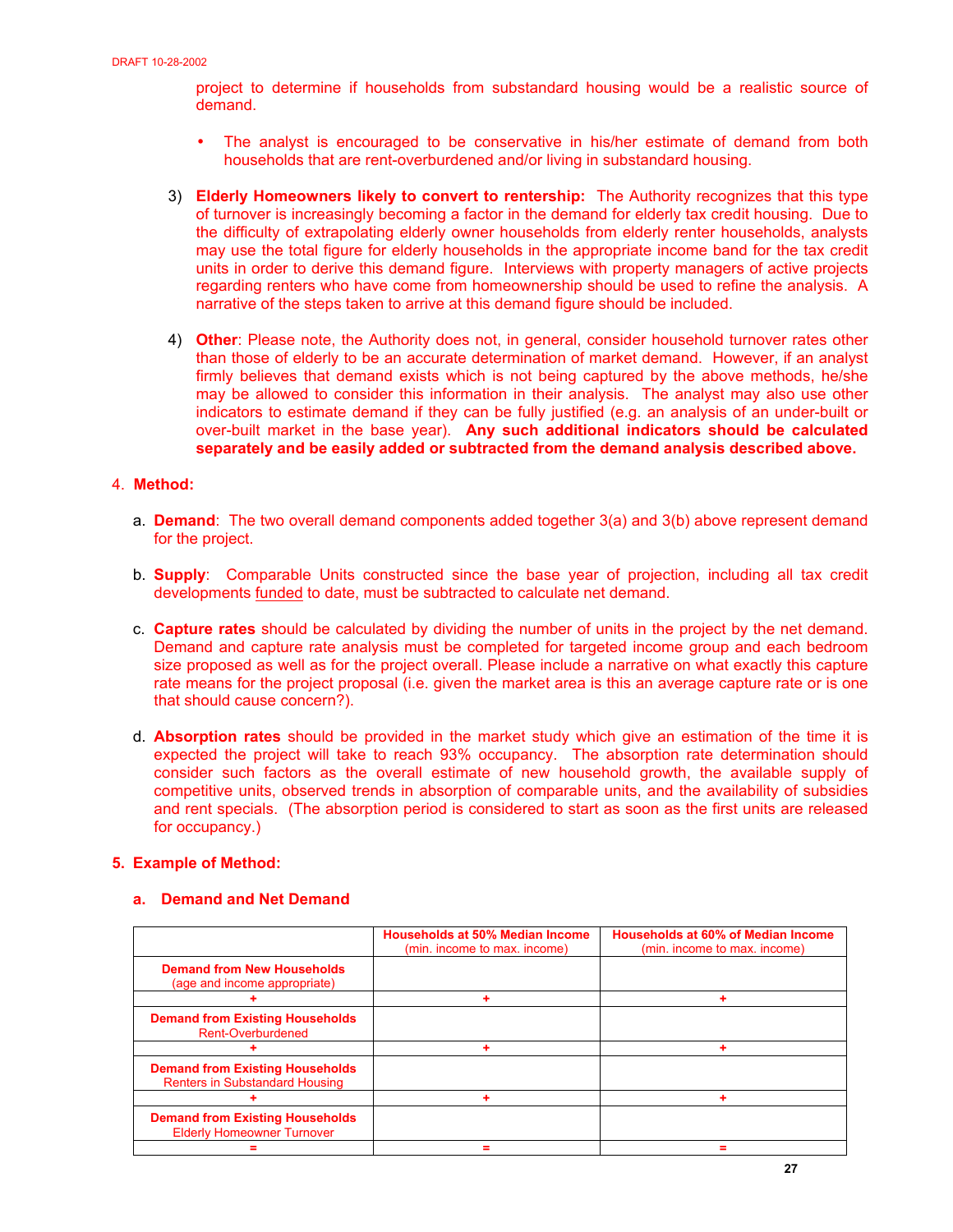project to determine if households from substandard housing would be a realistic source of demand.

- The analyst is encouraged to be conservative in his/her estimate of demand from both households that are rent-overburdened and/or living in substandard housing.

3) **Elderly Homeowners likely to convert to rentership:** The Authority recognizes that this type of turnover is increasingly becoming a factor in the demand for elderly tax credit housing. Due to the difficulty of extrapolating elderly owner households from elderly renter households, analysts may use the total figure for elderly households in the appropriate income band for the tax credit units in order to derive this demand figure. Interviews with property managers of active projects regarding renters who have come from homeownership should be used to refine the analysis. A narrative of the steps taken to arrive at this demand figure should be included.

4) **Other**: Please note, the Authority does not, in general, consider household turnover rates other than those of elderly to be an accurate determination of market demand. However, if an analyst firmly believes that demand exists which is not being captured by the above methods, he/she may be allowed to consider this information in their analysis. The analyst may also use other indicators to estimate demand if they can be fully justified (e.g. an analysis of an under-built or over-built market in the base year). **Any such additional indicators should be calculated separately and be easily added or subtracted from the demand analysis described above.**

## 4. Method:

a. **Demand**: The two overall demand components added together 3(a) and 3(b) above represent demand for the project.

b. **Supply**: Comparable Units constructed since the base year of projection, including all tax credit developments funded to date, must be subtracted to calculate net demand.

c. **Capture rates** should be calculated by dividing the number of units in the project by the net demand. Demand and capture rate analysis must be completed for targeted income group and each bedroom size proposed as well as for the project overall. Please include a narrative on what exactly this capture rate means for the project proposal (i.e. given the market area is this an average capture rate or is one that should cause concern?).

d. **Absorption rates** should be provided in the market study which give an estimation of the time it is expected the project will take to reach 93% occupancy. The absorption rate determination should consider such factors as the overall estimate of new household growth, the available supply of competitive units, observed trends in absorption of comparable units, and the availability of subsidies and rent specials. (The absorption period is considered to start as soon as the first units are released for occupancy.)

## 5. Example of Method:

### a. Demand and Net Demand

| | **Households at 50% Median Income** (min. income to max. income) | **Households at 60% of Median Income** (min. income to max. income) |
|---|---|---|
| **Demand from New Households** (age and income appropriate) | | |
| + | + | + |
| **Demand from Existing Households** Rent-Overburdened | | |
| + | + | + |
| **Demand from Existing Households** Renters in Substandard Housing | | |
| + | + | + |
| **Demand from Existing Households** Elderly Homeowner Turnover | | |
| = | = | = |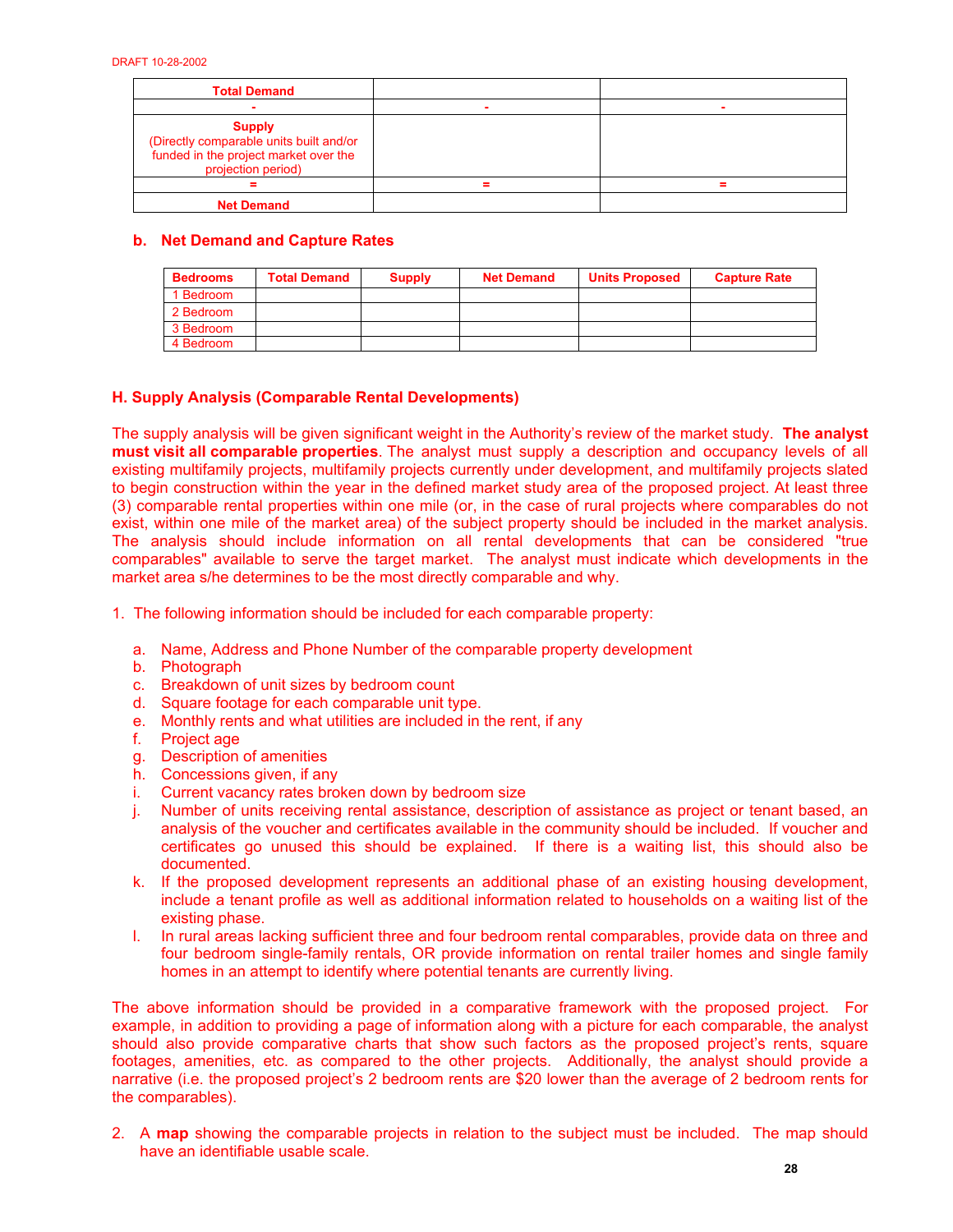| Total Demand | | |
|---|---|---|
| - | - | - |
| **Supply** (Directly comparable units built and/or funded in the project market over the projection period) | | |
| = | = | = |
| **Net Demand** | | |

### b. Net Demand and Capture Rates

| Bedrooms | Total Demand | Supply | Net Demand | Units Proposed | Capture Rate |
|---|---|---|---|---|---|
| 1 Bedroom | | | | | |
| 2 Bedroom | | | | | |
| 3 Bedroom | | | | | |
| 4 Bedroom | | | | | |

## H. Supply Analysis (Comparable Rental Developments)

The supply analysis will be given significant weight in the Authority's review of the market study. **The analyst must visit all comparable properties**. The analyst must supply a description and occupancy levels of all existing multifamily projects, multifamily projects currently under development, and multifamily projects slated to begin construction within the year in the defined market study area of the proposed project. At least three (3) comparable rental properties within one mile (or, in the case of rural projects where comparables do not exist, within one mile of the market area) of the subject property should be included in the market analysis. The analysis should include information on all rental developments that can be considered "true comparables" available to serve the target market. The analyst must indicate which developments in the market area s/he determines to be the most directly comparable and why.

1. The following information should be included for each comparable property:

   a. Name, Address and Phone Number of the comparable property development
   b. Photograph
   c. Breakdown of unit sizes by bedroom count
   d. Square footage for each comparable unit type.
   e. Monthly rents and what utilities are included in the rent, if any
   f. Project age
   g. Description of amenities
   h. Concessions given, if any
   i. Current vacancy rates broken down by bedroom size
   j. Number of units receiving rental assistance, description of assistance as project or tenant based, an analysis of the voucher and certificates available in the community should be included. If voucher and certificates go unused this should be explained. If there is a waiting list, this should also be documented.
   k. If the proposed development represents an additional phase of an existing housing development, include a tenant profile as well as additional information related to households on a waiting list of the existing phase.
   l. In rural areas lacking sufficient three and four bedroom rental comparables, provide data on three and four bedroom single-family rentals, OR provide information on rental trailer homes and single family homes in an attempt to identify where potential tenants are currently living.

The above information should be provided in a comparative framework with the proposed project. For example, in addition to providing a page of information along with a picture for each comparable, the analyst should also provide comparative charts that show such factors as the proposed project's rents, square footages, amenities, etc. as compared to the other projects. Additionally, the analyst should provide a narrative (i.e. the proposed project's 2 bedroom rents are $20 lower than the average of 2 bedroom rents for the comparables).

2. A **map** showing the comparable projects in relation to the subject must be included. The map should have an identifiable usable scale.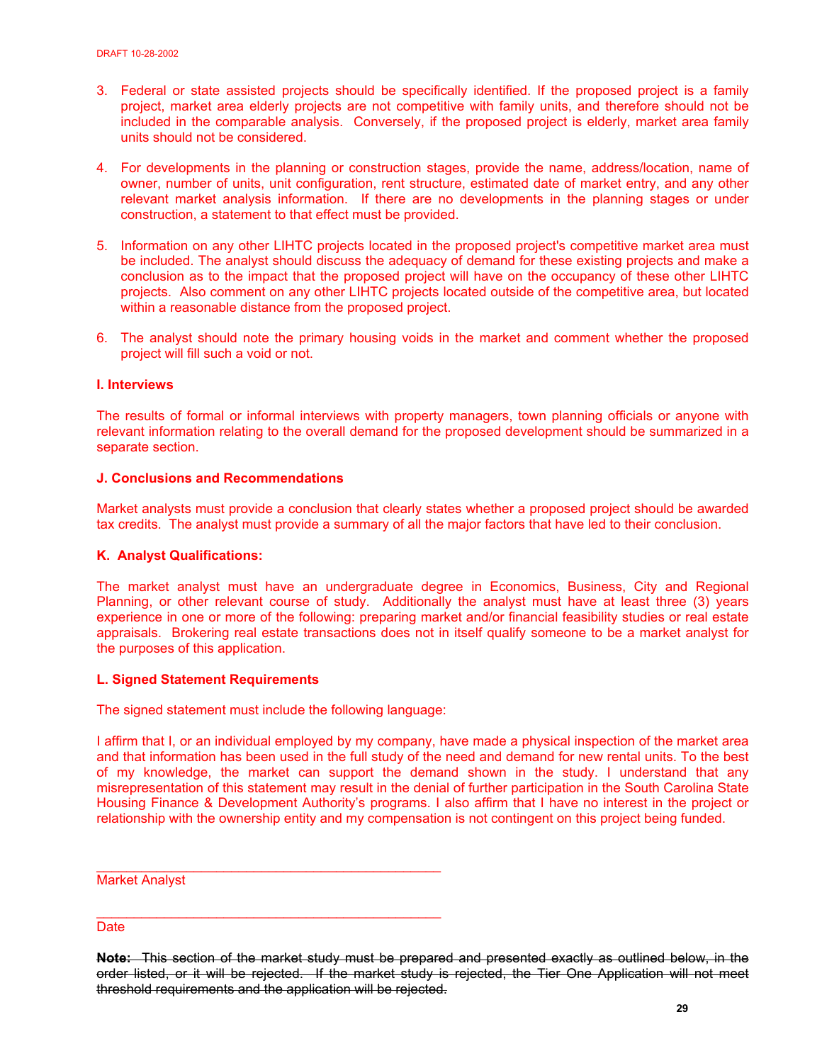3. Federal or state assisted projects should be specifically identified. If the proposed project is a family project, market area elderly projects are not competitive with family units, and therefore should not be included in the comparable analysis. Conversely, if the proposed project is elderly, market area family units should not be considered.

4. For developments in the planning or construction stages, provide the name, address/location, name of owner, number of units, unit configuration, rent structure, estimated date of market entry, and any other relevant market analysis information. If there are no developments in the planning stages or under construction, a statement to that effect must be provided.

5. Information on any other LIHTC projects located in the proposed project's competitive market area must be included. The analyst should discuss the adequacy of demand for these existing projects and make a conclusion as to the impact that the proposed project will have on the occupancy of these other LIHTC projects. Also comment on any other LIHTC projects located outside of the competitive area, but located within a reasonable distance from the proposed project.

6. The analyst should note the primary housing voids in the market and comment whether the proposed project will fill such a void or not.

**I. Interviews**

The results of formal or informal interviews with property managers, town planning officials or anyone with relevant information relating to the overall demand for the proposed development should be summarized in a separate section.

**J. Conclusions and Recommendations**

Market analysts must provide a conclusion that clearly states whether a proposed project should be awarded tax credits. The analyst must provide a summary of all the major factors that have led to their conclusion.

**K. Analyst Qualifications:**

The market analyst must have an undergraduate degree in Economics, Business, City and Regional Planning, or other relevant course of study. Additionally the analyst must have at least three (3) years experience in one or more of the following: preparing market and/or financial feasibility studies or real estate appraisals. Brokering real estate transactions does not in itself qualify someone to be a market analyst for the purposes of this application.

**L. Signed Statement Requirements**

The signed statement must include the following language:

I affirm that I, or an individual employed by my company, have made a physical inspection of the market area and that information has been used in the full study of the need and demand for new rental units. To the best of my knowledge, the market can support the demand shown in the study. I understand that any misrepresentation of this statement may result in the denial of further participation in the South Carolina State Housing Finance & Development Authority's programs. I also affirm that I have no interest in the project or relationship with the ownership entity and my compensation is not contingent on this project being funded.

\_\_\_\_\_\_\_\_\_\_\_\_\_\_\_\_\_\_\_\_\_\_\_\_\_\_\_\_\_\_\_\_\_\_\_\_\_\_\_\_\_\_\_\_\_\_

Market Analyst

\_\_\_\_\_\_\_\_\_\_\_\_\_\_\_\_\_\_\_\_\_\_\_\_\_\_\_\_\_\_\_\_\_\_\_\_\_\_\_\_\_\_\_\_\_\_

Date

~~**Note:** This section of the market study must be prepared and presented exactly as outlined below, in the order listed, or it will be rejected. If the market study is rejected, the Tier One Application will not meet threshold requirements and the application will be rejected.~~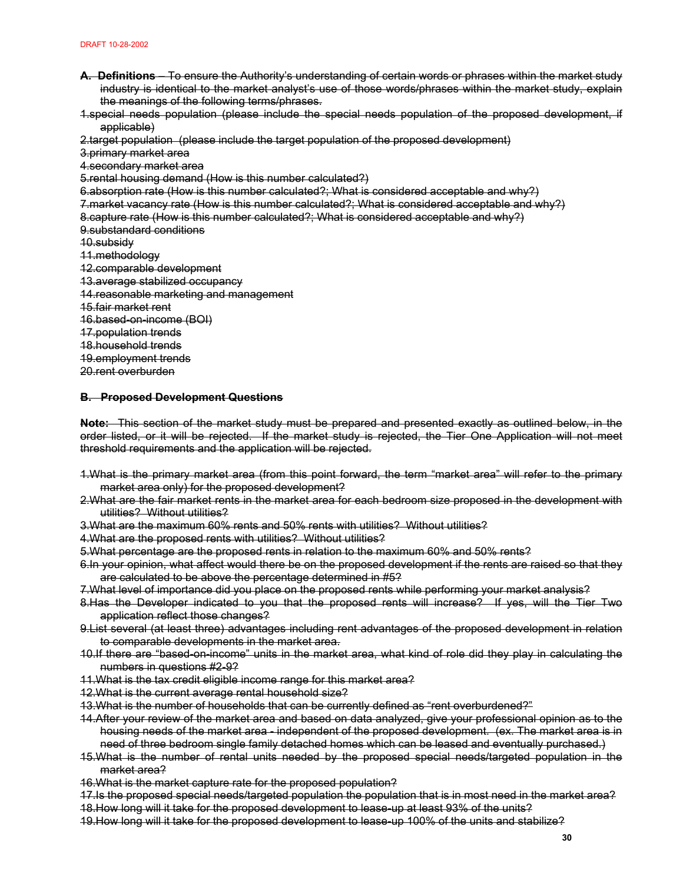~~**A. Definitions** – To ensure the Authority's understanding of certain words or phrases within the market study industry is identical to the market analyst's use of those words/phrases within the market study, explain the meanings of the following terms/phrases.~~

~~1.special needs population (please include the special needs population of the proposed development, if applicable)~~
~~2.target population (please include the target population of the proposed development)~~
~~3.primary market area~~
~~4.secondary market area~~
~~5.rental housing demand (How is this number calculated?)~~
~~6.absorption rate (How is this number calculated?; What is considered acceptable and why?)~~
~~7.market vacancy rate (How is this number calculated?; What is considered acceptable and why?)~~
~~8.capture rate (How is this number calculated?; What is considered acceptable and why?)~~
~~9.substandard conditions~~
~~10.subsidy~~
~~11.methodology~~
~~12.comparable development~~
~~13.average stabilized occupancy~~
~~14.reasonable marketing and management~~
~~15.fair market rent~~
~~16.based-on-income (BOI)~~
~~17.population trends~~
~~18.household trends~~
~~19.employment trends~~
~~20.rent overburden~~

~~**B. Proposed Development Questions**~~

~~**Note:** This section of the market study must be prepared and presented exactly as outlined below, in the order listed, or it will be rejected. If the market study is rejected, the Tier One Application will not meet threshold requirements and the application will be rejected.~~

~~1.What is the primary market area (from this point forward, the term "market area" will refer to the primary market area only) for the proposed development?~~
~~2.What are the fair market rents in the market area for each bedroom size proposed in the development with utilities? Without utilities?~~
~~3.What are the maximum 60% rents and 50% rents with utilities? Without utilities?~~
~~4.What are the proposed rents with utilities? Without utilities?~~
~~5.What percentage are the proposed rents in relation to the maximum 60% and 50% rents?~~
~~6.In your opinion, what affect would there be on the proposed development if the rents are raised so that they are calculated to be above the percentage determined in #5?~~
~~7.What level of importance did you place on the proposed rents while performing your market analysis?~~
~~8.Has the Developer indicated to you that the proposed rents will increase? If yes, will the Tier Two application reflect those changes?~~
~~9.List several (at least three) advantages including rent advantages of the proposed development in relation to comparable developments in the market area.~~
~~10.If there are "based-on-income" units in the market area, what kind of role did they play in calculating the numbers in questions #2-9?~~
~~11.What is the tax credit eligible income range for this market area?~~
~~12.What is the current average rental household size?~~
~~13.What is the number of households that can be currently defined as "rent overburdened?"~~
~~14.After your review of the market area and based on data analyzed, give your professional opinion as to the housing needs of the market area - independent of the proposed development. (ex. The market area is in need of three bedroom single family detached homes which can be leased and eventually purchased.)~~
~~15.What is the number of rental units needed by the proposed special needs/targeted population in the market area?~~
~~16.What is the market capture rate for the proposed population?~~
~~17.Is the proposed special needs/targeted population the population that is in most need in the market area?~~
~~18.How long will it take for the proposed development to lease-up at least 93% of the units?~~
~~19.How long will it take for the proposed development to lease-up 100% of the units and stabilize?~~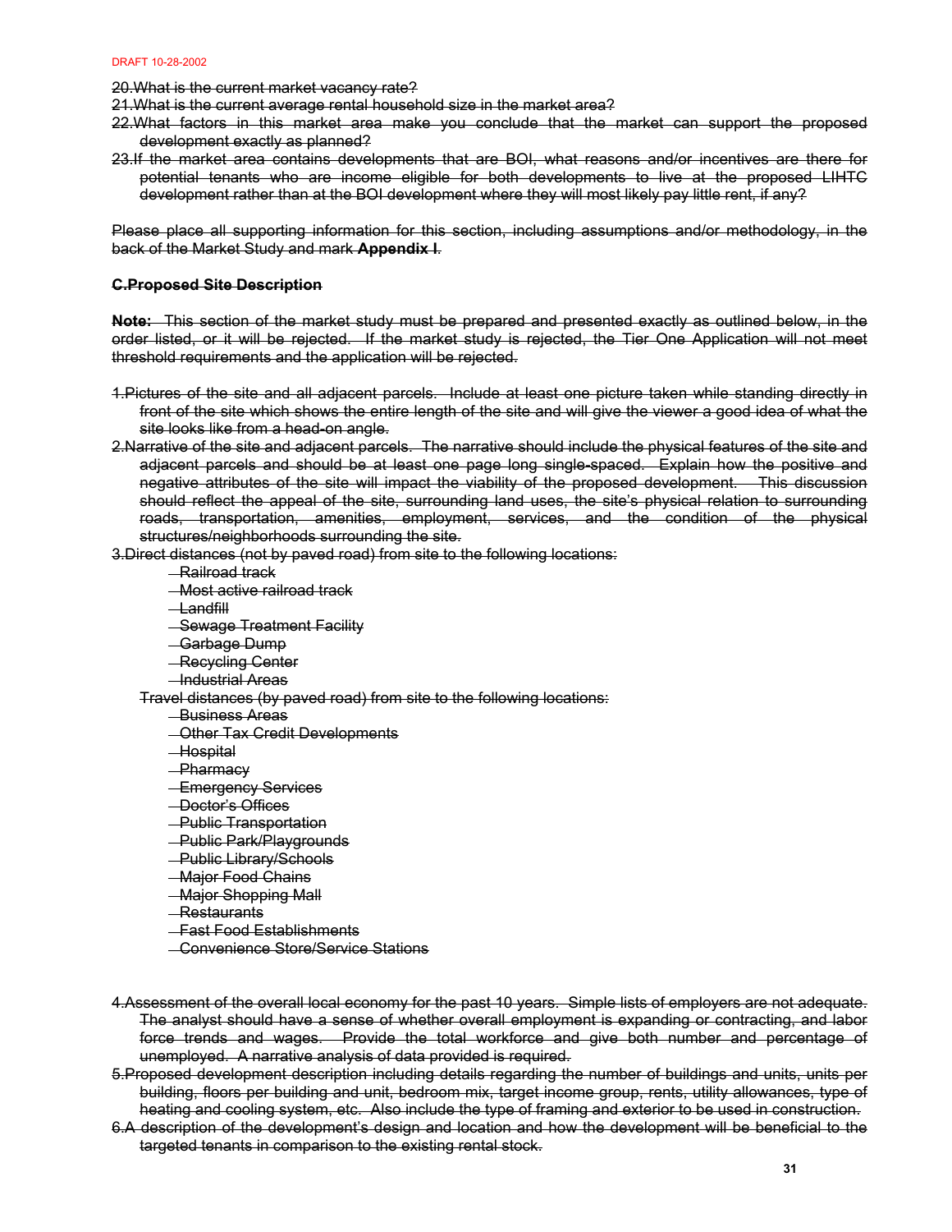~~20.What is the current market vacancy rate?~~

~~21.What is the current average rental household size in the market area?~~

~~22.What factors in this market area make you conclude that the market can support the proposed development exactly as planned?~~

~~23.If the market area contains developments that are BOI, what reasons and/or incentives are there for potential tenants who are income eligible for both developments to live at the proposed LIHTC development rather than at the BOI development where they will most likely pay little rent, if any?~~

~~Please place all supporting information for this section, including assumptions and/or methodology, in the back of the Market Study and mark **Appendix I**.~~

~~**C.Proposed Site Description**~~

~~**Note:** This section of the market study must be prepared and presented exactly as outlined below, in the order listed, or it will be rejected. If the market study is rejected, the Tier One Application will not meet threshold requirements and the application will be rejected.~~

~~1.Pictures of the site and all adjacent parcels. Include at least one picture taken while standing directly in front of the site which shows the entire length of the site and will give the viewer a good idea of what the site looks like from a head-on angle.~~

~~2.Narrative of the site and adjacent parcels. The narrative should include the physical features of the site and adjacent parcels and should be at least one page long single-spaced. Explain how the positive and negative attributes of the site will impact the viability of the proposed development. This discussion should reflect the appeal of the site, surrounding land uses, the site's physical relation to surrounding roads, transportation, amenities, employment, services, and the condition of the physical structures/neighborhoods surrounding the site.~~

~~3.Direct distances (not by paved road) from site to the following locations:~~

- ~~Railroad track~~
- ~~Most active railroad track~~
- ~~Landfill~~
- ~~Sewage Treatment Facility~~
- ~~Garbage Dump~~
- ~~Recycling Center~~
- ~~Industrial Areas~~

~~Travel distances (by paved road) from site to the following locations:~~

- ~~Business Areas~~
- ~~Other Tax Credit Developments~~
- ~~Hospital~~
- ~~Pharmacy~~
- ~~Emergency Services~~
- ~~Doctor's Offices~~
- ~~Public Transportation~~
- ~~Public Park/Playgrounds~~
- ~~Public Library/Schools~~
- ~~Major Food Chains~~
- ~~Major Shopping Mall~~
- ~~Restaurants~~
- ~~Fast Food Establishments~~
- ~~Convenience Store/Service Stations~~

~~4.Assessment of the overall local economy for the past 10 years. Simple lists of employers are not adequate. The analyst should have a sense of whether overall employment is expanding or contracting, and labor force trends and wages. Provide the total workforce and give both number and percentage of unemployed. A narrative analysis of data provided is required.~~

~~5.Proposed development description including details regarding the number of buildings and units, units per building, floors per building and unit, bedroom mix, target income group, rents, utility allowances, type of heating and cooling system, etc. Also include the type of framing and exterior to be used in construction.~~

~~6.A description of the development's design and location and how the development will be beneficial to the targeted tenants in comparison to the existing rental stock.~~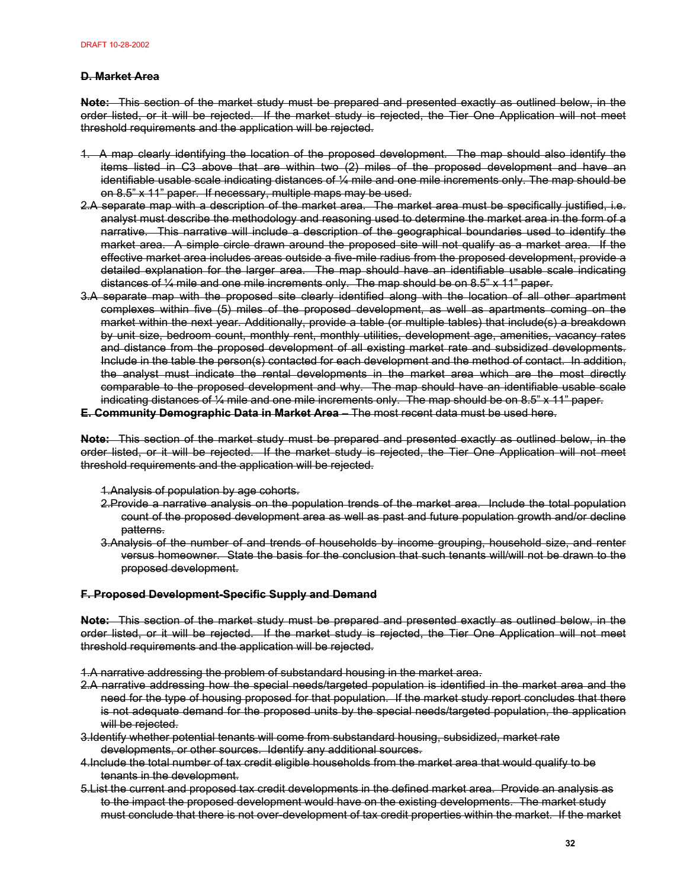~~**D. Market Area**~~

~~**Note:** This section of the market study must be prepared and presented exactly as outlined below, in the order listed, or it will be rejected. If the market study is rejected, the Tier One Application will not meet threshold requirements and the application will be rejected.~~

1. ~~A map clearly identifying the location of the proposed development. The map should also identify the items listed in C3 above that are within two (2) miles of the proposed development and have an identifiable usable scale indicating distances of ¼ mile and one mile increments only. The map should be on 8.5" x 11" paper. If necessary, multiple maps may be used.~~
2. ~~A separate map with a description of the market area. The market area must be specifically justified, i.e. analyst must describe the methodology and reasoning used to determine the market area in the form of a narrative. This narrative will include a description of the geographical boundaries used to identify the market area. A simple circle drawn around the proposed site will not qualify as a market area. If the effective market area includes areas outside a five-mile radius from the proposed development, provide a detailed explanation for the larger area. The map should have an identifiable usable scale indicating distances of ¼ mile and one mile increments only. The map should be on 8.5" x 11" paper.~~
3. ~~A separate map with the proposed site clearly identified along with the location of all other apartment complexes within five (5) miles of the proposed development, as well as apartments coming on the market within the next year. Additionally, provide a table (or multiple tables) that include(s) a breakdown by unit size, bedroom count, monthly rent, monthly utilities, development age, amenities, vacancy rates and distance from the proposed development of all existing market rate and subsidized developments. Include in the table the person(s) contacted for each development and the method of contact. In addition, the analyst must indicate the rental developments in the market area which are the most directly comparable to the proposed development and why. The map should have an identifiable usable scale indicating distances of ¼ mile and one mile increments only. The map should be on 8.5" x 11" paper.~~

~~**E. Community Demographic Data in Market Area** – The most recent data must be used here.~~

~~**Note:** This section of the market study must be prepared and presented exactly as outlined below, in the order listed, or it will be rejected. If the market study is rejected, the Tier One Application will not meet threshold requirements and the application will be rejected.~~

1. ~~Analysis of population by age cohorts.~~
2. ~~Provide a narrative analysis on the population trends of the market area. Include the total population count of the proposed development area as well as past and future population growth and/or decline patterns.~~
3. ~~Analysis of the number of and trends of households by income grouping, household size, and renter versus homeowner. State the basis for the conclusion that such tenants will/will not be drawn to the proposed development.~~

~~**F. Proposed Development-Specific Supply and Demand**~~

~~**Note:** This section of the market study must be prepared and presented exactly as outlined below, in the order listed, or it will be rejected. If the market study is rejected, the Tier One Application will not meet threshold requirements and the application will be rejected.~~

1. ~~A narrative addressing the problem of substandard housing in the market area.~~
2. ~~A narrative addressing how the special needs/targeted population is identified in the market area and the need for the type of housing proposed for that population. If the market study report concludes that there is not adequate demand for the proposed units by the special needs/targeted population, the application will be rejected.~~
3. ~~Identify whether potential tenants will come from substandard housing, subsidized, market rate developments, or other sources. Identify any additional sources.~~
4. ~~Include the total number of tax credit eligible households from the market area that would qualify to be tenants in the development.~~
5. ~~List the current and proposed tax credit developments in the defined market area. Provide an analysis as to the impact the proposed development would have on the existing developments. The market study must conclude that there is not over-development of tax credit properties within the market. If the market~~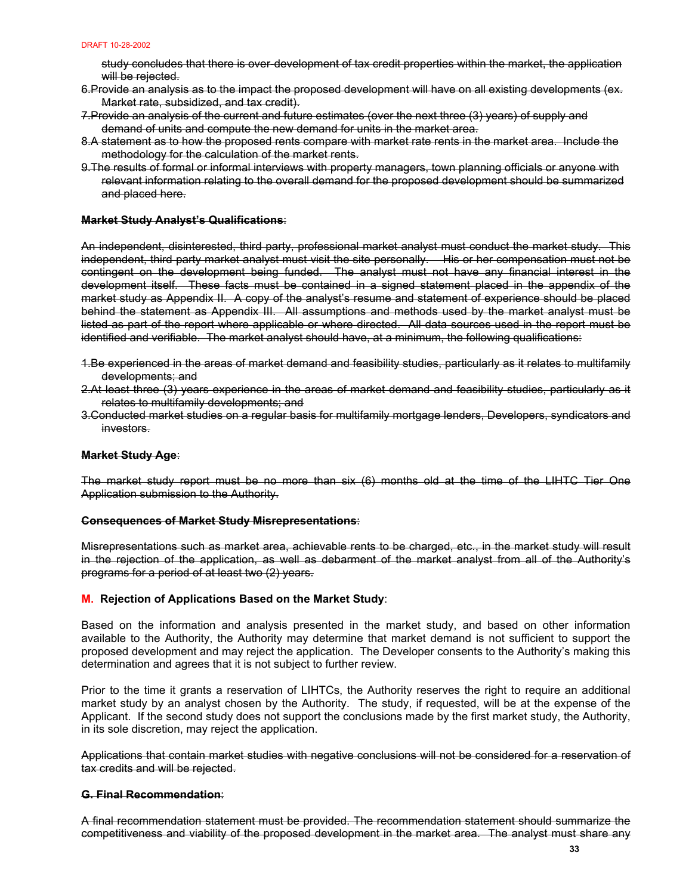~~study concludes that there is over-development of tax credit properties within the market, the application will be rejected.~~

~~6.Provide an analysis as to the impact the proposed development will have on all existing developments (ex. Market rate, subsidized, and tax credit).~~

~~7.Provide an analysis of the current and future estimates (over the next three (3) years) of supply and demand of units and compute the new demand for units in the market area.~~

~~8.A statement as to how the proposed rents compare with market rate rents in the market area. Include the methodology for the calculation of the market rents.~~

~~9.The results of formal or informal interviews with property managers, town planning officials or anyone with relevant information relating to the overall demand for the proposed development should be summarized and placed here.~~

~~**Market Study Analyst's Qualifications**~~:

~~An independent, disinterested, third party, professional market analyst must conduct the market study. This independent, third party market analyst must visit the site personally. His or her compensation must not be contingent on the development being funded. The analyst must not have any financial interest in the development itself. These facts must be contained in a signed statement placed in the appendix of the market study as Appendix II. A copy of the analyst's resume and statement of experience should be placed behind the statement as Appendix III. All assumptions and methods used by the market analyst must be listed as part of the report where applicable or where directed. All data sources used in the report must be identified and verifiable. The market analyst should have, at a minimum, the following qualifications:~~

~~1.Be experienced in the areas of market demand and feasibility studies, particularly as it relates to multifamily developments; and~~

~~2.At least three (3) years experience in the areas of market demand and feasibility studies, particularly as it relates to multifamily developments; and~~

~~3.Conducted market studies on a regular basis for multifamily mortgage lenders, Developers, syndicators and investors.~~

~~**Market Study Age**~~:

~~The market study report must be no more than six (6) months old at the time of the LIHTC Tier One Application submission to the Authority.~~

~~**Consequences of Market Study Misrepresentations**~~:

~~Misrepresentations such as market area, achievable rents to be charged, etc., in the market study will result in the rejection of the application, as well as debarment of the market analyst from all of the Authority's programs for a period of at least two (2) years.~~

**M. Rejection of Applications Based on the Market Study**:

Based on the information and analysis presented in the market study, and based on other information available to the Authority, the Authority may determine that market demand is not sufficient to support the proposed development and may reject the application. The Developer consents to the Authority's making this determination and agrees that it is not subject to further review.

Prior to the time it grants a reservation of LIHTCs, the Authority reserves the right to require an additional market study by an analyst chosen by the Authority. The study, if requested, will be at the expense of the Applicant. If the second study does not support the conclusions made by the first market study, the Authority, in its sole discretion, may reject the application.

~~Applications that contain market studies with negative conclusions will not be considered for a reservation of tax credits and will be rejected.~~

~~**G. Final Recommendation**~~:

~~A final recommendation statement must be provided. The recommendation statement should summarize the competitiveness and viability of the proposed development in the market area. The analyst must share any~~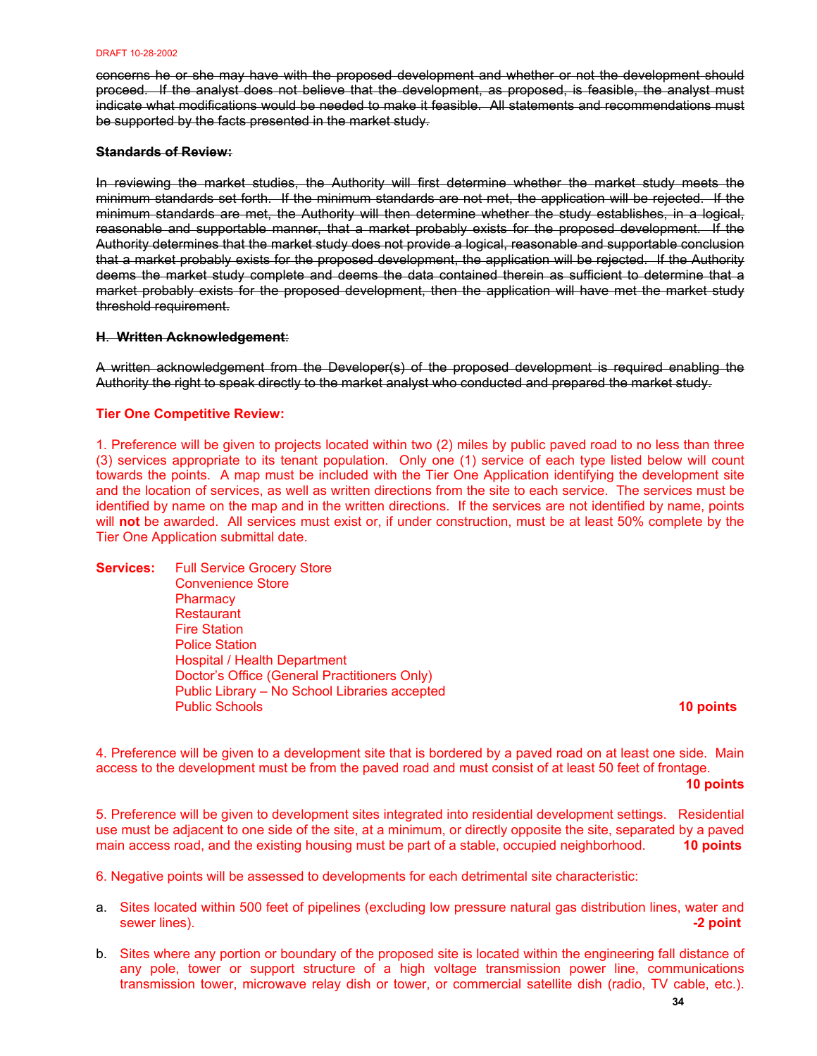~~concerns he or she may have with the proposed development and whether or not the development should proceed. If the analyst does not believe that the development, as proposed, is feasible, the analyst must indicate what modifications would be needed to make it feasible. All statements and recommendations must be supported by the facts presented in the market study.~~

**~~Standards of Review:~~**

~~In reviewing the market studies, the Authority will first determine whether the market study meets the minimum standards set forth. If the minimum standards are not met, the application will be rejected. If the minimum standards are met, the Authority will then determine whether the study establishes, in a logical, reasonable and supportable manner, that a market probably exists for the proposed development. If the Authority determines that the market study does not provide a logical, reasonable and supportable conclusion that a market probably exists for the proposed development, the application will be rejected. If the Authority deems the market study complete and deems the data contained therein as sufficient to determine that a market probably exists for the proposed development, then the application will have met the market study threshold requirement.~~

**~~H. Written Acknowledgement~~**:

~~A written acknowledgement from the Developer(s) of the proposed development is required enabling the Authority the right to speak directly to the market analyst who conducted and prepared the market study.~~

**Tier One Competitive Review:**

1. Preference will be given to projects located within two (2) miles by public paved road to no less than three (3) services appropriate to its tenant population. Only one (1) service of each type listed below will count towards the points. A map must be included with the Tier One Application identifying the development site and the location of services, as well as written directions from the site to each service. The services must be identified by name on the map and in the written directions. If the services are not identified by name, points will **not** be awarded. All services must exist or, if under construction, must be at least 50% complete by the Tier One Application submittal date.

**Services:**
- Full Service Grocery Store
- Convenience Store
- Pharmacy
- Restaurant
- Fire Station
- Police Station
- Hospital / Health Department
- Doctor's Office (General Practitioners Only)
- Public Library – No School Libraries accepted
- Public Schools

**10 points**

4. Preference will be given to a development site that is bordered by a paved road on at least one side. Main access to the development must be from the paved road and must consist of at least 50 feet of frontage.
**10 points**

5. Preference will be given to development sites integrated into residential development settings. Residential use must be adjacent to one side of the site, at a minimum, or directly opposite the site, separated by a paved main access road, and the existing housing must be part of a stable, occupied neighborhood. **10 points**

6. Negative points will be assessed to developments for each detrimental site characteristic:

a. Sites located within 500 feet of pipelines (excluding low pressure natural gas distribution lines, water and sewer lines). **-2 point**

b. Sites where any portion or boundary of the proposed site is located within the engineering fall distance of any pole, tower or support structure of a high voltage transmission power line, communications transmission tower, microwave relay dish or tower, or commercial satellite dish (radio, TV cable, etc.).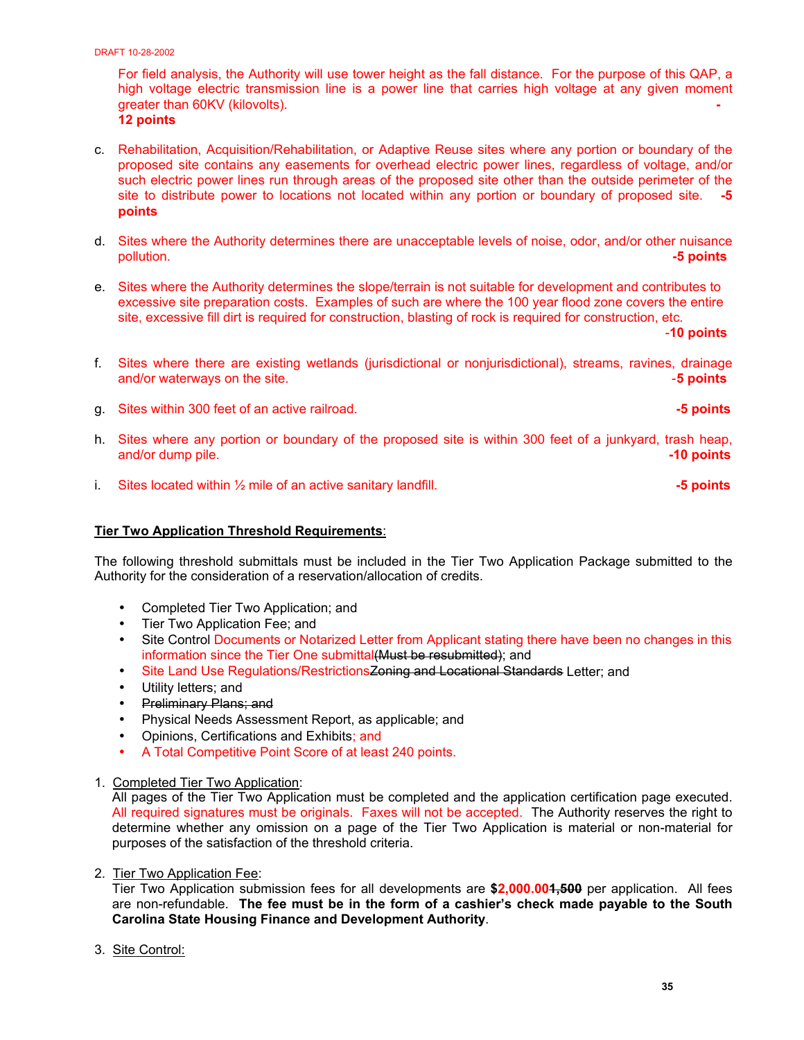DRAFT 10-28-2002

For field analysis, the Authority will use tower height as the fall distance. For the purpose of this QAP, a high voltage electric transmission line is a power line that carries high voltage at any given moment greater than 60KV (kilovolts). **-12 points**

c. Rehabilitation, Acquisition/Rehabilitation, or Adaptive Reuse sites where any portion or boundary of the proposed site contains any easements for overhead electric power lines, regardless of voltage, and/or such electric power lines run through areas of the proposed site other than the outside perimeter of the site to distribute power to locations not located within any portion or boundary of proposed site. **-5 points**

d. Sites where the Authority determines there are unacceptable levels of noise, odor, and/or other nuisance pollution. **-5 points**

e. Sites where the Authority determines the slope/terrain is not suitable for development and contributes to excessive site preparation costs. Examples of such are where the 100 year flood zone covers the entire site, excessive fill dirt is required for construction, blasting of rock is required for construction, etc. **-10 points**

f. Sites where there are existing wetlands (jurisdictional or nonjurisdictional), streams, ravines, drainage and/or waterways on the site. **-5 points**

g. Sites within 300 feet of an active railroad. **-5 points**

h. Sites where any portion or boundary of the proposed site is within 300 feet of a junkyard, trash heap, and/or dump pile. **-10 points**

i. Sites located within ½ mile of an active sanitary landfill. **-5 points**

**Tier Two Application Threshold Requirements**:

The following threshold submittals must be included in the Tier Two Application Package submitted to the Authority for the consideration of a reservation/allocation of credits.

- Completed Tier Two Application; and
- Tier Two Application Fee; and
- Site Control Documents or Notarized Letter from Applicant stating there have been no changes in this information since the Tier One submittal~~(Must be resubmitted)~~; and
- Site Land Use Regulations/Restrictions~~Zoning and Locational Standards~~ Letter; and
- Utility letters; and
- ~~Preliminary Plans; and~~
- Physical Needs Assessment Report, as applicable; and
- Opinions, Certifications and Exhibits; and
- A Total Competitive Point Score of at least 240 points.

1. Completed Tier Two Application:
   All pages of the Tier Two Application must be completed and the application certification page executed. All required signatures must be originals. Faxes will not be accepted. The Authority reserves the right to determine whether any omission on a page of the Tier Two Application is material or non-material for purposes of the satisfaction of the threshold criteria.

2. Tier Two Application Fee:
   Tier Two Application submission fees for all developments are **$2,000.00~~1,500~~** per application. All fees are non-refundable. **The fee must be in the form of a cashier's check made payable to the South Carolina State Housing Finance and Development Authority**.

3. Site Control: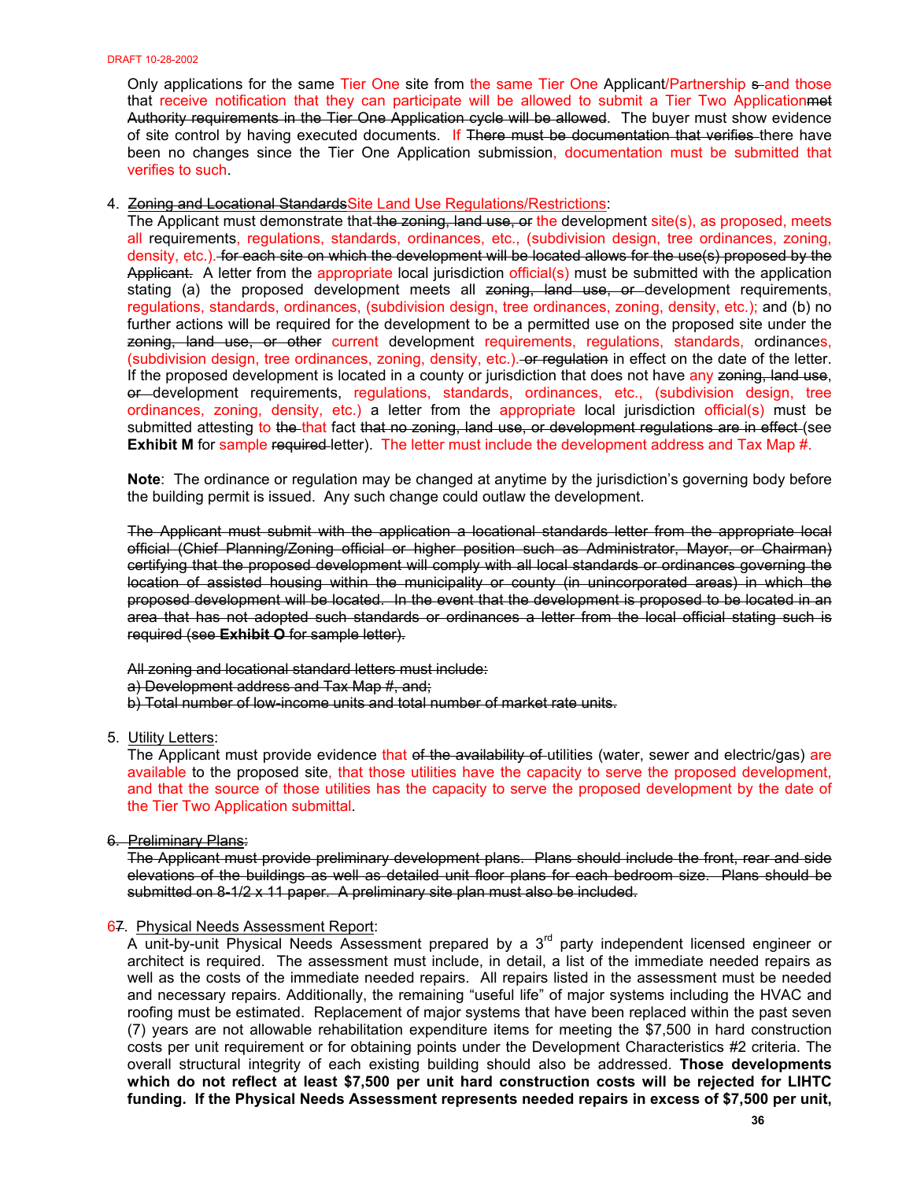Only applications for the same Tier One site from the same Tier One Applicant/Partnership ~~s~~ and those that receive notification that they can participate will be allowed to submit a Tier Two Application~~met Authority requirements in the Tier One Application cycle will be allowed~~. The buyer must show evidence of site control by having executed documents. If ~~There must be documentation that verifies~~ there have been no changes since the Tier One Application submission, documentation must be submitted that verifies to such.

4. ~~Zoning and Locational Standards~~Site Land Use Regulations/Restrictions:

   The Applicant must demonstrate that ~~the zoning, land use, or~~ the development site(s), as proposed, meets all requirements, regulations, standards, ordinances, etc., (subdivision design, tree ordinances, zoning, density, etc.). ~~for each site on which the development will be located allows for the use(s) proposed by the Applicant.~~ A letter from the appropriate local jurisdiction official(s) must be submitted with the application stating (a) the proposed development meets all ~~zoning, land use, or~~ development requirements, regulations, standards, ordinances, (subdivision design, tree ordinances, zoning, density, etc.); and (b) no further actions will be required for the development to be a permitted use on the proposed site under the ~~zoning, land use, or other~~ current development requirements, regulations, standards, ordinances, (subdivision design, tree ordinances, zoning, density, etc.). ~~or regulation~~ in effect on the date of the letter. If the proposed development is located in a county or jurisdiction that does not have any ~~zoning, land use~~, ~~or~~ development requirements, regulations, standards, ordinances, etc., (subdivision design, tree ordinances, zoning, density, etc.) a letter from the appropriate local jurisdiction official(s) must be submitted attesting to ~~the~~ that fact ~~that no zoning, land use, or development regulations are in effect~~ (see **Exhibit M** for sample ~~required~~ letter). The letter must include the development address and Tax Map #.

   **Note**: The ordinance or regulation may be changed at anytime by the jurisdiction's governing body before the building permit is issued. Any such change could outlaw the development.

   ~~The Applicant must submit with the application a locational standards letter from the appropriate local official (Chief Planning/Zoning official or higher position such as Administrator, Mayor, or Chairman) certifying that the proposed development will comply with all local standards or ordinances governing the location of assisted housing within the municipality or county (in unincorporated areas) in which the proposed development will be located. In the event that the development is proposed to be located in an area that has not adopted such standards or ordinances a letter from the local official stating such is required (see **Exhibit O** for sample letter).~~

   ~~All zoning and locational standard letters must include:~~
   ~~a) Development address and Tax Map #, and;~~
   ~~b) Total number of low-income units and total number of market rate units.~~

5. Utility Letters:

   The Applicant must provide evidence that ~~of the availability of~~ utilities (water, sewer and electric/gas) are available to the proposed site, that those utilities have the capacity to serve the proposed development, and that the source of those utilities has the capacity to serve the proposed development by the date of the Tier Two Application submittal.

~~6. Preliminary Plans:~~

   ~~The Applicant must provide preliminary development plans. Plans should include the front, rear and side elevations of the buildings as well as detailed unit floor plans for each bedroom size. Plans should be submitted on 8-1/2 x 11 paper. A preliminary site plan must also be included.~~

6~~7~~. Physical Needs Assessment Report:

   A unit-by-unit Physical Needs Assessment prepared by a 3rd party independent licensed engineer or architect is required. The assessment must include, in detail, a list of the immediate needed repairs as well as the costs of the immediate needed repairs. All repairs listed in the assessment must be needed and necessary repairs. Additionally, the remaining "useful life" of major systems including the HVAC and roofing must be estimated. Replacement of major systems that have been replaced within the past seven (7) years are not allowable rehabilitation expenditure items for meeting the $7,500 in hard construction costs per unit requirement or for obtaining points under the Development Characteristics #2 criteria. The overall structural integrity of each existing building should also be addressed. **Those developments which do not reflect at least $7,500 per unit hard construction costs will be rejected for LIHTC funding. If the Physical Needs Assessment represents needed repairs in excess of $7,500 per unit,**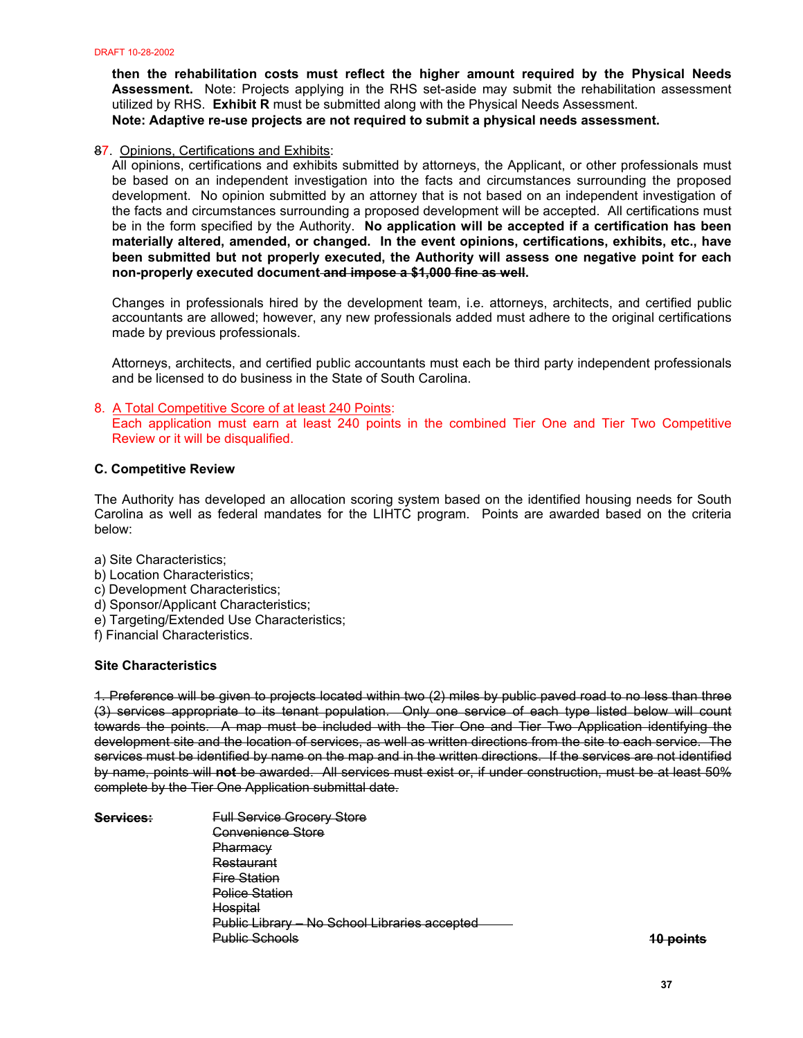DRAFT 10-28-2002

**then the rehabilitation costs must reflect the higher amount required by the Physical Needs Assessment.** Note: Projects applying in the RHS set-aside may submit the rehabilitation assessment utilized by RHS. **Exhibit R** must be submitted along with the Physical Needs Assessment.
**Note: Adaptive re-use projects are not required to submit a physical needs assessment.**

~~8~~7. Opinions, Certifications and Exhibits:
All opinions, certifications and exhibits submitted by attorneys, the Applicant, or other professionals must be based on an independent investigation into the facts and circumstances surrounding the proposed development. No opinion submitted by an attorney that is not based on an independent investigation of the facts and circumstances surrounding a proposed development will be accepted. All certifications must be in the form specified by the Authority. **No application will be accepted if a certification has been materially altered, amended, or changed. In the event opinions, certifications, exhibits, etc., have been submitted but not properly executed, the Authority will assess one negative point for each non-properly executed document ~~and impose a $1,000 fine as well~~.**

Changes in professionals hired by the development team, i.e. attorneys, architects, and certified public accountants are allowed; however, any new professionals added must adhere to the original certifications made by previous professionals.

Attorneys, architects, and certified public accountants must each be third party independent professionals and be licensed to do business in the State of South Carolina.

8. A Total Competitive Score of at least 240 Points:
Each application must earn at least 240 points in the combined Tier One and Tier Two Competitive Review or it will be disqualified.

**C. Competitive Review**

The Authority has developed an allocation scoring system based on the identified housing needs for South Carolina as well as federal mandates for the LIHTC program. Points are awarded based on the criteria below:

a) Site Characteristics;
b) Location Characteristics;
c) Development Characteristics;
d) Sponsor/Applicant Characteristics;
e) Targeting/Extended Use Characteristics;
f) Financial Characteristics.

**Site Characteristics**

~~1. Preference will be given to projects located within two (2) miles by public paved road to no less than three (3) services appropriate to its tenant population. Only one service of each type listed below will count towards the points. A map must be included with the Tier One and Tier Two Application identifying the development site and the location of services, as well as written directions from the site to each service. The services must be identified by name on the map and in the written directions. If the services are not identified by name, points will **not** be awarded. All services must exist or, if under construction, must be at least 50% complete by the Tier One Application submittal date.~~

~~**Services:**~~
~~Full Service Grocery Store~~
~~Convenience Store~~
~~Pharmacy~~
~~Restaurant~~
~~Fire Station~~
~~Police Station~~
~~Hospital~~
~~Public Library – No School Libraries accepted~~
~~Public Schools~~ ~~**10 points**~~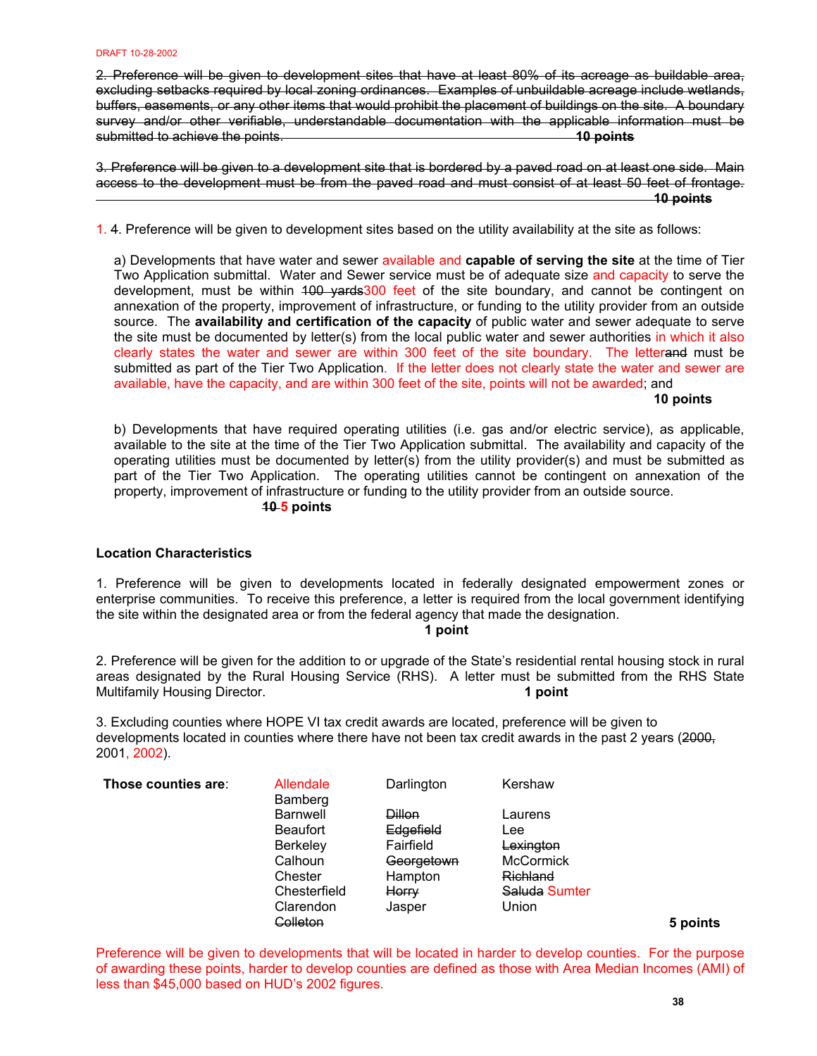DRAFT 10-28-2002

~~2. Preference will be given to development sites that have at least 80% of its acreage as buildable area, excluding setbacks required by local zoning ordinances. Examples of unbuildable acreage include wetlands, buffers, easements, or any other items that would prohibit the placement of buildings on the site. A boundary survey and/or other verifiable, understandable documentation with the applicable information must be submitted to achieve the points. **10 points**~~

~~3. Preference will be given to a development site that is bordered by a paved road on at least one side. Main access to the development must be from the paved road and must consist of at least 50 feet of frontage. **10 points**~~

1. ~~4.~~ Preference will be given to development sites based on the utility availability at the site as follows:

a) Developments that have water and sewer available and **capable of serving the site** at the time of Tier Two Application submittal. Water and Sewer service must be of adequate size and capacity to serve the development, must be within ~~100 yards~~300 feet of the site boundary, and cannot be contingent on annexation of the property, improvement of infrastructure, or funding to the utility provider from an outside source. The **availability and certification of the capacity** of public water and sewer adequate to serve the site must be documented by letter(s) from the local public water and sewer authorities in which it also clearly states the water and sewer are within 300 feet of the site boundary. The letter~~and~~ must be submitted as part of the Tier Two Application. If the letter does not clearly state the water and sewer are available, have the capacity, and are within 300 feet of the site, points will not be awarded; and

**10 points**

b) Developments that have required operating utilities (i.e. gas and/or electric service), as applicable, available to the site at the time of the Tier Two Application submittal. The availability and capacity of the operating utilities must be documented by letter(s) from the utility provider(s) and must be submitted as part of the Tier Two Application. The operating utilities cannot be contingent on annexation of the property, improvement of infrastructure or funding to the utility provider from an outside source.

**~~10~~ 5 points**

**Location Characteristics**

1. Preference will be given to developments located in federally designated empowerment zones or enterprise communities. To receive this preference, a letter is required from the local government identifying the site within the designated area or from the federal agency that made the designation.

**1 point**

2. Preference will be given for the addition to or upgrade of the State's residential rental housing stock in rural areas designated by the Rural Housing Service (RHS). A letter must be submitted from the RHS State Multifamily Housing Director. **1 point**

3. Excluding counties where HOPE VI tax credit awards are located, preference will be given to developments located in counties where there have not been tax credit awards in the past 2 years (~~2000,~~ 2001, 2002).

**Those counties are**:

| Allendale | Darlington | Kershaw |
|---|---|---|
| Bamberg | | |
| Barnwell | ~~Dillon~~ | Laurens |
| Beaufort | ~~Edgefield~~ | Lee |
| Berkeley | Fairfield | ~~Lexington~~ |
| Calhoun | ~~Georgetown~~ | McCormick |
| Chester | Hampton | ~~Richland~~ |
| Chesterfield | ~~Horry~~ | ~~Saluda~~ Sumter |
| Clarendon | Jasper | Union |
| ~~Colleton~~ | | |

**5 points**

Preference will be given to developments that will be located in harder to develop counties. For the purpose of awarding these points, harder to develop counties are defined as those with Area Median Incomes (AMI) of less than $45,000 based on HUD's 2002 figures.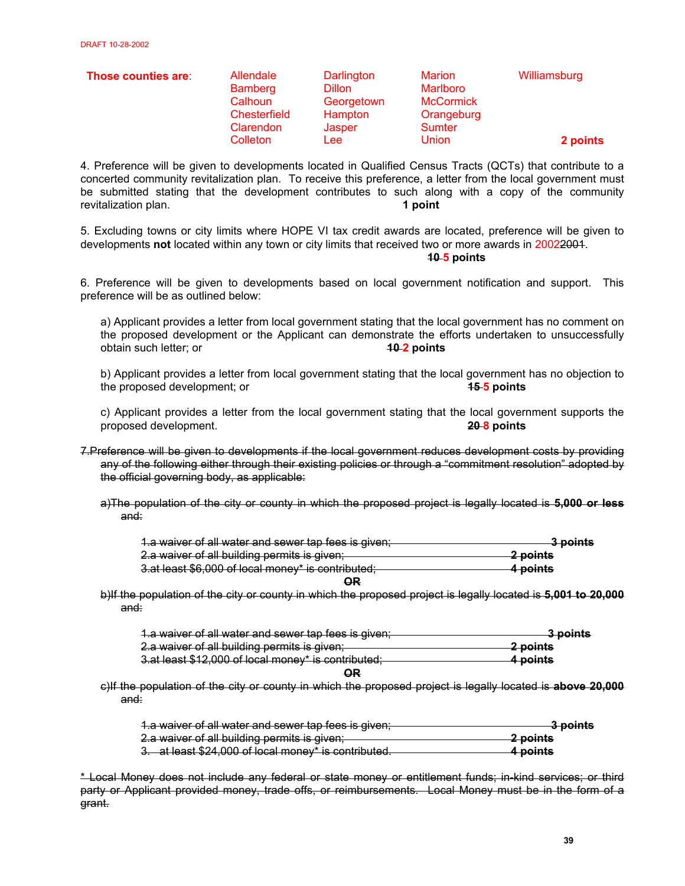DRAFT 10-28-2002

**Those counties are**:

| | | | |
|---|---|---|---|
| Allendale | Darlington | Marion | Williamsburg |
| Bamberg | Dillon | Marlboro | |
| Calhoun | Georgetown | McCormick | |
| Chesterfield | Hampton | Orangeburg | |
| Clarendon | Jasper | Sumter | |
| Colleton | Lee | Union | **2 points** |

4. Preference will be given to developments located in Qualified Census Tracts (QCTs) that contribute to a concerted community revitalization plan. To receive this preference, a letter from the local government must be submitted stating that the development contributes to such along with a copy of the community revitalization plan. **1 point**

5. Excluding towns or city limits where HOPE VI tax credit awards are located, preference will be given to developments **not** located within any town or city limits that received two or more awards in 2002~~2001~~.

**~~10~~ 5 points**

6. Preference will be given to developments based on local government notification and support. This preference will be as outlined below:

a) Applicant provides a letter from local government stating that the local government has no comment on the proposed development or the Applicant can demonstrate the efforts undertaken to unsuccessfully obtain such letter; or **~~10~~ 2 points**

b) Applicant provides a letter from local government stating that the local government has no objection to the proposed development; or **~~15~~ 5 points**

c) Applicant provides a letter from the local government stating that the local government supports the proposed development. **~~20~~ 8 points**

~~7.Preference will be given to developments if the local government reduces development costs by providing any of the following either through their existing policies or through a "commitment resolution" adopted by the official governing body, as applicable:~~

~~a)The population of the city or county in which the proposed project is legally located is **5,000 or less** and:~~

~~1.a waiver of all water and sewer tap fees is given; **3 points**~~
~~2.a waiver of all building permits is given; **2 points**~~
~~3.at least $6,000 of local money* is contributed; **4 points**~~

~~**OR**~~

~~b)If the population of the city or county in which the proposed project is legally located is **5,001 to 20,000** and:~~

~~1.a waiver of all water and sewer tap fees is given; **3 points**~~
~~2.a waiver of all building permits is given; **2 points**~~
~~3.at least $12,000 of local money* is contributed; **4 points**~~

~~**OR**~~

~~c)If the population of the city or county in which the proposed project is legally located is **above 20,000** and:~~

~~1.a waiver of all water and sewer tap fees is given; **3 points**~~
~~2.a waiver of all building permits is given; **2 points**~~
~~3. at least $24,000 of local money* is contributed. **4 points**~~

~~* Local Money does not include any federal or state money or entitlement funds; in-kind services; or third party or Applicant provided money, trade offs, or reimbursements. Local Money must be in the form of a grant.~~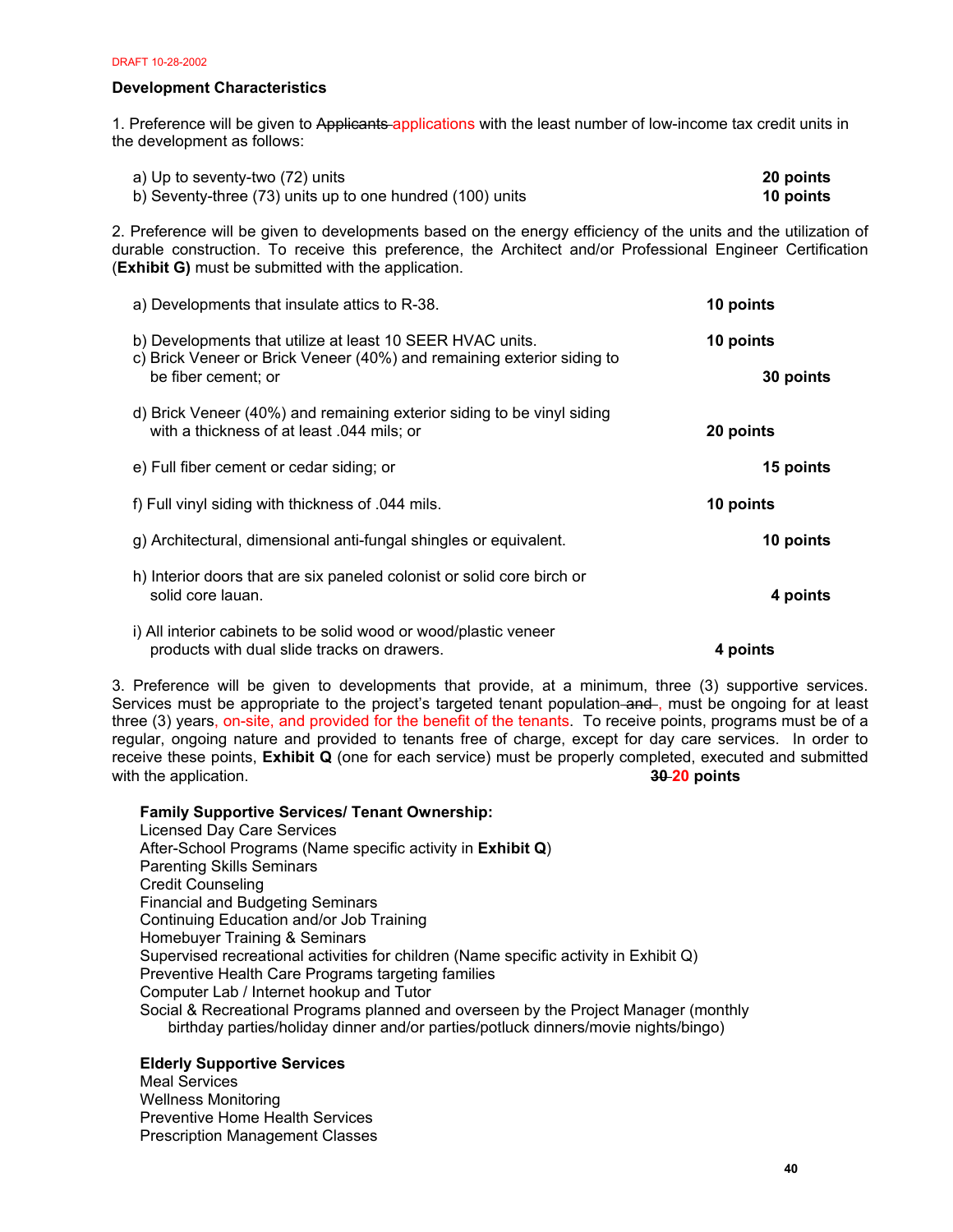DRAFT 10-28-2002

**Development Characteristics**

1. Preference will be given to ~~Applicants~~ applications with the least number of low-income tax credit units in the development as follows:

a) Up to seventy-two (72) units **20 points**
b) Seventy-three (73) units up to one hundred (100) units **10 points**

2. Preference will be given to developments based on the energy efficiency of the units and the utilization of durable construction. To receive this preference, the Architect and/or Professional Engineer Certification (**Exhibit G)** must be submitted with the application.

a) Developments that insulate attics to R-38. **10 points**

b) Developments that utilize at least 10 SEER HVAC units. **10 points**

c) Brick Veneer or Brick Veneer (40%) and remaining exterior siding to be fiber cement; or **30 points**

d) Brick Veneer (40%) and remaining exterior siding to be vinyl siding with a thickness of at least .044 mils; or **20 points**

e) Full fiber cement or cedar siding; or **15 points**

f) Full vinyl siding with thickness of .044 mils. **10 points**

g) Architectural, dimensional anti-fungal shingles or equivalent. **10 points**

h) Interior doors that are six paneled colonist or solid core birch or solid core lauan. **4 points**

i) All interior cabinets to be solid wood or wood/plastic veneer products with dual slide tracks on drawers. **4 points**

3. Preference will be given to developments that provide, at a minimum, three (3) supportive services. Services must be appropriate to the project's targeted tenant population~~ and~~, must be ongoing for at least three (3) years, on-site, and provided for the benefit of the tenants. To receive points, programs must be of a regular, ongoing nature and provided to tenants free of charge, except for day care services. In order to receive these points, **Exhibit Q** (one for each service) must be properly completed, executed and submitted with the application. **~~30~~ 20 points**

**Family Supportive Services/ Tenant Ownership:**
Licensed Day Care Services
After-School Programs (Name specific activity in **Exhibit Q**)
Parenting Skills Seminars
Credit Counseling
Financial and Budgeting Seminars
Continuing Education and/or Job Training
Homebuyer Training & Seminars
Supervised recreational activities for children (Name specific activity in Exhibit Q)
Preventive Health Care Programs targeting families
Computer Lab / Internet hookup and Tutor
Social & Recreational Programs planned and overseen by the Project Manager (monthly birthday parties/holiday dinner and/or parties/potluck dinners/movie nights/bingo)

**Elderly Supportive Services**
Meal Services
Wellness Monitoring
Preventive Home Health Services
Prescription Management Classes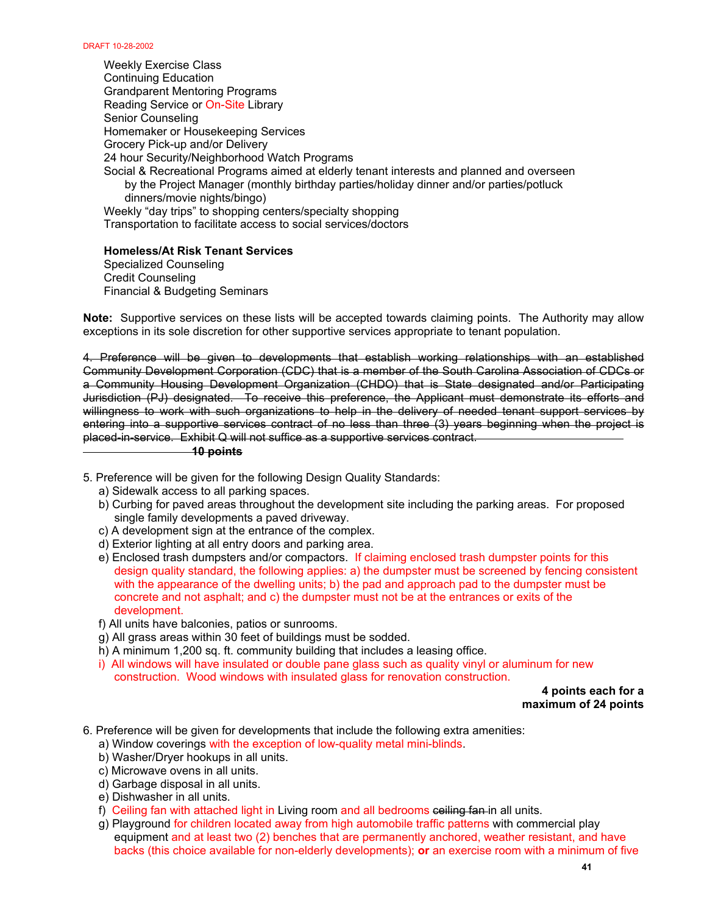Weekly Exercise Class
Continuing Education
Grandparent Mentoring Programs
Reading Service or On-Site Library
Senior Counseling
Homemaker or Housekeeping Services
Grocery Pick-up and/or Delivery
24 hour Security/Neighborhood Watch Programs
Social & Recreational Programs aimed at elderly tenant interests and planned and overseen by the Project Manager (monthly birthday parties/holiday dinner and/or parties/potluck dinners/movie nights/bingo)
Weekly "day trips" to shopping centers/specialty shopping
Transportation to facilitate access to social services/doctors

**Homeless/At Risk Tenant Services**
Specialized Counseling
Credit Counseling
Financial & Budgeting Seminars

**Note:** Supportive services on these lists will be accepted towards claiming points. The Authority may allow exceptions in its sole discretion for other supportive services appropriate to tenant population.

~~4. Preference will be given to developments that establish working relationships with an established Community Development Corporation (CDC) that is a member of the South Carolina Association of CDCs or a Community Housing Development Organization (CHDO) that is State designated and/or Participating Jurisdiction (PJ) designated. To receive this preference, the Applicant must demonstrate its efforts and willingness to work with such organizations to help in the delivery of needed tenant support services by entering into a supportive services contract of no less than three (3) years beginning when the project is placed-in-service. Exhibit Q will not suffice as a supportive services contract.~~
~~**10 points**~~

5. Preference will be given for the following Design Quality Standards:
   a) Sidewalk access to all parking spaces.
   b) Curbing for paved areas throughout the development site including the parking areas. For proposed single family developments a paved driveway.
   c) A development sign at the entrance of the complex.
   d) Exterior lighting at all entry doors and parking area.
   e) Enclosed trash dumpsters and/or compactors. If claiming enclosed trash dumpster points for this design quality standard, the following applies: a) the dumpster must be screened by fencing consistent with the appearance of the dwelling units; b) the pad and approach pad to the dumpster must be concrete and not asphalt; and c) the dumpster must not be at the entrances or exits of the development.
   f) All units have balconies, patios or sunrooms.
   g) All grass areas within 30 feet of buildings must be sodded.
   h) A minimum 1,200 sq. ft. community building that includes a leasing office.
   i) All windows will have insulated or double pane glass such as quality vinyl or aluminum for new construction. Wood windows with insulated glass for renovation construction.

**4 points each for a maximum of 24 points**

6. Preference will be given for developments that include the following extra amenities:
   a) Window coverings with the exception of low-quality metal mini-blinds.
   b) Washer/Dryer hookups in all units.
   c) Microwave ovens in all units.
   d) Garbage disposal in all units.
   e) Dishwasher in all units.
   f) Ceiling fan with attached light in Living room and all bedrooms ~~ceiling fan~~ in all units.
   g) Playground for children located away from high automobile traffic patterns with commercial play equipment and at least two (2) benches that are permanently anchored, weather resistant, and have backs (this choice available for non-elderly developments); **or** an exercise room with a minimum of five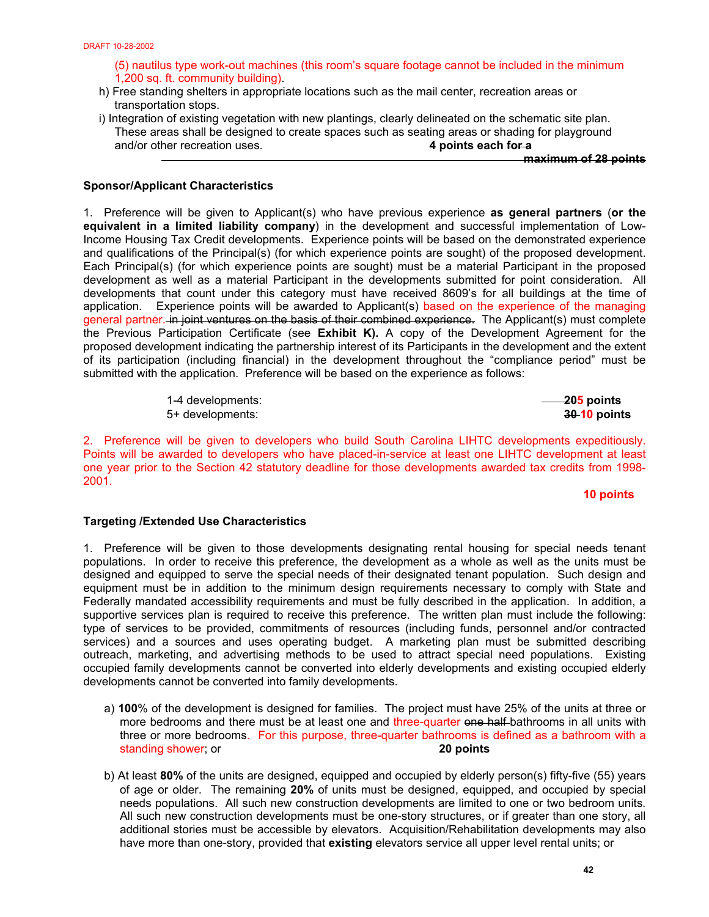(5) nautilus type work-out machines (this room's square footage cannot be included in the minimum 1,200 sq. ft. community building).

h) Free standing shelters in appropriate locations such as the mail center, recreation areas or transportation stops.

i) Integration of existing vegetation with new plantings, clearly delineated on the schematic site plan. These areas shall be designed to create spaces such as seating areas or shading for playground and/or other recreation uses. **4 points each ~~for a maximum of 28 points~~**

**Sponsor/Applicant Characteristics**

1. Preference will be given to Applicant(s) who have previous experience **as general partners** (**or the equivalent in a limited liability company**) in the development and successful implementation of Low-Income Housing Tax Credit developments. Experience points will be based on the demonstrated experience and qualifications of the Principal(s) (for which experience points are sought) of the proposed development. Each Principal(s) (for which experience points are sought) must be a material Participant in the proposed development as well as a material Participant in the developments submitted for point consideration. All developments that count under this category must have received 8609's for all buildings at the time of application. Experience points will be awarded to Applicant(s) based on the experience of the managing general partner. ~~in joint ventures on the basis of their combined experience.~~ The Applicant(s) must complete the Previous Participation Certificate (see **Exhibit K).** A copy of the Development Agreement for the proposed development indicating the partnership interest of its Participants in the development and the extent of its participation (including financial) in the development throughout the "compliance period" must be submitted with the application. Preference will be based on the experience as follows:

| | |
|---|---|
| 1-4 developments: | **~~20~~5 points** |
| 5+ developments: | **~~30~~ 10 points** |

2. Preference will be given to developers who build South Carolina LIHTC developments expeditiously. Points will be awarded to developers who have placed-in-service at least one LIHTC development at least one year prior to the Section 42 statutory deadline for those developments awarded tax credits from 1998-2001.

**10 points**

**Targeting /Extended Use Characteristics**

1. Preference will be given to those developments designating rental housing for special needs tenant populations. In order to receive this preference, the development as a whole as well as the units must be designed and equipped to serve the special needs of their designated tenant population. Such design and equipment must be in addition to the minimum design requirements necessary to comply with State and Federally mandated accessibility requirements and must be fully described in the application. In addition, a supportive services plan is required to receive this preference. The written plan must include the following: type of services to be provided, commitments of resources (including funds, personnel and/or contracted services) and a sources and uses operating budget. A marketing plan must be submitted describing outreach, marketing, and advertising methods to be used to attract special need populations. Existing occupied family developments cannot be converted into elderly developments and existing occupied elderly developments cannot be converted into family developments.

a) **100**% of the development is designed for families. The project must have 25% of the units at three or more bedrooms and there must be at least one and three-quarter ~~one half~~ bathrooms in all units with three or more bedrooms. For this purpose, three-quarter bathrooms is defined as a bathroom with a standing shower; or **20 points**

b) At least **80%** of the units are designed, equipped and occupied by elderly person(s) fifty-five (55) years of age or older. The remaining **20%** of units must be designed, equipped, and occupied by special needs populations. All such new construction developments are limited to one or two bedroom units. All such new construction developments must be one-story structures, or if greater than one story, all additional stories must be accessible by elevators. Acquisition/Rehabilitation developments may also have more than one-story, provided that **existing** elevators service all upper level rental units; or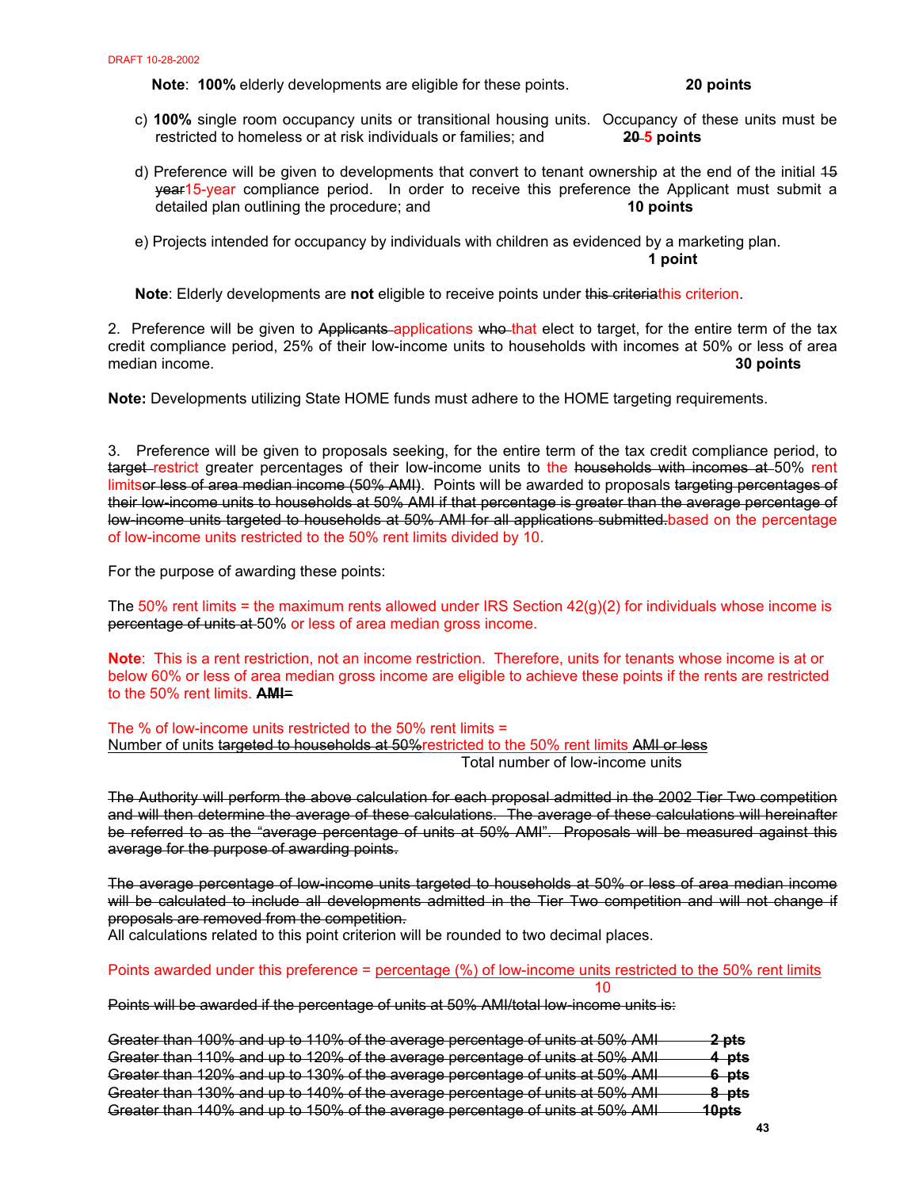DRAFT 10-28-2002

**Note**: **100%** elderly developments are eligible for these points. **20 points**

c) **100%** single room occupancy units or transitional housing units. Occupancy of these units must be restricted to homeless or at risk individuals or families; and **~~20~~ 5 points**

d) Preference will be given to developments that convert to tenant ownership at the end of the initial ~~15 year~~15-year compliance period. In order to receive this preference the Applicant must submit a detailed plan outlining the procedure; and **10 points**

e) Projects intended for occupancy by individuals with children as evidenced by a marketing plan. **1 point**

**Note**: Elderly developments are **not** eligible to receive points under ~~this criteria~~this criterion.

2. Preference will be given to ~~Applicants~~ applications ~~who~~ that elect to target, for the entire term of the tax credit compliance period, 25% of their low-income units to households with incomes at 50% or less of area median income. **30 points**

**Note:** Developments utilizing State HOME funds must adhere to the HOME targeting requirements.

3. Preference will be given to proposals seeking, for the entire term of the tax credit compliance period, to ~~target~~ restrict greater percentages of their low-income units to the ~~households with incomes at~~ 50% rent limits~~or less of area median income (50% AMI)~~. Points will be awarded to proposals ~~targeting percentages of their low-income units to households at 50% AMI if that percentage is greater than the average percentage of low-income units targeted to households at 50% AMI for all applications submitted.~~based on the percentage of low-income units restricted to the 50% rent limits divided by 10.

For the purpose of awarding these points:

The 50% rent limits = the maximum rents allowed under IRS Section 42(g)(2) for individuals whose income is ~~percentage of units at~~ 50% or less of area median gross income.

**Note**: This is a rent restriction, not an income restriction. Therefore, units for tenants whose income is at or below 60% or less of area median gross income are eligible to achieve these points if the rents are restricted to the 50% rent limits. ~~**AMI=**~~

The % of low-income units restricted to the 50% rent limits =

$$\frac{\text{Number of units } \sout{\text{targeted to households at 50\%}}\text{restricted to the 50\% rent limits } \sout{\text{AMI or less}}}{\text{Total number of low-income units}}$$

~~The Authority will perform the above calculation for each proposal admitted in the 2002 Tier Two competition and will then determine the average of these calculations. The average of these calculations will hereinafter be referred to as the "average percentage of units at 50% AMI". Proposals will be measured against this average for the purpose of awarding points.~~

~~The average percentage of low-income units targeted to households at 50% or less of area median income will be calculated to include all developments admitted in the Tier Two competition and will not change if proposals are removed from the competition.~~

All calculations related to this point criterion will be rounded to two decimal places.

$$\text{Points awarded under this preference} = \frac{\text{percentage (\%) of low-income units restricted to the 50\% rent limits}}{10}$$

~~Points will be awarded if the percentage of units at 50% AMI/total low-income units is:~~

| | |
|---|---|
| ~~Greater than 100% and up to 110% of the average percentage of units at 50% AMI~~ | ~~**2 pts**~~ |
| ~~Greater than 110% and up to 120% of the average percentage of units at 50% AMI~~ | ~~**4 pts**~~ |
| ~~Greater than 120% and up to 130% of the average percentage of units at 50% AMI~~ | ~~**6 pts**~~ |
| ~~Greater than 130% and up to 140% of the average percentage of units at 50% AMI~~ | ~~**8 pts**~~ |
| ~~Greater than 140% and up to 150% of the average percentage of units at 50% AMI~~ | ~~**10pts**~~ |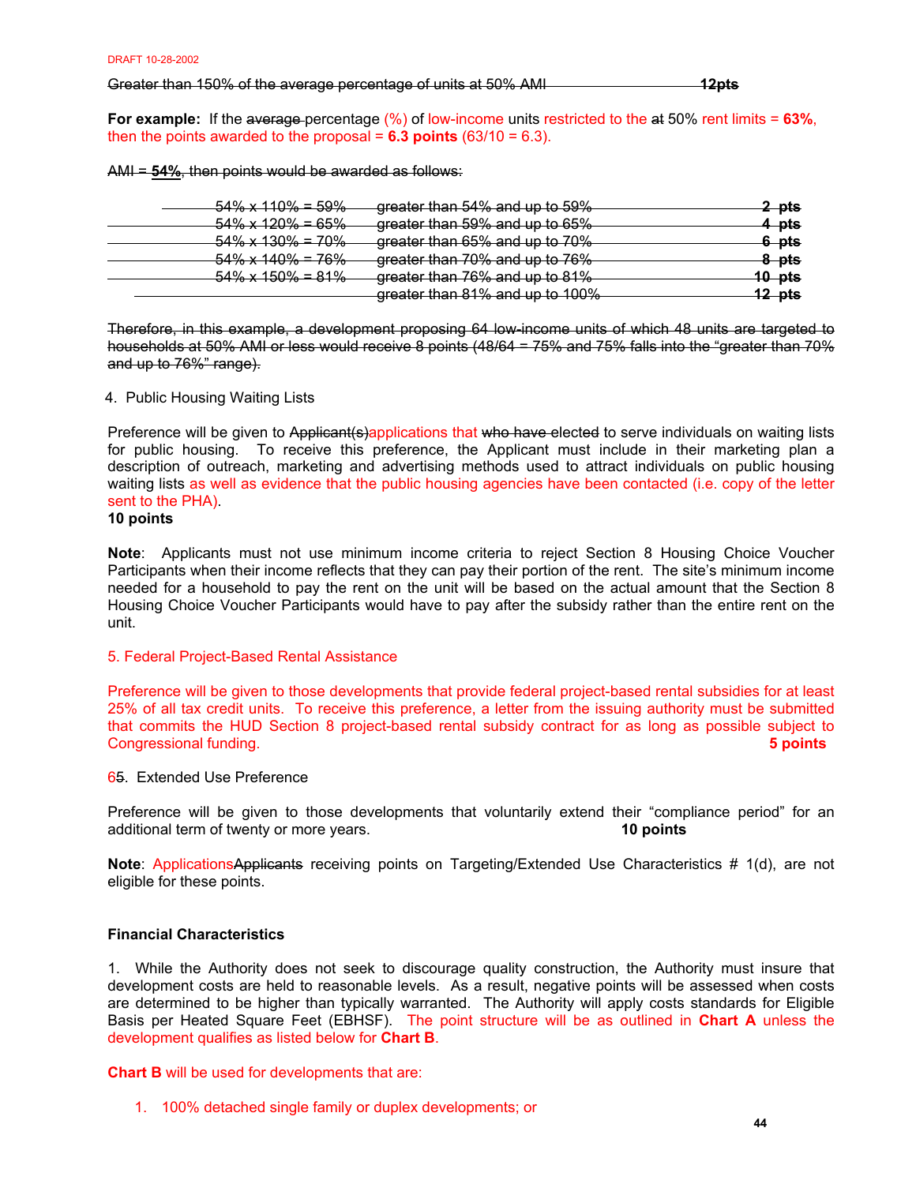DRAFT 10-28-2002

~~Greater than 150% of the average percentage of units at 50% AMI 12pts~~

**For example:** If the ~~average~~ percentage (%) of low-income units restricted to the ~~at~~ 50% rent limits = **63%**, then the points awarded to the proposal = **6.3 points** (63/10 = 6.3).

~~AMI = **54%**, then points would be awarded as follows:~~

| | | |
|---|---|---|
| ~~54% x 110% = 59%~~ | ~~greater than 54% and up to 59%~~ | ~~2 pts~~ |
| ~~54% x 120% = 65%~~ | ~~greater than 59% and up to 65%~~ | ~~4 pts~~ |
| ~~54% x 130% = 70%~~ | ~~greater than 65% and up to 70%~~ | ~~6 pts~~ |
| ~~54% x 140% = 76%~~ | ~~greater than 70% and up to 76%~~ | ~~8 pts~~ |
| ~~54% x 150% = 81%~~ | ~~greater than 76% and up to 81%~~ | ~~10 pts~~ |
| | ~~greater than 81% and up to 100%~~ | ~~12 pts~~ |

~~Therefore, in this example, a development proposing 64 low-income units of which 48 units are targeted to households at 50% AMI or less would receive 8 points (48/64 = 75% and 75% falls into the "greater than 70% and up to 76%" range).~~

4. Public Housing Waiting Lists

Preference will be given to ~~Applicant(s)~~applications that ~~who have elected~~ to serve individuals on waiting lists for public housing. To receive this preference, the Applicant must include in their marketing plan a description of outreach, marketing and advertising methods used to attract individuals on public housing waiting lists as well as evidence that the public housing agencies have been contacted (i.e. copy of the letter sent to the PHA).
**10 points**

**Note**: Applicants must not use minimum income criteria to reject Section 8 Housing Choice Voucher Participants when their income reflects that they can pay their portion of the rent. The site's minimum income needed for a household to pay the rent on the unit will be based on the actual amount that the Section 8 Housing Choice Voucher Participants would have to pay after the subsidy rather than the entire rent on the unit.

5. Federal Project-Based Rental Assistance

Preference will be given to those developments that provide federal project-based rental subsidies for at least 25% of all tax credit units. To receive this preference, a letter from the issuing authority must be submitted that commits the HUD Section 8 project-based rental subsidy contract for as long as possible subject to Congressional funding. **5 points**

6~~5~~. Extended Use Preference

Preference will be given to those developments that voluntarily extend their "compliance period" for an additional term of twenty or more years. **10 points**

**Note**: Applications~~Applicants~~ receiving points on Targeting/Extended Use Characteristics # 1(d), are not eligible for these points.

**Financial Characteristics**

1. While the Authority does not seek to discourage quality construction, the Authority must insure that development costs are held to reasonable levels. As a result, negative points will be assessed when costs are determined to be higher than typically warranted. The Authority will apply costs standards for Eligible Basis per Heated Square Feet (EBHSF). The point structure will be as outlined in **Chart A** unless the development qualifies as listed below for **Chart B**.

**Chart B** will be used for developments that are:

1. 100% detached single family or duplex developments; or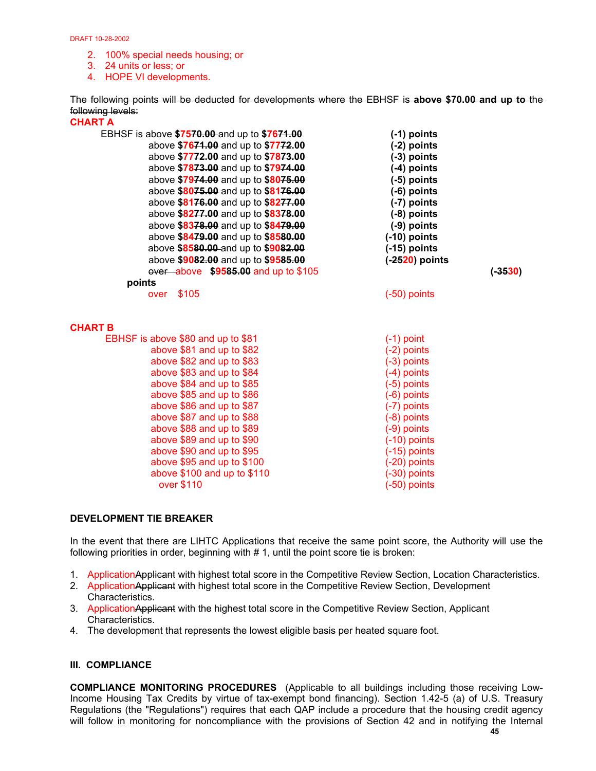DRAFT 10-28-2002

2. 100% special needs housing; or
3. 24 units or less; or
4. HOPE VI developments.

~~The following points will be deducted for developments where the EBHSF is **above $70.00 and up to** the following levels:~~

**CHART A**

| | |
|---|---|
| EBHSF is above **$75~~70.00~~** and up to **$76~~71.00~~** | **(-1) points** |
| above **$76~~71.00~~** and up to **$77~~72~~.00** | **(-2) points** |
| above **$77~~72.00~~** and up to **$78~~73.00~~** | **(-3) points** |
| above **$78~~73.00~~** and up to **$79~~74.00~~** | **(-4) points** |
| above **$79~~74.00~~** and up to **$80~~75.00~~** | **(-5) points** |
| above **$80~~75.00~~** and up to **$81~~76.00~~** | **(-6) points** |
| above **$81~~76.00~~** and up to **$82~~77.00~~** | **(-7) points** |
| above **$82~~77.00~~** and up to **$83~~78.00~~** | **(-8) points** |
| above **$83~~78.00~~** and up to **$84~~79.00~~** | **(-9) points** |
| above **$84~~79.00~~** and up to **$85~~80.00~~** | **(-10) points** |
| above **$85~~80.00~~** and up to **$90~~82.00~~** | **(-15) points** |
| above **$90~~82.00~~** and up to **$95~~85.00~~** | **(-~~25~~20) points** |
| ~~over~~ above **$95~~85.00~~** and up to $105 | **(-~~35~~30) points** |
| over $105 | (-50) points |

**CHART B**

| | |
|---|---|
| EBHSF is above $80 and up to $81 | (-1) point |
| above $81 and up to $82 | (-2) points |
| above $82 and up to $83 | (-3) points |
| above $83 and up to $84 | (-4) points |
| above $84 and up to $85 | (-5) points |
| above $85 and up to $86 | (-6) points |
| above $86 and up to $87 | (-7) points |
| above $87 and up to $88 | (-8) points |
| above $88 and up to $89 | (-9) points |
| above $89 and up to $90 | (-10) points |
| above $90 and up to $95 | (-15) points |
| above $95 and up to $100 | (-20) points |
| above $100 and up to $110 | (-30) points |
| over $110 | (-50) points |

**DEVELOPMENT TIE BREAKER**

In the event that there are LIHTC Applications that receive the same point score, the Authority will use the following priorities in order, beginning with # 1, until the point score tie is broken:

1. Application~~Applicant~~ with highest total score in the Competitive Review Section, Location Characteristics.
2. Application~~Applicant~~ with highest total score in the Competitive Review Section, Development Characteristics.
3. Application~~Applicant~~ with the highest total score in the Competitive Review Section, Applicant Characteristics.
4. The development that represents the lowest eligible basis per heated square foot.

**III. COMPLIANCE**

**COMPLIANCE MONITORING PROCEDURES** (Applicable to all buildings including those receiving Low-Income Housing Tax Credits by virtue of tax-exempt bond financing). Section 1.42-5 (a) of U.S. Treasury Regulations (the "Regulations") requires that each QAP include a procedure that the housing credit agency will follow in monitoring for noncompliance with the provisions of Section 42 and in notifying the Internal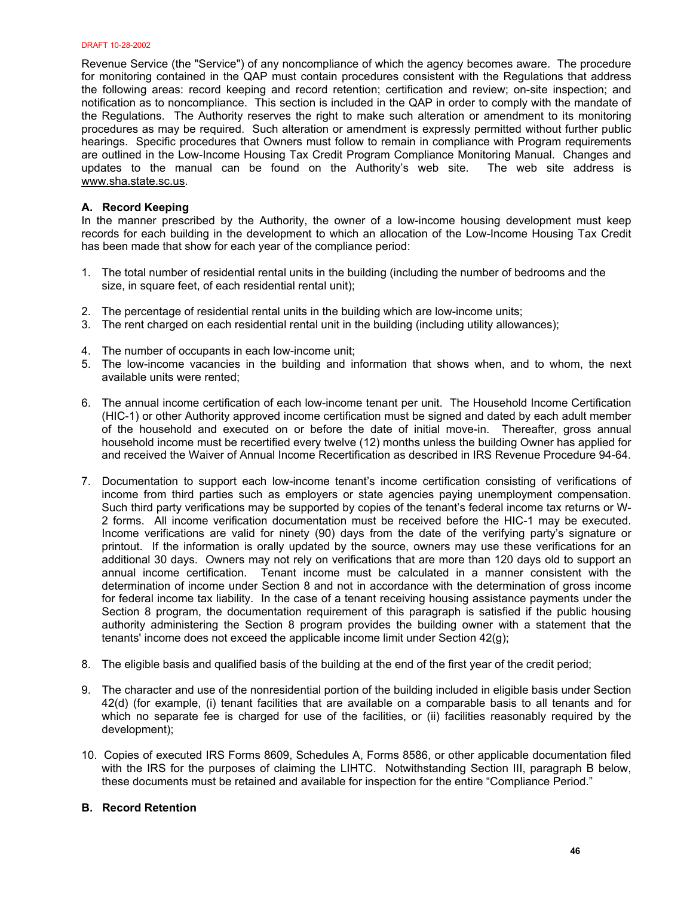Revenue Service (the "Service") of any noncompliance of which the agency becomes aware. The procedure for monitoring contained in the QAP must contain procedures consistent with the Regulations that address the following areas: record keeping and record retention; certification and review; on-site inspection; and notification as to noncompliance. This section is included in the QAP in order to comply with the mandate of the Regulations. The Authority reserves the right to make such alteration or amendment to its monitoring procedures as may be required. Such alteration or amendment is expressly permitted without further public hearings. Specific procedures that Owners must follow to remain in compliance with Program requirements are outlined in the Low-Income Housing Tax Credit Program Compliance Monitoring Manual. Changes and updates to the manual can be found on the Authority's web site. The web site address is www.sha.state.sc.us.

### A. Record Keeping

In the manner prescribed by the Authority, the owner of a low-income housing development must keep records for each building in the development to which an allocation of the Low-Income Housing Tax Credit has been made that show for each year of the compliance period:

1. The total number of residential rental units in the building (including the number of bedrooms and the size, in square feet, of each residential rental unit);
2. The percentage of residential rental units in the building which are low-income units;
3. The rent charged on each residential rental unit in the building (including utility allowances);
4. The number of occupants in each low-income unit;
5. The low-income vacancies in the building and information that shows when, and to whom, the next available units were rented;
6. The annual income certification of each low-income tenant per unit. The Household Income Certification (HIC-1) or other Authority approved income certification must be signed and dated by each adult member of the household and executed on or before the date of initial move-in. Thereafter, gross annual household income must be recertified every twelve (12) months unless the building Owner has applied for and received the Waiver of Annual Income Recertification as described in IRS Revenue Procedure 94-64.
7. Documentation to support each low-income tenant's income certification consisting of verifications of income from third parties such as employers or state agencies paying unemployment compensation. Such third party verifications may be supported by copies of the tenant's federal income tax returns or W-2 forms. All income verification documentation must be received before the HIC-1 may be executed. Income verifications are valid for ninety (90) days from the date of the verifying party's signature or printout. If the information is orally updated by the source, owners may use these verifications for an additional 30 days. Owners may not rely on verifications that are more than 120 days old to support an annual income certification. Tenant income must be calculated in a manner consistent with the determination of income under Section 8 and not in accordance with the determination of gross income for federal income tax liability. In the case of a tenant receiving housing assistance payments under the Section 8 program, the documentation requirement of this paragraph is satisfied if the public housing authority administering the Section 8 program provides the building owner with a statement that the tenants' income does not exceed the applicable income limit under Section 42(g);
8. The eligible basis and qualified basis of the building at the end of the first year of the credit period;
9. The character and use of the nonresidential portion of the building included in eligible basis under Section 42(d) (for example, (i) tenant facilities that are available on a comparable basis to all tenants and for which no separate fee is charged for use of the facilities, or (ii) facilities reasonably required by the development);
10. Copies of executed IRS Forms 8609, Schedules A, Forms 8586, or other applicable documentation filed with the IRS for the purposes of claiming the LIHTC. Notwithstanding Section III, paragraph B below, these documents must be retained and available for inspection for the entire "Compliance Period."

### B. Record Retention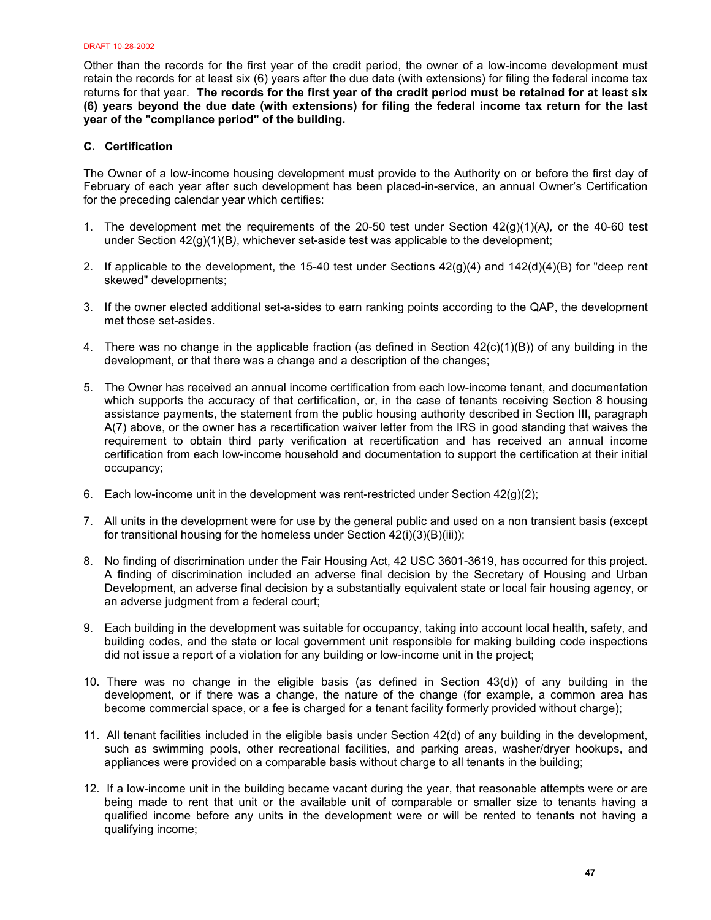Other than the records for the first year of the credit period, the owner of a low-income development must retain the records for at least six (6) years after the due date (with extensions) for filing the federal income tax returns for that year. **The records for the first year of the credit period must be retained for at least six (6) years beyond the due date (with extensions) for filing the federal income tax return for the last year of the "compliance period" of the building.**

### C. Certification

The Owner of a low-income housing development must provide to the Authority on or before the first day of February of each year after such development has been placed-in-service, an annual Owner's Certification for the preceding calendar year which certifies:

1. The development met the requirements of the 20-50 test under Section 42(g)(1)(A*),* or the 40-60 test under Section 42(g)(1)(B*)*, whichever set-aside test was applicable to the development;

2. If applicable to the development, the 15-40 test under Sections 42(g)(4) and 142(d)(4)(B) for "deep rent skewed" developments;

3. If the owner elected additional set-a-sides to earn ranking points according to the QAP, the development met those set-asides.

4. There was no change in the applicable fraction (as defined in Section 42(c)(1)(B)) of any building in the development, or that there was a change and a description of the changes;

5. The Owner has received an annual income certification from each low-income tenant, and documentation which supports the accuracy of that certification, or, in the case of tenants receiving Section 8 housing assistance payments, the statement from the public housing authority described in Section III, paragraph A(7) above, or the owner has a recertification waiver letter from the IRS in good standing that waives the requirement to obtain third party verification at recertification and has received an annual income certification from each low-income household and documentation to support the certification at their initial occupancy;

6. Each low-income unit in the development was rent-restricted under Section 42(g)(2);

7. All units in the development were for use by the general public and used on a non transient basis (except for transitional housing for the homeless under Section 42(i)(3)(B)(iii));

8. No finding of discrimination under the Fair Housing Act, 42 USC 3601-3619, has occurred for this project. A finding of discrimination included an adverse final decision by the Secretary of Housing and Urban Development, an adverse final decision by a substantially equivalent state or local fair housing agency, or an adverse judgment from a federal court;

9. Each building in the development was suitable for occupancy, taking into account local health, safety, and building codes, and the state or local government unit responsible for making building code inspections did not issue a report of a violation for any building or low-income unit in the project;

10. There was no change in the eligible basis (as defined in Section 43(d)) of any building in the development, or if there was a change, the nature of the change (for example, a common area has become commercial space, or a fee is charged for a tenant facility formerly provided without charge);

11. All tenant facilities included in the eligible basis under Section 42(d) of any building in the development, such as swimming pools, other recreational facilities, and parking areas, washer/dryer hookups, and appliances were provided on a comparable basis without charge to all tenants in the building;

12. If a low-income unit in the building became vacant during the year, that reasonable attempts were or are being made to rent that unit or the available unit of comparable or smaller size to tenants having a qualified income before any units in the development were or will be rented to tenants not having a qualifying income;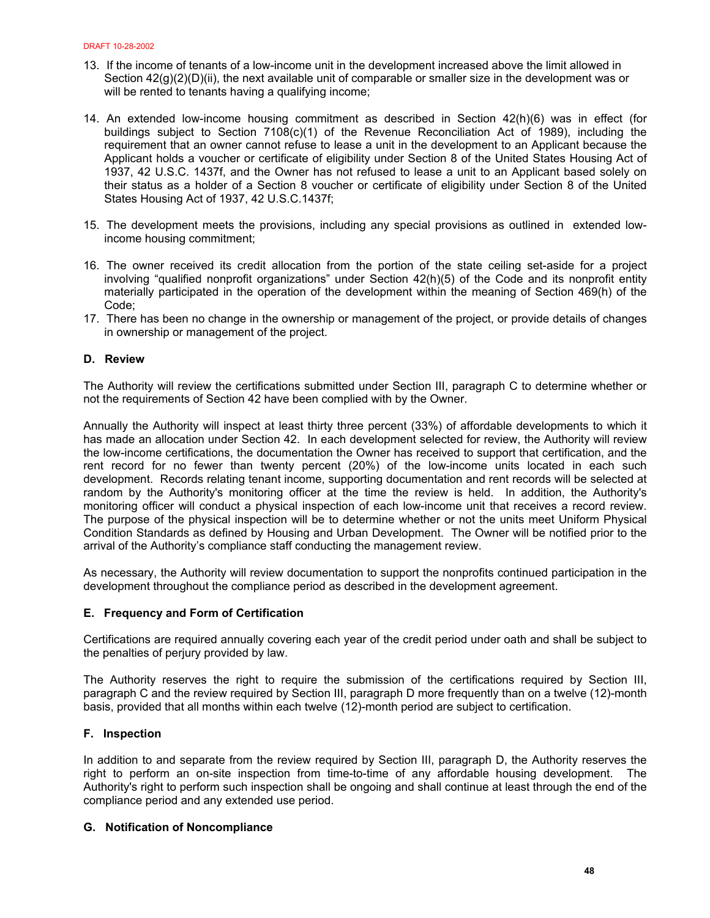13. If the income of tenants of a low-income unit in the development increased above the limit allowed in Section 42(g)(2)(D)(ii), the next available unit of comparable or smaller size in the development was or will be rented to tenants having a qualifying income;

14. An extended low-income housing commitment as described in Section 42(h)(6) was in effect (for buildings subject to Section 7108(c)(1) of the Revenue Reconciliation Act of 1989), including the requirement that an owner cannot refuse to lease a unit in the development to an Applicant because the Applicant holds a voucher or certificate of eligibility under Section 8 of the United States Housing Act of 1937, 42 U.S.C. 1437f, and the Owner has not refused to lease a unit to an Applicant based solely on their status as a holder of a Section 8 voucher or certificate of eligibility under Section 8 of the United States Housing Act of 1937, 42 U.S.C.1437f;

15. The development meets the provisions, including any special provisions as outlined in extended low-income housing commitment;

16. The owner received its credit allocation from the portion of the state ceiling set-aside for a project involving "qualified nonprofit organizations" under Section 42(h)(5) of the Code and its nonprofit entity materially participated in the operation of the development within the meaning of Section 469(h) of the Code;

17. There has been no change in the ownership or management of the project, or provide details of changes in ownership or management of the project.

### D. Review

The Authority will review the certifications submitted under Section III, paragraph C to determine whether or not the requirements of Section 42 have been complied with by the Owner.

Annually the Authority will inspect at least thirty three percent (33%) of affordable developments to which it has made an allocation under Section 42. In each development selected for review, the Authority will review the low-income certifications, the documentation the Owner has received to support that certification, and the rent record for no fewer than twenty percent (20%) of the low-income units located in each such development. Records relating tenant income, supporting documentation and rent records will be selected at random by the Authority's monitoring officer at the time the review is held. In addition, the Authority's monitoring officer will conduct a physical inspection of each low-income unit that receives a record review. The purpose of the physical inspection will be to determine whether or not the units meet Uniform Physical Condition Standards as defined by Housing and Urban Development. The Owner will be notified prior to the arrival of the Authority's compliance staff conducting the management review.

As necessary, the Authority will review documentation to support the nonprofits continued participation in the development throughout the compliance period as described in the development agreement.

### E. Frequency and Form of Certification

Certifications are required annually covering each year of the credit period under oath and shall be subject to the penalties of perjury provided by law.

The Authority reserves the right to require the submission of the certifications required by Section III, paragraph C and the review required by Section III, paragraph D more frequently than on a twelve (12)-month basis, provided that all months within each twelve (12)-month period are subject to certification.

### F. Inspection

In addition to and separate from the review required by Section III, paragraph D, the Authority reserves the right to perform an on-site inspection from time-to-time of any affordable housing development. The Authority's right to perform such inspection shall be ongoing and shall continue at least through the end of the compliance period and any extended use period.

### G. Notification of Noncompliance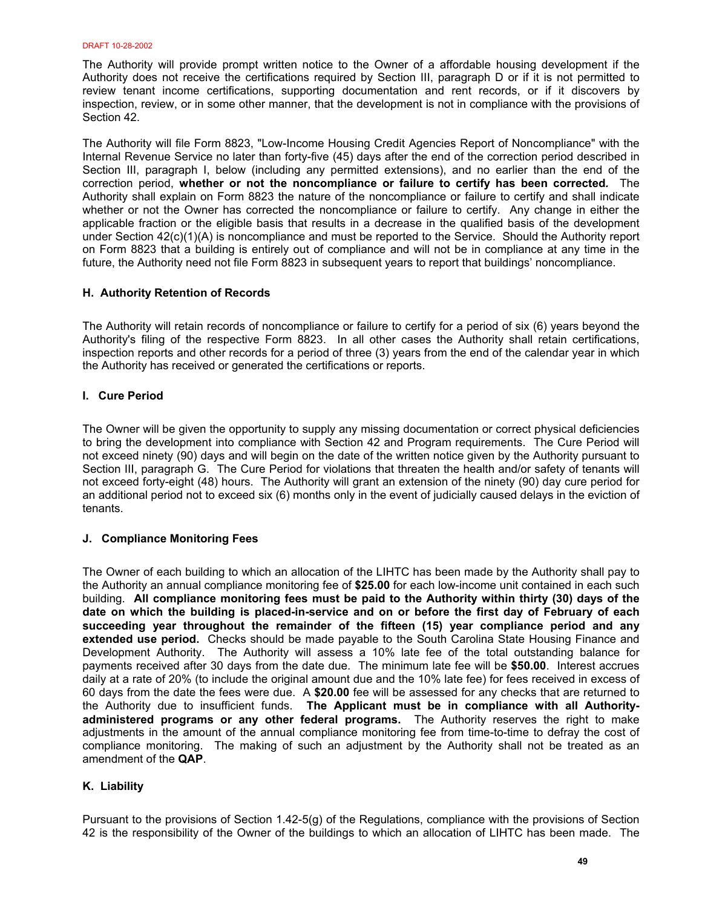The Authority will provide prompt written notice to the Owner of a affordable housing development if the Authority does not receive the certifications required by Section III, paragraph D or if it is not permitted to review tenant income certifications, supporting documentation and rent records, or if it discovers by inspection, review, or in some other manner, that the development is not in compliance with the provisions of Section 42.

The Authority will file Form 8823, "Low-Income Housing Credit Agencies Report of Noncompliance" with the Internal Revenue Service no later than forty-five (45) days after the end of the correction period described in Section III, paragraph I, below (including any permitted extensions), and no earlier than the end of the correction period, **whether or not the noncompliance or failure to certify has been corrected*.*** The Authority shall explain on Form 8823 the nature of the noncompliance or failure to certify and shall indicate whether or not the Owner has corrected the noncompliance or failure to certify. Any change in either the applicable fraction or the eligible basis that results in a decrease in the qualified basis of the development under Section 42(c)(1)(A) is noncompliance and must be reported to the Service. Should the Authority report on Form 8823 that a building is entirely out of compliance and will not be in compliance at any time in the future, the Authority need not file Form 8823 in subsequent years to report that buildings' noncompliance.

### H. Authority Retention of Records

The Authority will retain records of noncompliance or failure to certify for a period of six (6) years beyond the Authority's filing of the respective Form 8823. In all other cases the Authority shall retain certifications, inspection reports and other records for a period of three (3) years from the end of the calendar year in which the Authority has received or generated the certifications or reports.

### I. Cure Period

The Owner will be given the opportunity to supply any missing documentation or correct physical deficiencies to bring the development into compliance with Section 42 and Program requirements. The Cure Period will not exceed ninety (90) days and will begin on the date of the written notice given by the Authority pursuant to Section III, paragraph G. The Cure Period for violations that threaten the health and/or safety of tenants will not exceed forty-eight (48) hours. The Authority will grant an extension of the ninety (90) day cure period for an additional period not to exceed six (6) months only in the event of judicially caused delays in the eviction of tenants.

### J. Compliance Monitoring Fees

The Owner of each building to which an allocation of the LIHTC has been made by the Authority shall pay to the Authority an annual compliance monitoring fee of **$25.00** for each low-income unit contained in each such building. **All compliance monitoring fees must be paid to the Authority within thirty (30) days of the date on which the building is placed-in-service and on or before the first day of February of each succeeding year throughout the remainder of the fifteen (15) year compliance period and any extended use period.** Checks should be made payable to the South Carolina State Housing Finance and Development Authority. The Authority will assess a 10% late fee of the total outstanding balance for payments received after 30 days from the date due. The minimum late fee will be **$50.00**. Interest accrues daily at a rate of 20% (to include the original amount due and the 10% late fee) for fees received in excess of 60 days from the date the fees were due. A **$20.00** fee will be assessed for any checks that are returned to the Authority due to insufficient funds. **The Applicant must be in compliance with all Authority-administered programs or any other federal programs.** The Authority reserves the right to make adjustments in the amount of the annual compliance monitoring fee from time-to-time to defray the cost of compliance monitoring. The making of such an adjustment by the Authority shall not be treated as an amendment of the **QAP**.

### K. Liability

Pursuant to the provisions of Section 1.42-5(g) of the Regulations, compliance with the provisions of Section 42 is the responsibility of the Owner of the buildings to which an allocation of LIHTC has been made. The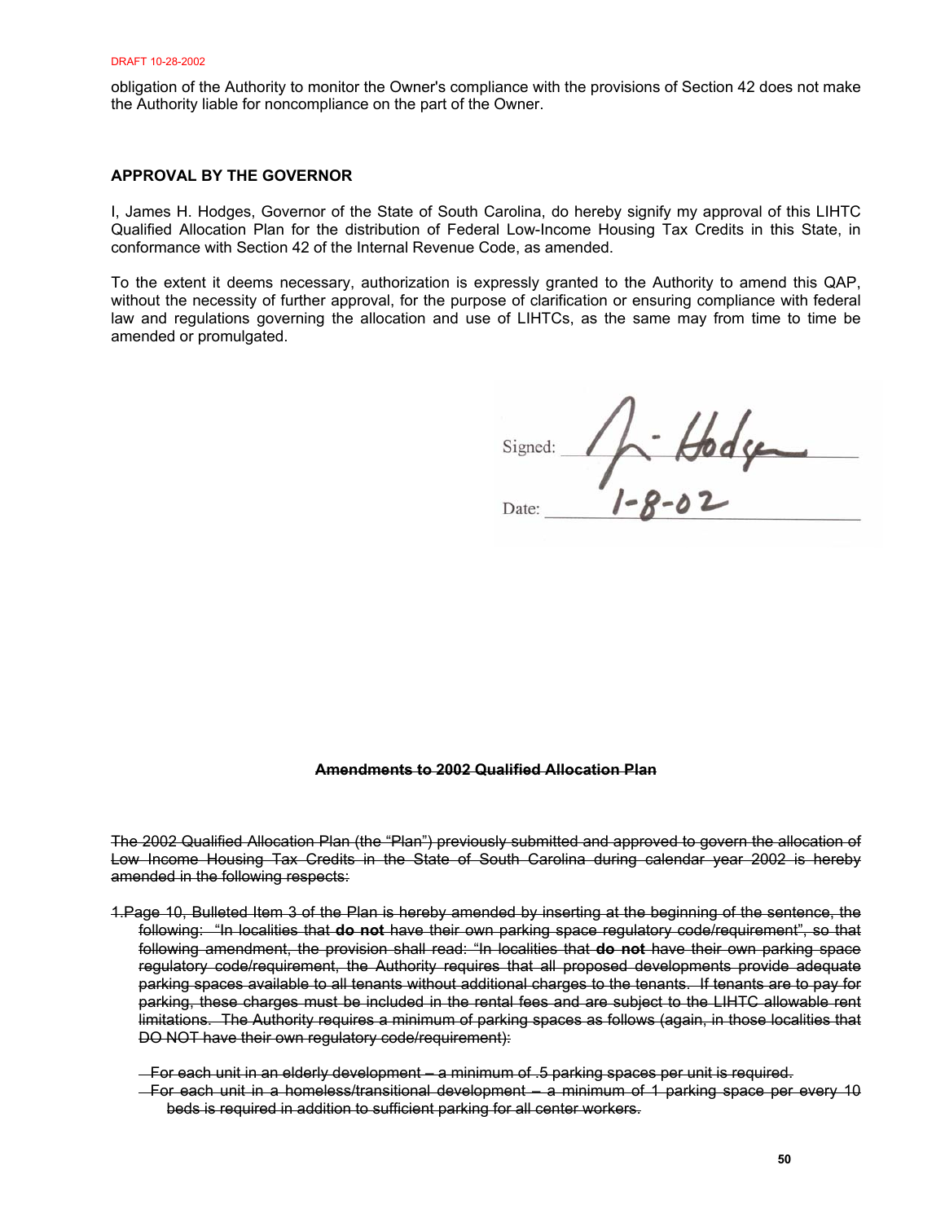DRAFT 10-28-2002

obligation of the Authority to monitor the Owner's compliance with the provisions of Section 42 does not make the Authority liable for noncompliance on the part of the Owner.

## APPROVAL BY THE GOVERNOR

I, James H. Hodges, Governor of the State of South Carolina, do hereby signify my approval of this LIHTC Qualified Allocation Plan for the distribution of Federal Low-Income Housing Tax Credits in this State, in conformance with Section 42 of the Internal Revenue Code, as amended.

To the extent it deems necessary, authorization is expressly granted to the Authority to amend this QAP, without the necessity of further approval, for the purpose of clarification or ensuring compliance with federal law and regulations governing the allocation and use of LIHTCs, as the same may from time to time be amended or promulgated.

Signed: J. Hodges

Date: 1-8-02

~~**Amendments to 2002 Qualified Allocation Plan**~~

~~The 2002 Qualified Allocation Plan (the "Plan") previously submitted and approved to govern the allocation of Low Income Housing Tax Credits in the State of South Carolina during calendar year 2002 is hereby amended in the following respects:~~

~~1.Page 10, Bulleted Item 3 of the Plan is hereby amended by inserting at the beginning of the sentence, the following: "In localities that **do not** have their own parking space regulatory code/requirement", so that following amendment, the provision shall read: "In localities that **do not** have their own parking space regulatory code/requirement, the Authority requires that all proposed developments provide adequate parking spaces available to all tenants without additional charges to the tenants. If tenants are to pay for parking, these charges must be included in the rental fees and are subject to the LIHTC allowable rent limitations. The Authority requires a minimum of parking spaces as follows (again, in those localities that DO NOT have their own regulatory code/requirement):~~

- ~~For each unit in an elderly development – a minimum of .5 parking spaces per unit is required.~~
- ~~For each unit in a homeless/transitional development – a minimum of 1 parking space per every 10 beds is required in addition to sufficient parking for all center workers.~~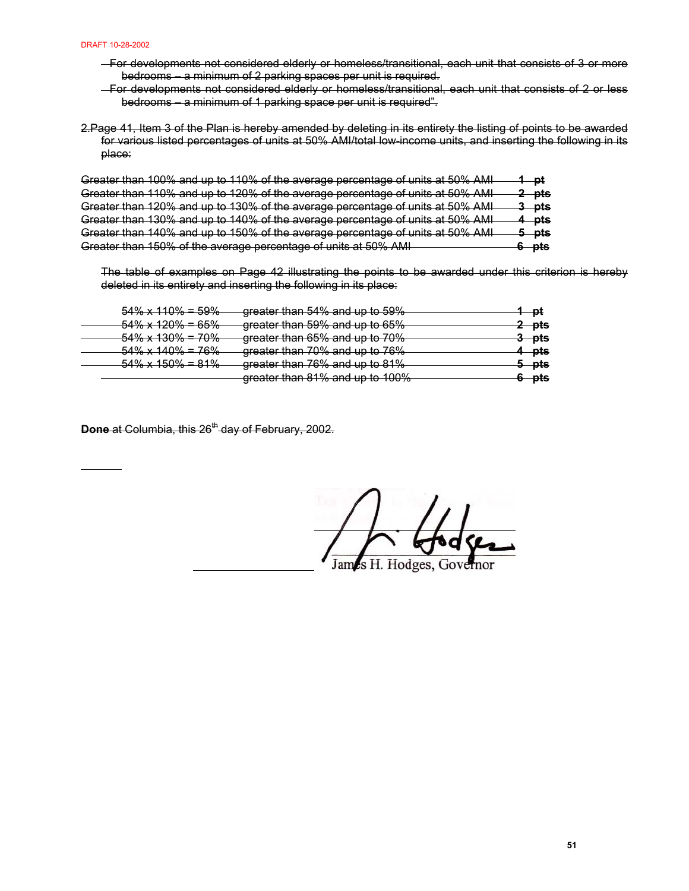DRAFT 10-28-2002

- ~~For developments not considered elderly or homeless/transitional, each unit that consists of 3 or more bedrooms – a minimum of 2 parking spaces per unit is required.~~
- ~~For developments not considered elderly or homeless/transitional, each unit that consists of 2 or less bedrooms – a minimum of 1 parking space per unit is required".~~

~~2.Page 41, Item 3 of the Plan is hereby amended by deleting in its entirety the listing of points to be awarded for various listed percentages of units at 50% AMI/total low-income units, and inserting the following in its place:~~

| | |
|---|---|
| ~~Greater than 100% and up to 110% of the average percentage of units at 50% AMI~~ | ~~**1 pt**~~ |
| ~~Greater than 110% and up to 120% of the average percentage of units at 50% AMI~~ | ~~**2 pts**~~ |
| ~~Greater than 120% and up to 130% of the average percentage of units at 50% AMI~~ | ~~**3 pts**~~ |
| ~~Greater than 130% and up to 140% of the average percentage of units at 50% AMI~~ | ~~**4 pts**~~ |
| ~~Greater than 140% and up to 150% of the average percentage of units at 50% AMI~~ | ~~**5 pts**~~ |
| ~~Greater than 150% of the average percentage of units at 50% AMI~~ | ~~**6 pts**~~ |

~~The table of examples on Page 42 illustrating the points to be awarded under this criterion is hereby deleted in its entirety and inserting the following in its place:~~

| | | |
|---|---|---|
| ~~54% x 110% = 59%~~ | ~~greater than 54% and up to 59%~~ | ~~**1 pt**~~ |
| ~~54% x 120% = 65%~~ | ~~greater than 59% and up to 65%~~ | ~~**2 pts**~~ |
| ~~54% x 130% = 70%~~ | ~~greater than 65% and up to 70%~~ | ~~**3 pts**~~ |
| ~~54% x 140% = 76%~~ | ~~greater than 70% and up to 76%~~ | ~~**4 pts**~~ |
| ~~54% x 150% = 81%~~ | ~~greater than 76% and up to 81%~~ | ~~**5 pts**~~ |
| | ~~greater than 81% and up to 100%~~ | ~~**6 pts**~~ |

~~**Done** at Columbia, this 26th day of February, 2002.~~

James H. Hodges, Governor